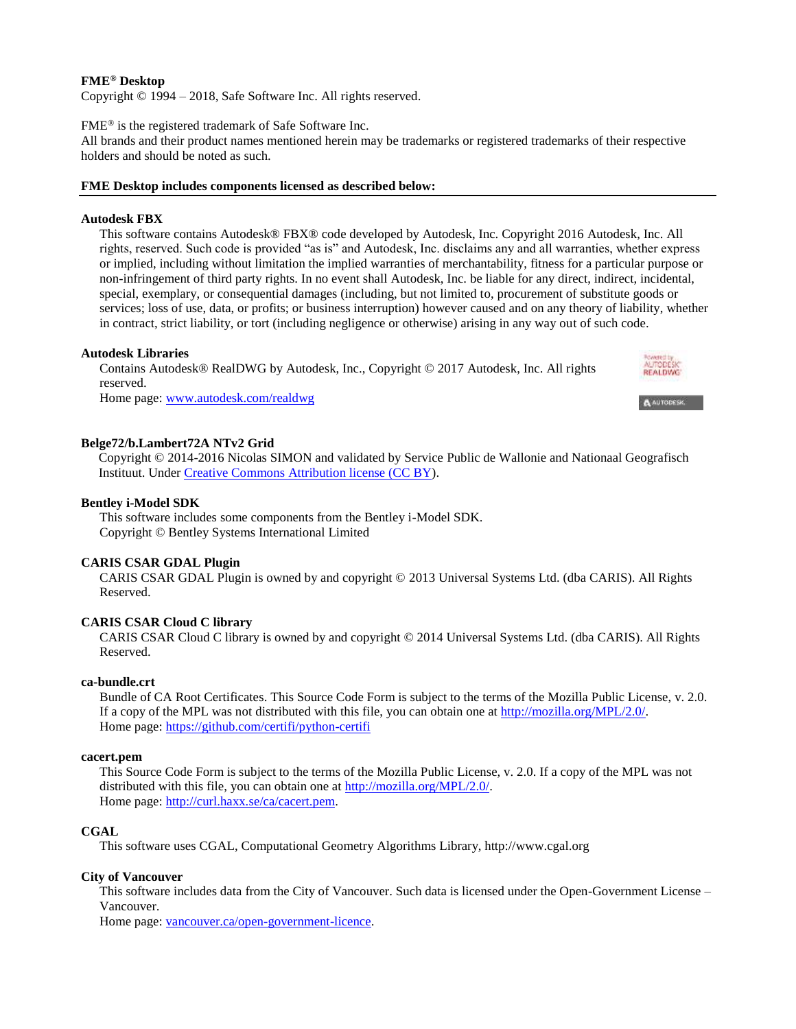**FME® Desktop**
Copyright © 1994 – 2018, Safe Software Inc. All rights reserved.

FME® is the registered trademark of Safe Software Inc.
All brands and their product names mentioned herein may be trademarks or registered trademarks of their respective holders and should be noted as such.

**FME Desktop includes components licensed as described below:**

---

**Autodesk FBX**

This software contains Autodesk® FBX® code developed by Autodesk, Inc. Copyright 2016 Autodesk, Inc. All rights, reserved. Such code is provided "as is" and Autodesk, Inc. disclaims any and all warranties, whether express or implied, including without limitation the implied warranties of merchantability, fitness for a particular purpose or non-infringement of third party rights. In no event shall Autodesk, Inc. be liable for any direct, indirect, incidental, special, exemplary, or consequential damages (including, but not limited to, procurement of substitute goods or services; loss of use, data, or profits; or business interruption) however caused and on any theory of liability, whether in contract, strict liability, or tort (including negligence or otherwise) arising in any way out of such code.

**Autodesk Libraries**

Contains Autodesk® RealDWG by Autodesk, Inc., Copyright © 2017 Autodesk, Inc. All rights reserved.
Home page: [www.autodesk.com/realdwg](www.autodesk.com/realdwg)

**Belge72/b.Lambert72A NTv2 Grid**

Copyright © 2014-2016 Nicolas SIMON and validated by Service Public de Wallonie and Nationaal Geografisch Instituut. Under Creative Commons Attribution license (CC BY).

**Bentley i-Model SDK**

This software includes some components from the Bentley i-Model SDK.
Copyright © Bentley Systems International Limited

**CARIS CSAR GDAL Plugin**

CARIS CSAR GDAL Plugin is owned by and copyright © 2013 Universal Systems Ltd. (dba CARIS). All Rights Reserved.

**CARIS CSAR Cloud C library**

CARIS CSAR Cloud C library is owned by and copyright © 2014 Universal Systems Ltd. (dba CARIS). All Rights Reserved.

**ca-bundle.crt**

Bundle of CA Root Certificates. This Source Code Form is subject to the terms of the Mozilla Public License, v. 2.0. If a copy of the MPL was not distributed with this file, you can obtain one at [http://mozilla.org/MPL/2.0/](http://mozilla.org/MPL/2.0/).
Home page: [https://github.com/certifi/python-certifi](https://github.com/certifi/python-certifi)

**cacert.pem**

This Source Code Form is subject to the terms of the Mozilla Public License, v. 2.0. If a copy of the MPL was not distributed with this file, you can obtain one at [http://mozilla.org/MPL/2.0/](http://mozilla.org/MPL/2.0/).
Home page: [http://curl.haxx.se/ca/cacert.pem](http://curl.haxx.se/ca/cacert.pem).

**CGAL**

This software uses CGAL, Computational Geometry Algorithms Library, http://www.cgal.org

**City of Vancouver**

This software includes data from the City of Vancouver. Such data is licensed under the Open-Government License – Vancouver.
Home page: [vancouver.ca/open-government-licence](vancouver.ca/open-government-licence).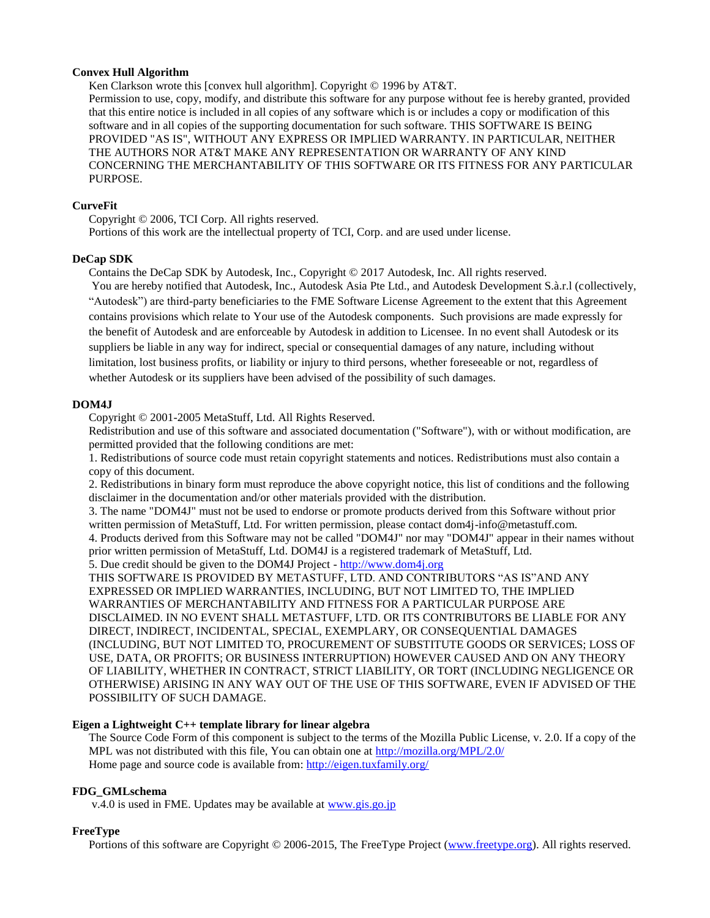**Convex Hull Algorithm**

Ken Clarkson wrote this [convex hull algorithm]. Copyright © 1996 by AT&T.
Permission to use, copy, modify, and distribute this software for any purpose without fee is hereby granted, provided that this entire notice is included in all copies of any software which is or includes a copy or modification of this software and in all copies of the supporting documentation for such software. THIS SOFTWARE IS BEING PROVIDED "AS IS", WITHOUT ANY EXPRESS OR IMPLIED WARRANTY. IN PARTICULAR, NEITHER THE AUTHORS NOR AT&T MAKE ANY REPRESENTATION OR WARRANTY OF ANY KIND CONCERNING THE MERCHANTABILITY OF THIS SOFTWARE OR ITS FITNESS FOR ANY PARTICULAR PURPOSE.

**CurveFit**

Copyright © 2006, TCI Corp. All rights reserved.
Portions of this work are the intellectual property of TCI, Corp. and are used under license.

**DeCap SDK**

Contains the DeCap SDK by Autodesk, Inc., Copyright © 2017 Autodesk, Inc. All rights reserved.
You are hereby notified that Autodesk, Inc., Autodesk Asia Pte Ltd., and Autodesk Development S.à.r.l (collectively, "Autodesk") are third-party beneficiaries to the FME Software License Agreement to the extent that this Agreement contains provisions which relate to Your use of the Autodesk components. Such provisions are made expressly for the benefit of Autodesk and are enforceable by Autodesk in addition to Licensee. In no event shall Autodesk or its suppliers be liable in any way for indirect, special or consequential damages of any nature, including without limitation, lost business profits, or liability or injury to third persons, whether foreseeable or not, regardless of whether Autodesk or its suppliers have been advised of the possibility of such damages.

**DOM4J**

Copyright © 2001-2005 MetaStuff, Ltd. All Rights Reserved.
Redistribution and use of this software and associated documentation ("Software"), with or without modification, are permitted provided that the following conditions are met:
1. Redistributions of source code must retain copyright statements and notices. Redistributions must also contain a copy of this document.
2. Redistributions in binary form must reproduce the above copyright notice, this list of conditions and the following disclaimer in the documentation and/or other materials provided with the distribution.
3. The name "DOM4J" must not be used to endorse or promote products derived from this Software without prior written permission of MetaStuff, Ltd. For written permission, please contact dom4j-info@metastuff.com.
4. Products derived from this Software may not be called "DOM4J" nor may "DOM4J" appear in their names without prior written permission of MetaStuff, Ltd. DOM4J is a registered trademark of MetaStuff, Ltd.
5. Due credit should be given to the DOM4J Project - http://www.dom4j.org
THIS SOFTWARE IS PROVIDED BY METASTUFF, LTD. AND CONTRIBUTORS "AS IS"AND ANY EXPRESSED OR IMPLIED WARRANTIES, INCLUDING, BUT NOT LIMITED TO, THE IMPLIED WARRANTIES OF MERCHANTABILITY AND FITNESS FOR A PARTICULAR PURPOSE ARE DISCLAIMED. IN NO EVENT SHALL METASTUFF, LTD. OR ITS CONTRIBUTORS BE LIABLE FOR ANY DIRECT, INDIRECT, INCIDENTAL, SPECIAL, EXEMPLARY, OR CONSEQUENTIAL DAMAGES (INCLUDING, BUT NOT LIMITED TO, PROCUREMENT OF SUBSTITUTE GOODS OR SERVICES; LOSS OF USE, DATA, OR PROFITS; OR BUSINESS INTERRUPTION) HOWEVER CAUSED AND ON ANY THEORY OF LIABILITY, WHETHER IN CONTRACT, STRICT LIABILITY, OR TORT (INCLUDING NEGLIGENCE OR OTHERWISE) ARISING IN ANY WAY OUT OF THE USE OF THIS SOFTWARE, EVEN IF ADVISED OF THE POSSIBILITY OF SUCH DAMAGE.

**Eigen a Lightweight C++ template library for linear algebra**

The Source Code Form of this component is subject to the terms of the Mozilla Public License, v. 2.0. If a copy of the MPL was not distributed with this file, You can obtain one at http://mozilla.org/MPL/2.0/
Home page and source code is available from: http://eigen.tuxfamily.org/

**FDG_GMLschema**

v.4.0 is used in FME. Updates may be available at www.gis.go.jp

**FreeType**

Portions of this software are Copyright © 2006-2015, The FreeType Project (www.freetype.org). All rights reserved.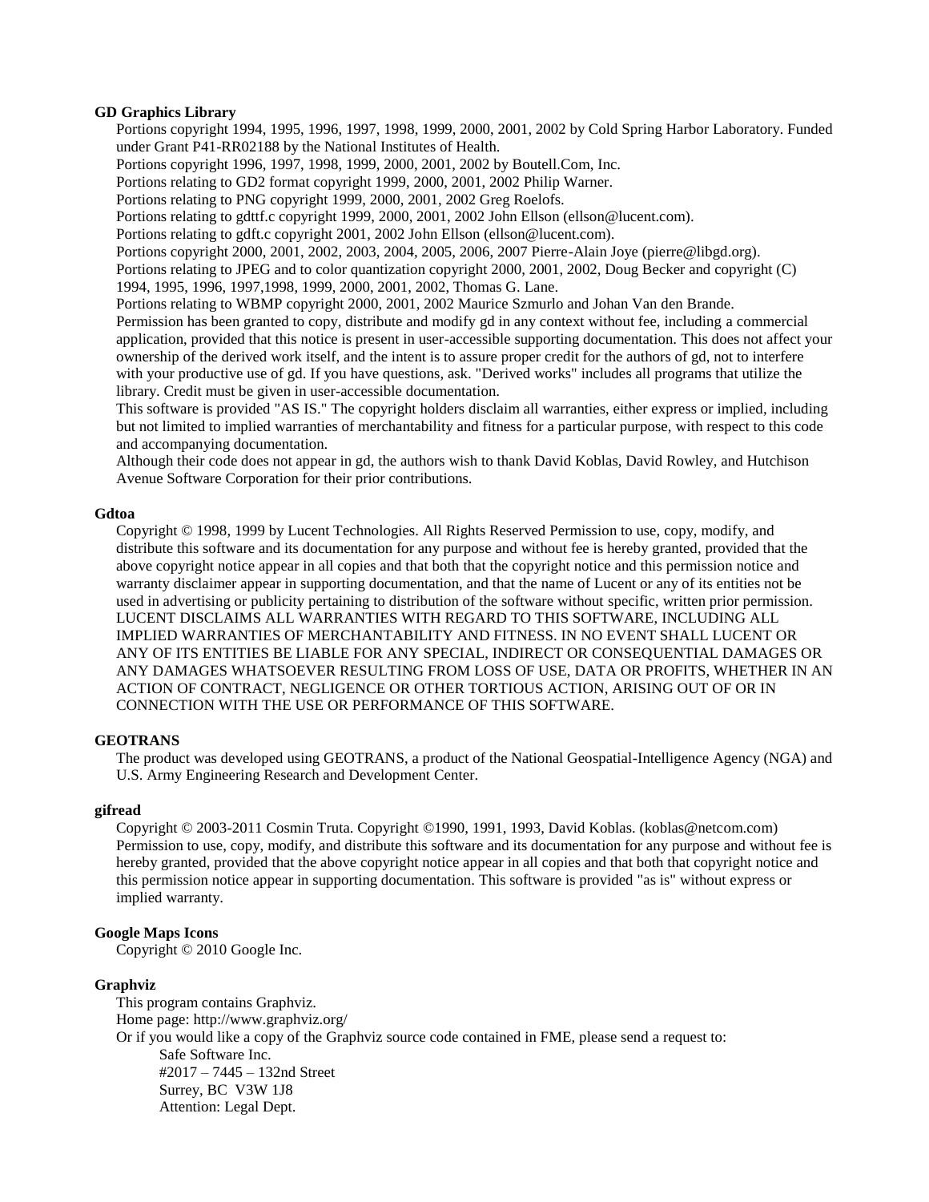**GD Graphics Library**

Portions copyright 1994, 1995, 1996, 1997, 1998, 1999, 2000, 2001, 2002 by Cold Spring Harbor Laboratory. Funded under Grant P41-RR02188 by the National Institutes of Health.

Portions copyright 1996, 1997, 1998, 1999, 2000, 2001, 2002 by Boutell.Com, Inc.

Portions relating to GD2 format copyright 1999, 2000, 2001, 2002 Philip Warner.

Portions relating to PNG copyright 1999, 2000, 2001, 2002 Greg Roelofs.

Portions relating to gdttf.c copyright 1999, 2000, 2001, 2002 John Ellson (ellson@lucent.com).

Portions relating to gdft.c copyright 2001, 2002 John Ellson (ellson@lucent.com).

Portions copyright 2000, 2001, 2002, 2003, 2004, 2005, 2006, 2007 Pierre-Alain Joye (pierre@libgd.org).

Portions relating to JPEG and to color quantization copyright 2000, 2001, 2002, Doug Becker and copyright (C) 1994, 1995, 1996, 1997,1998, 1999, 2000, 2001, 2002, Thomas G. Lane.

Portions relating to WBMP copyright 2000, 2001, 2002 Maurice Szmurlo and Johan Van den Brande.

Permission has been granted to copy, distribute and modify gd in any context without fee, including a commercial application, provided that this notice is present in user-accessible supporting documentation. This does not affect your ownership of the derived work itself, and the intent is to assure proper credit for the authors of gd, not to interfere with your productive use of gd. If you have questions, ask. "Derived works" includes all programs that utilize the library. Credit must be given in user-accessible documentation.

This software is provided "AS IS." The copyright holders disclaim all warranties, either express or implied, including but not limited to implied warranties of merchantability and fitness for a particular purpose, with respect to this code and accompanying documentation.

Although their code does not appear in gd, the authors wish to thank David Koblas, David Rowley, and Hutchison Avenue Software Corporation for their prior contributions.

**Gdtoa**

Copyright © 1998, 1999 by Lucent Technologies. All Rights Reserved Permission to use, copy, modify, and distribute this software and its documentation for any purpose and without fee is hereby granted, provided that the above copyright notice appear in all copies and that both that the copyright notice and this permission notice and warranty disclaimer appear in supporting documentation, and that the name of Lucent or any of its entities not be used in advertising or publicity pertaining to distribution of the software without specific, written prior permission. LUCENT DISCLAIMS ALL WARRANTIES WITH REGARD TO THIS SOFTWARE, INCLUDING ALL IMPLIED WARRANTIES OF MERCHANTABILITY AND FITNESS. IN NO EVENT SHALL LUCENT OR ANY OF ITS ENTITIES BE LIABLE FOR ANY SPECIAL, INDIRECT OR CONSEQUENTIAL DAMAGES OR ANY DAMAGES WHATSOEVER RESULTING FROM LOSS OF USE, DATA OR PROFITS, WHETHER IN AN ACTION OF CONTRACT, NEGLIGENCE OR OTHER TORTIOUS ACTION, ARISING OUT OF OR IN CONNECTION WITH THE USE OR PERFORMANCE OF THIS SOFTWARE.

**GEOTRANS**

The product was developed using GEOTRANS, a product of the National Geospatial-Intelligence Agency (NGA) and U.S. Army Engineering Research and Development Center.

**gifread**

Copyright © 2003-2011 Cosmin Truta. Copyright ©1990, 1991, 1993, David Koblas. (koblas@netcom.com) Permission to use, copy, modify, and distribute this software and its documentation for any purpose and without fee is hereby granted, provided that the above copyright notice appear in all copies and that both that copyright notice and this permission notice appear in supporting documentation. This software is provided "as is" without express or implied warranty.

**Google Maps Icons**

Copyright © 2010 Google Inc.

**Graphviz**

This program contains Graphviz.

Home page: http://www.graphviz.org/

Or if you would like a copy of the Graphviz source code contained in FME, please send a request to:

Safe Software Inc.
#2017 – 7445 – 132nd Street
Surrey, BC V3W 1J8
Attention: Legal Dept.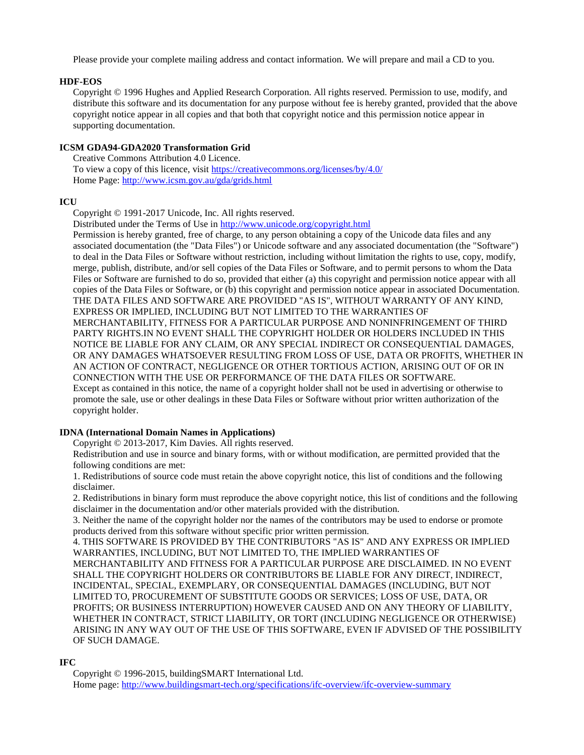Please provide your complete mailing address and contact information. We will prepare and mail a CD to you.

**HDF-EOS**

Copyright © 1996 Hughes and Applied Research Corporation. All rights reserved. Permission to use, modify, and distribute this software and its documentation for any purpose without fee is hereby granted, provided that the above copyright notice appear in all copies and that both that copyright notice and this permission notice appear in supporting documentation.

**ICSM GDA94-GDA2020 Transformation Grid**

Creative Commons Attribution 4.0 Licence.
To view a copy of this licence, visit https://creativecommons.org/licenses/by/4.0/
Home Page: http://www.icsm.gov.au/gda/grids.html

**ICU**

Copyright © 1991-2017 Unicode, Inc. All rights reserved.
Distributed under the Terms of Use in http://www.unicode.org/copyright.html
Permission is hereby granted, free of charge, to any person obtaining a copy of the Unicode data files and any associated documentation (the "Data Files") or Unicode software and any associated documentation (the "Software") to deal in the Data Files or Software without restriction, including without limitation the rights to use, copy, modify, merge, publish, distribute, and/or sell copies of the Data Files or Software, and to permit persons to whom the Data Files or Software are furnished to do so, provided that either (a) this copyright and permission notice appear with all copies of the Data Files or Software, or (b) this copyright and permission notice appear in associated Documentation.
THE DATA FILES AND SOFTWARE ARE PROVIDED "AS IS", WITHOUT WARRANTY OF ANY KIND, EXPRESS OR IMPLIED, INCLUDING BUT NOT LIMITED TO THE WARRANTIES OF MERCHANTABILITY, FITNESS FOR A PARTICULAR PURPOSE AND NONINFRINGEMENT OF THIRD PARTY RIGHTS.IN NO EVENT SHALL THE COPYRIGHT HOLDER OR HOLDERS INCLUDED IN THIS NOTICE BE LIABLE FOR ANY CLAIM, OR ANY SPECIAL INDIRECT OR CONSEQUENTIAL DAMAGES, OR ANY DAMAGES WHATSOEVER RESULTING FROM LOSS OF USE, DATA OR PROFITS, WHETHER IN AN ACTION OF CONTRACT, NEGLIGENCE OR OTHER TORTIOUS ACTION, ARISING OUT OF OR IN CONNECTION WITH THE USE OR PERFORMANCE OF THE DATA FILES OR SOFTWARE.
Except as contained in this notice, the name of a copyright holder shall not be used in advertising or otherwise to promote the sale, use or other dealings in these Data Files or Software without prior written authorization of the copyright holder.

**IDNA (International Domain Names in Applications)**

Copyright © 2013-2017, Kim Davies. All rights reserved.
Redistribution and use in source and binary forms, with or without modification, are permitted provided that the following conditions are met:

1. Redistributions of source code must retain the above copyright notice, this list of conditions and the following disclaimer.
2. Redistributions in binary form must reproduce the above copyright notice, this list of conditions and the following disclaimer in the documentation and/or other materials provided with the distribution.
3. Neither the name of the copyright holder nor the names of the contributors may be used to endorse or promote products derived from this software without specific prior written permission.
4. THIS SOFTWARE IS PROVIDED BY THE CONTRIBUTORS "AS IS" AND ANY EXPRESS OR IMPLIED WARRANTIES, INCLUDING, BUT NOT LIMITED TO, THE IMPLIED WARRANTIES OF MERCHANTABILITY AND FITNESS FOR A PARTICULAR PURPOSE ARE DISCLAIMED. IN NO EVENT SHALL THE COPYRIGHT HOLDERS OR CONTRIBUTORS BE LIABLE FOR ANY DIRECT, INDIRECT, INCIDENTAL, SPECIAL, EXEMPLARY, OR CONSEQUENTIAL DAMAGES (INCLUDING, BUT NOT LIMITED TO, PROCUREMENT OF SUBSTITUTE GOODS OR SERVICES; LOSS OF USE, DATA, OR PROFITS; OR BUSINESS INTERRUPTION) HOWEVER CAUSED AND ON ANY THEORY OF LIABILITY, WHETHER IN CONTRACT, STRICT LIABILITY, OR TORT (INCLUDING NEGLIGENCE OR OTHERWISE) ARISING IN ANY WAY OUT OF THE USE OF THIS SOFTWARE, EVEN IF ADVISED OF THE POSSIBILITY OF SUCH DAMAGE.

**IFC**

Copyright © 1996-2015, buildingSMART International Ltd.
Home page: http://www.buildingsmart-tech.org/specifications/ifc-overview/ifc-overview-summary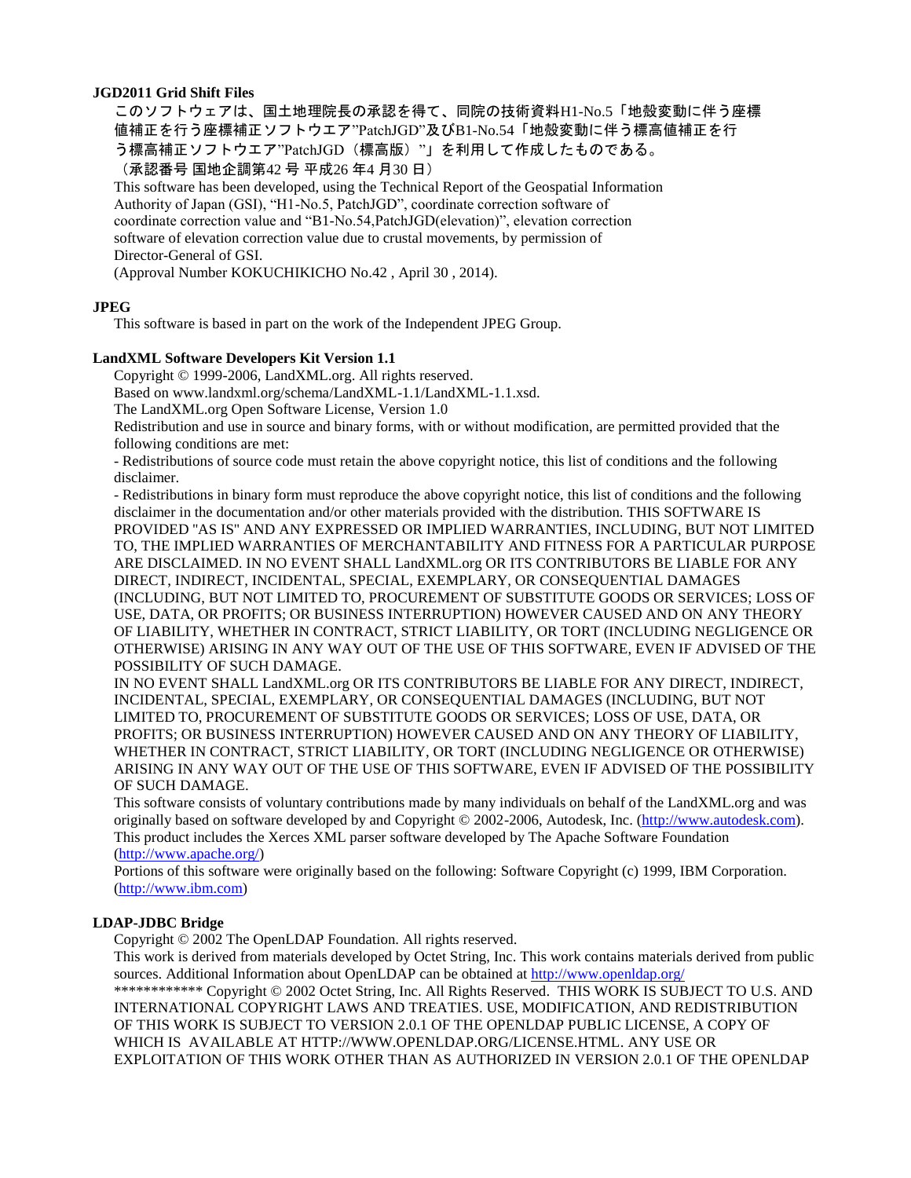**JGD2011 Grid Shift Files**

このソフトウェアは、国土地理院長の承認を得て、同院の技術資料H1-No.5「地殻変動に伴う座標値補正を行う座標補正ソフトウエア"PatchJGD"及びB1-No.54「地殻変動に伴う標高値補正を行う標高補正ソフトウエア"PatchJGD（標高版）"」を利用して作成したものである。

（承認番号 国地企調第42 号 平成26 年4 月30 日）

This software has been developed, using the Technical Report of the Geospatial Information Authority of Japan (GSI), "H1-No.5, PatchJGD", coordinate correction software of coordinate correction value and "B1-No.54,PatchJGD(elevation)", elevation correction software of elevation correction value due to crustal movements, by permission of Director-General of GSI.

(Approval Number KOKUCHIKICHO No.42 , April 30 , 2014).

**JPEG**

This software is based in part on the work of the Independent JPEG Group.

**LandXML Software Developers Kit Version 1.1**

Copyright © 1999-2006, LandXML.org. All rights reserved.

Based on www.landxml.org/schema/LandXML-1.1/LandXML-1.1.xsd.

The LandXML.org Open Software License, Version 1.0

Redistribution and use in source and binary forms, with or without modification, are permitted provided that the following conditions are met:

- Redistributions of source code must retain the above copyright notice, this list of conditions and the following disclaimer.

- Redistributions in binary form must reproduce the above copyright notice, this list of conditions and the following disclaimer in the documentation and/or other materials provided with the distribution. THIS SOFTWARE IS PROVIDED "AS IS" AND ANY EXPRESSED OR IMPLIED WARRANTIES, INCLUDING, BUT NOT LIMITED TO, THE IMPLIED WARRANTIES OF MERCHANTABILITY AND FITNESS FOR A PARTICULAR PURPOSE ARE DISCLAIMED. IN NO EVENT SHALL LandXML.org OR ITS CONTRIBUTORS BE LIABLE FOR ANY DIRECT, INDIRECT, INCIDENTAL, SPECIAL, EXEMPLARY, OR CONSEQUENTIAL DAMAGES (INCLUDING, BUT NOT LIMITED TO, PROCUREMENT OF SUBSTITUTE GOODS OR SERVICES; LOSS OF USE, DATA, OR PROFITS; OR BUSINESS INTERRUPTION) HOWEVER CAUSED AND ON ANY THEORY OF LIABILITY, WHETHER IN CONTRACT, STRICT LIABILITY, OR TORT (INCLUDING NEGLIGENCE OR OTHERWISE) ARISING IN ANY WAY OUT OF THE USE OF THIS SOFTWARE, EVEN IF ADVISED OF THE POSSIBILITY OF SUCH DAMAGE.

IN NO EVENT SHALL LandXML.org OR ITS CONTRIBUTORS BE LIABLE FOR ANY DIRECT, INDIRECT, INCIDENTAL, SPECIAL, EXEMPLARY, OR CONSEQUENTIAL DAMAGES (INCLUDING, BUT NOT LIMITED TO, PROCUREMENT OF SUBSTITUTE GOODS OR SERVICES; LOSS OF USE, DATA, OR PROFITS; OR BUSINESS INTERRUPTION) HOWEVER CAUSED AND ON ANY THEORY OF LIABILITY, WHETHER IN CONTRACT, STRICT LIABILITY, OR TORT (INCLUDING NEGLIGENCE OR OTHERWISE) ARISING IN ANY WAY OUT OF THE USE OF THIS SOFTWARE, EVEN IF ADVISED OF THE POSSIBILITY OF SUCH DAMAGE.

This software consists of voluntary contributions made by many individuals on behalf of the LandXML.org and was originally based on software developed by and Copyright © 2002-2006, Autodesk, Inc. (http://www.autodesk.com).

This product includes the Xerces XML parser software developed by The Apache Software Foundation (http://www.apache.org/)

Portions of this software were originally based on the following: Software Copyright (c) 1999, IBM Corporation. (http://www.ibm.com)

**LDAP-JDBC Bridge**

Copyright © 2002 The OpenLDAP Foundation. All rights reserved.

This work is derived from materials developed by Octet String, Inc. This work contains materials derived from public sources. Additional Information about OpenLDAP can be obtained at http://www.openldap.org/

************ Copyright © 2002 Octet String, Inc. All Rights Reserved. THIS WORK IS SUBJECT TO U.S. AND INTERNATIONAL COPYRIGHT LAWS AND TREATIES. USE, MODIFICATION, AND REDISTRIBUTION OF THIS WORK IS SUBJECT TO VERSION 2.0.1 OF THE OPENLDAP PUBLIC LICENSE, A COPY OF WHICH IS AVAILABLE AT HTTP://WWW.OPENLDAP.ORG/LICENSE.HTML. ANY USE OR EXPLOITATION OF THIS WORK OTHER THAN AS AUTHORIZED IN VERSION 2.0.1 OF THE OPENLDAP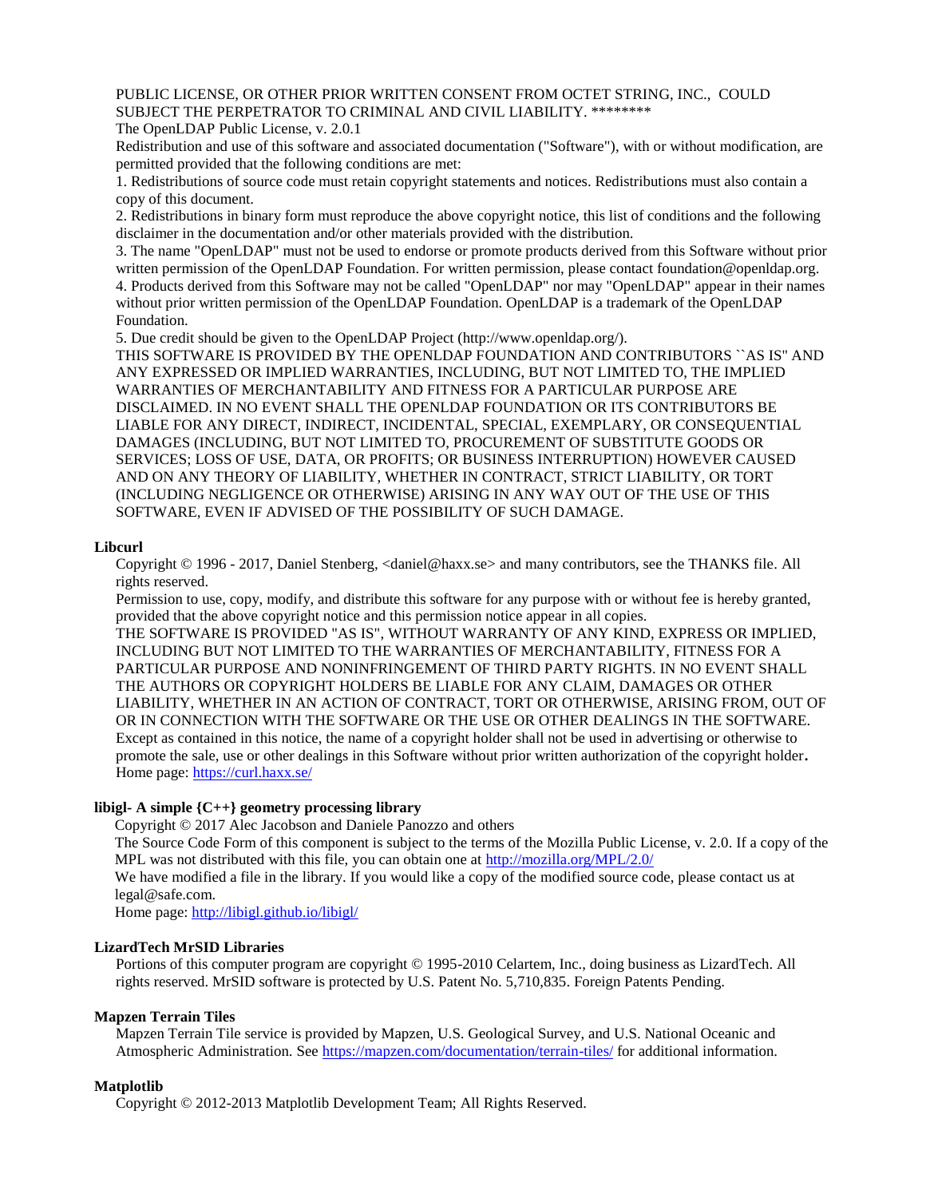PUBLIC LICENSE, OR OTHER PRIOR WRITTEN CONSENT FROM OCTET STRING, INC., COULD SUBJECT THE PERPETRATOR TO CRIMINAL AND CIVIL LIABILITY. ********

The OpenLDAP Public License, v. 2.0.1

Redistribution and use of this software and associated documentation ("Software"), with or without modification, are permitted provided that the following conditions are met:

1. Redistributions of source code must retain copyright statements and notices. Redistributions must also contain a copy of this document.
2. Redistributions in binary form must reproduce the above copyright notice, this list of conditions and the following disclaimer in the documentation and/or other materials provided with the distribution.
3. The name "OpenLDAP" must not be used to endorse or promote products derived from this Software without prior written permission of the OpenLDAP Foundation. For written permission, please contact foundation@openldap.org.
4. Products derived from this Software may not be called "OpenLDAP" nor may "OpenLDAP" appear in their names without prior written permission of the OpenLDAP Foundation. OpenLDAP is a trademark of the OpenLDAP Foundation.
5. Due credit should be given to the OpenLDAP Project (http://www.openldap.org/).

THIS SOFTWARE IS PROVIDED BY THE OPENLDAP FOUNDATION AND CONTRIBUTORS ``AS IS'' AND ANY EXPRESSED OR IMPLIED WARRANTIES, INCLUDING, BUT NOT LIMITED TO, THE IMPLIED WARRANTIES OF MERCHANTABILITY AND FITNESS FOR A PARTICULAR PURPOSE ARE DISCLAIMED. IN NO EVENT SHALL THE OPENLDAP FOUNDATION OR ITS CONTRIBUTORS BE LIABLE FOR ANY DIRECT, INDIRECT, INCIDENTAL, SPECIAL, EXEMPLARY, OR CONSEQUENTIAL DAMAGES (INCLUDING, BUT NOT LIMITED TO, PROCUREMENT OF SUBSTITUTE GOODS OR SERVICES; LOSS OF USE, DATA, OR PROFITS; OR BUSINESS INTERRUPTION) HOWEVER CAUSED AND ON ANY THEORY OF LIABILITY, WHETHER IN CONTRACT, STRICT LIABILITY, OR TORT (INCLUDING NEGLIGENCE OR OTHERWISE) ARISING IN ANY WAY OUT OF THE USE OF THIS SOFTWARE, EVEN IF ADVISED OF THE POSSIBILITY OF SUCH DAMAGE.

**Libcurl**

Copyright © 1996 - 2017, Daniel Stenberg, <daniel@haxx.se> and many contributors, see the THANKS file. All rights reserved.

Permission to use, copy, modify, and distribute this software for any purpose with or without fee is hereby granted, provided that the above copyright notice and this permission notice appear in all copies.

THE SOFTWARE IS PROVIDED "AS IS", WITHOUT WARRANTY OF ANY KIND, EXPRESS OR IMPLIED, INCLUDING BUT NOT LIMITED TO THE WARRANTIES OF MERCHANTABILITY, FITNESS FOR A PARTICULAR PURPOSE AND NONINFRINGEMENT OF THIRD PARTY RIGHTS. IN NO EVENT SHALL THE AUTHORS OR COPYRIGHT HOLDERS BE LIABLE FOR ANY CLAIM, DAMAGES OR OTHER LIABILITY, WHETHER IN AN ACTION OF CONTRACT, TORT OR OTHERWISE, ARISING FROM, OUT OF OR IN CONNECTION WITH THE SOFTWARE OR THE USE OR OTHER DEALINGS IN THE SOFTWARE.

Except as contained in this notice, the name of a copyright holder shall not be used in advertising or otherwise to promote the sale, use or other dealings in this Software without prior written authorization of the copyright holder**.**

Home page: https://curl.haxx.se/

**libigl- A simple {C++} geometry processing library**

Copyright © 2017 Alec Jacobson and Daniele Panozzo and others

The Source Code Form of this component is subject to the terms of the Mozilla Public License, v. 2.0. If a copy of the MPL was not distributed with this file, you can obtain one at http://mozilla.org/MPL/2.0/

We have modified a file in the library. If you would like a copy of the modified source code, please contact us at legal@safe.com.

Home page: http://libigl.github.io/libigl/

**LizardTech MrSID Libraries**

Portions of this computer program are copyright © 1995-2010 Celartem, Inc., doing business as LizardTech. All rights reserved. MrSID software is protected by U.S. Patent No. 5,710,835. Foreign Patents Pending.

**Mapzen Terrain Tiles**

Mapzen Terrain Tile service is provided by Mapzen, U.S. Geological Survey, and U.S. National Oceanic and Atmospheric Administration. See https://mapzen.com/documentation/terrain-tiles/ for additional information.

**Matplotlib**

Copyright © 2012-2013 Matplotlib Development Team; All Rights Reserved.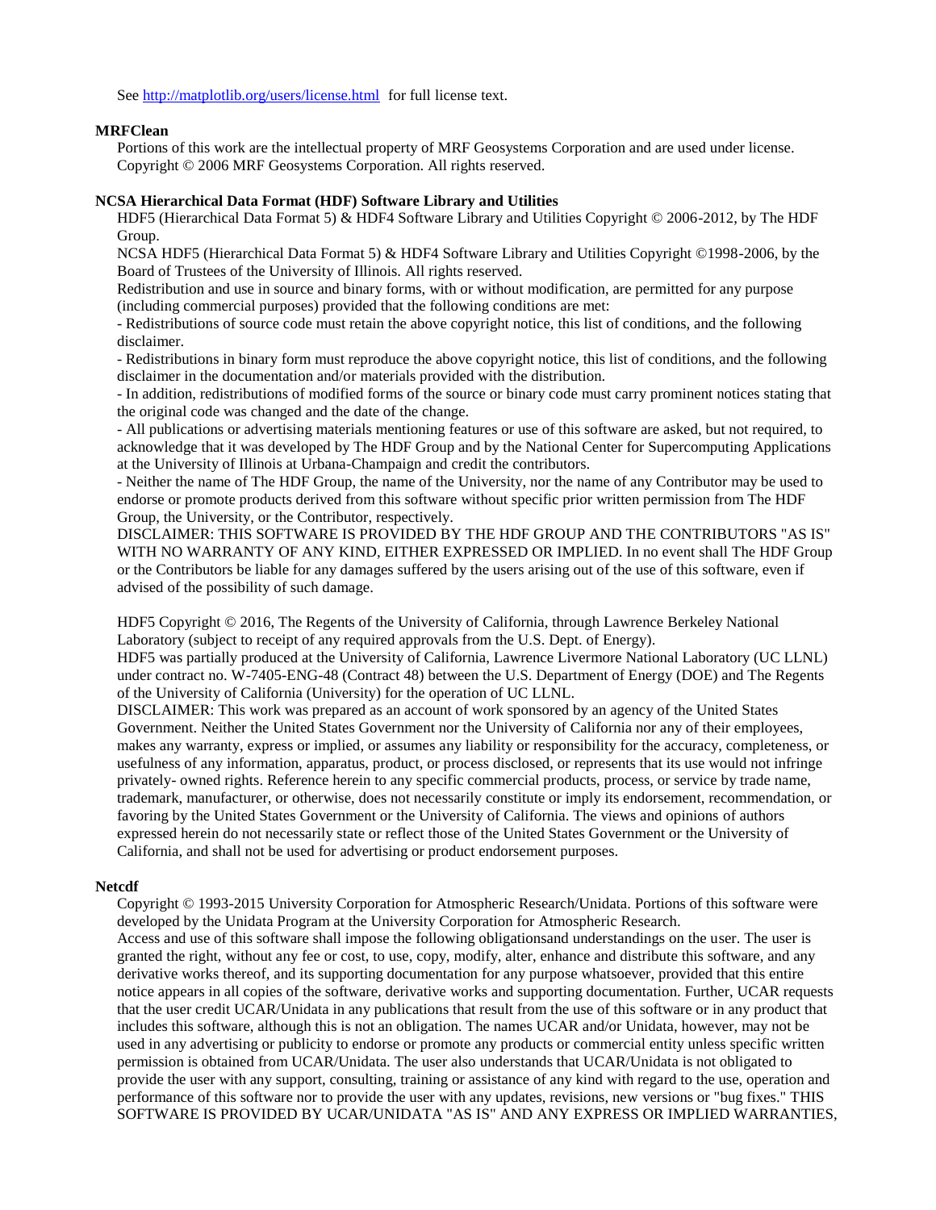See http://matplotlib.org/users/license.html for full license text.

**MRFClean**

Portions of this work are the intellectual property of MRF Geosystems Corporation and are used under license. Copyright © 2006 MRF Geosystems Corporation. All rights reserved.

**NCSA Hierarchical Data Format (HDF) Software Library and Utilities**

HDF5 (Hierarchical Data Format 5) & HDF4 Software Library and Utilities Copyright © 2006-2012, by The HDF Group.

NCSA HDF5 (Hierarchical Data Format 5) & HDF4 Software Library and Utilities Copyright ©1998-2006, by the Board of Trustees of the University of Illinois. All rights reserved.

Redistribution and use in source and binary forms, with or without modification, are permitted for any purpose (including commercial purposes) provided that the following conditions are met:

- Redistributions of source code must retain the above copyright notice, this list of conditions, and the following disclaimer.
- Redistributions in binary form must reproduce the above copyright notice, this list of conditions, and the following disclaimer in the documentation and/or materials provided with the distribution.
- In addition, redistributions of modified forms of the source or binary code must carry prominent notices stating that the original code was changed and the date of the change.
- All publications or advertising materials mentioning features or use of this software are asked, but not required, to acknowledge that it was developed by The HDF Group and by the National Center for Supercomputing Applications at the University of Illinois at Urbana-Champaign and credit the contributors.
- Neither the name of The HDF Group, the name of the University, nor the name of any Contributor may be used to endorse or promote products derived from this software without specific prior written permission from The HDF Group, the University, or the Contributor, respectively.

DISCLAIMER: THIS SOFTWARE IS PROVIDED BY THE HDF GROUP AND THE CONTRIBUTORS "AS IS" WITH NO WARRANTY OF ANY KIND, EITHER EXPRESSED OR IMPLIED. In no event shall The HDF Group or the Contributors be liable for any damages suffered by the users arising out of the use of this software, even if advised of the possibility of such damage.

HDF5 Copyright © 2016, The Regents of the University of California, through Lawrence Berkeley National Laboratory (subject to receipt of any required approvals from the U.S. Dept. of Energy).

HDF5 was partially produced at the University of California, Lawrence Livermore National Laboratory (UC LLNL) under contract no. W-7405-ENG-48 (Contract 48) between the U.S. Department of Energy (DOE) and The Regents of the University of California (University) for the operation of UC LLNL.

DISCLAIMER: This work was prepared as an account of work sponsored by an agency of the United States Government. Neither the United States Government nor the University of California nor any of their employees, makes any warranty, express or implied, or assumes any liability or responsibility for the accuracy, completeness, or usefulness of any information, apparatus, product, or process disclosed, or represents that its use would not infringe privately- owned rights. Reference herein to any specific commercial products, process, or service by trade name, trademark, manufacturer, or otherwise, does not necessarily constitute or imply its endorsement, recommendation, or favoring by the United States Government or the University of California. The views and opinions of authors expressed herein do not necessarily state or reflect those of the United States Government or the University of California, and shall not be used for advertising or product endorsement purposes.

**Netcdf**

Copyright © 1993-2015 University Corporation for Atmospheric Research/Unidata. Portions of this software were developed by the Unidata Program at the University Corporation for Atmospheric Research.

Access and use of this software shall impose the following obligationsand understandings on the user. The user is granted the right, without any fee or cost, to use, copy, modify, alter, enhance and distribute this software, and any derivative works thereof, and its supporting documentation for any purpose whatsoever, provided that this entire notice appears in all copies of the software, derivative works and supporting documentation. Further, UCAR requests that the user credit UCAR/Unidata in any publications that result from the use of this software or in any product that includes this software, although this is not an obligation. The names UCAR and/or Unidata, however, may not be used in any advertising or publicity to endorse or promote any products or commercial entity unless specific written permission is obtained from UCAR/Unidata. The user also understands that UCAR/Unidata is not obligated to provide the user with any support, consulting, training or assistance of any kind with regard to the use, operation and performance of this software nor to provide the user with any updates, revisions, new versions or "bug fixes." THIS SOFTWARE IS PROVIDED BY UCAR/UNIDATA "AS IS" AND ANY EXPRESS OR IMPLIED WARRANTIES,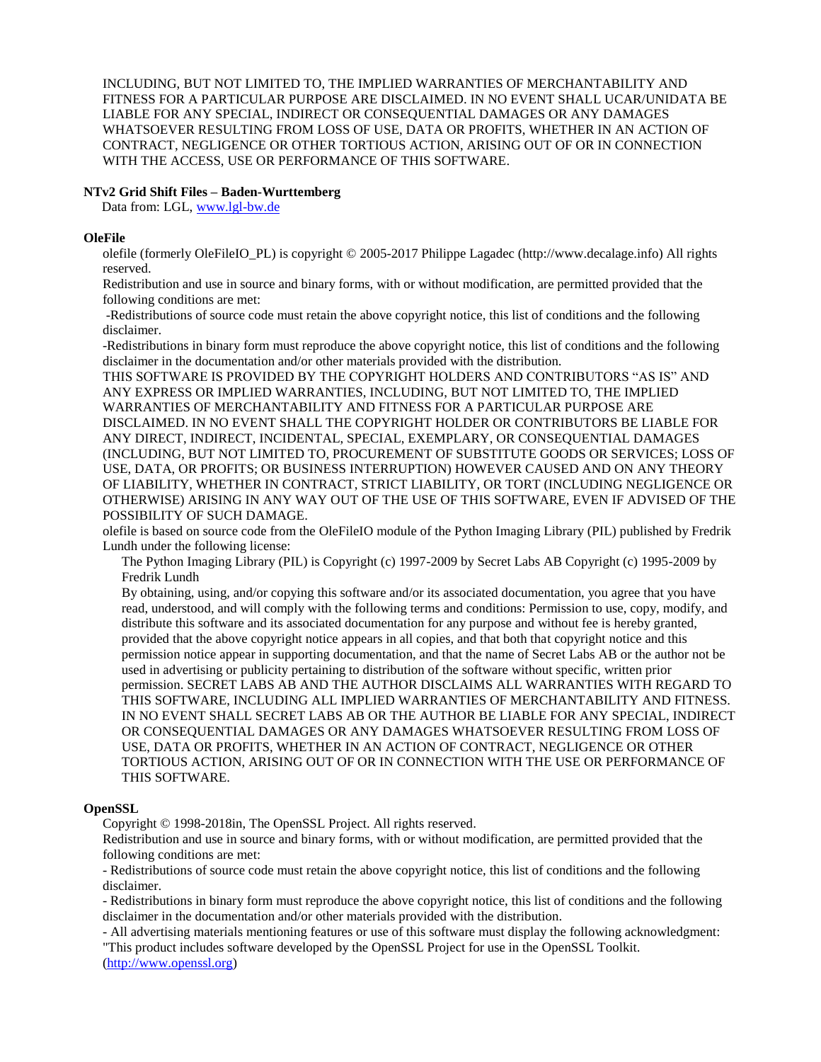INCLUDING, BUT NOT LIMITED TO, THE IMPLIED WARRANTIES OF MERCHANTABILITY AND FITNESS FOR A PARTICULAR PURPOSE ARE DISCLAIMED. IN NO EVENT SHALL UCAR/UNIDATA BE LIABLE FOR ANY SPECIAL, INDIRECT OR CONSEQUENTIAL DAMAGES OR ANY DAMAGES WHATSOEVER RESULTING FROM LOSS OF USE, DATA OR PROFITS, WHETHER IN AN ACTION OF CONTRACT, NEGLIGENCE OR OTHER TORTIOUS ACTION, ARISING OUT OF OR IN CONNECTION WITH THE ACCESS, USE OR PERFORMANCE OF THIS SOFTWARE.

**NTv2 Grid Shift Files – Baden-Wurttemberg**

Data from: LGL, [www.lgl-bw.de](www.lgl-bw.de)

**OleFile**

olefile (formerly OleFileIO_PL) is copyright © 2005-2017 Philippe Lagadec (http://www.decalage.info) All rights reserved.

Redistribution and use in source and binary forms, with or without modification, are permitted provided that the following conditions are met:

-Redistributions of source code must retain the above copyright notice, this list of conditions and the following disclaimer.

-Redistributions in binary form must reproduce the above copyright notice, this list of conditions and the following disclaimer in the documentation and/or other materials provided with the distribution.

THIS SOFTWARE IS PROVIDED BY THE COPYRIGHT HOLDERS AND CONTRIBUTORS “AS IS” AND ANY EXPRESS OR IMPLIED WARRANTIES, INCLUDING, BUT NOT LIMITED TO, THE IMPLIED WARRANTIES OF MERCHANTABILITY AND FITNESS FOR A PARTICULAR PURPOSE ARE DISCLAIMED. IN NO EVENT SHALL THE COPYRIGHT HOLDER OR CONTRIBUTORS BE LIABLE FOR ANY DIRECT, INDIRECT, INCIDENTAL, SPECIAL, EXEMPLARY, OR CONSEQUENTIAL DAMAGES (INCLUDING, BUT NOT LIMITED TO, PROCUREMENT OF SUBSTITUTE GOODS OR SERVICES; LOSS OF USE, DATA, OR PROFITS; OR BUSINESS INTERRUPTION) HOWEVER CAUSED AND ON ANY THEORY OF LIABILITY, WHETHER IN CONTRACT, STRICT LIABILITY, OR TORT (INCLUDING NEGLIGENCE OR OTHERWISE) ARISING IN ANY WAY OUT OF THE USE OF THIS SOFTWARE, EVEN IF ADVISED OF THE POSSIBILITY OF SUCH DAMAGE.

olefile is based on source code from the OleFileIO module of the Python Imaging Library (PIL) published by Fredrik Lundh under the following license:

> The Python Imaging Library (PIL) is Copyright (c) 1997-2009 by Secret Labs AB Copyright (c) 1995-2009 by Fredrik Lundh
>
> By obtaining, using, and/or copying this software and/or its associated documentation, you agree that you have read, understood, and will comply with the following terms and conditions: Permission to use, copy, modify, and distribute this software and its associated documentation for any purpose and without fee is hereby granted, provided that the above copyright notice appears in all copies, and that both that copyright notice and this permission notice appear in supporting documentation, and that the name of Secret Labs AB or the author not be used in advertising or publicity pertaining to distribution of the software without specific, written prior permission. SECRET LABS AB AND THE AUTHOR DISCLAIMS ALL WARRANTIES WITH REGARD TO THIS SOFTWARE, INCLUDING ALL IMPLIED WARRANTIES OF MERCHANTABILITY AND FITNESS. IN NO EVENT SHALL SECRET LABS AB OR THE AUTHOR BE LIABLE FOR ANY SPECIAL, INDIRECT OR CONSEQUENTIAL DAMAGES OR ANY DAMAGES WHATSOEVER RESULTING FROM LOSS OF USE, DATA OR PROFITS, WHETHER IN AN ACTION OF CONTRACT, NEGLIGENCE OR OTHER TORTIOUS ACTION, ARISING OUT OF OR IN CONNECTION WITH THE USE OR PERFORMANCE OF THIS SOFTWARE.

**OpenSSL**

Copyright © 1998-2018in, The OpenSSL Project. All rights reserved.

Redistribution and use in source and binary forms, with or without modification, are permitted provided that the following conditions are met:

- Redistributions of source code must retain the above copyright notice, this list of conditions and the following disclaimer.
- Redistributions in binary form must reproduce the above copyright notice, this list of conditions and the following disclaimer in the documentation and/or other materials provided with the distribution.
- All advertising materials mentioning features or use of this software must display the following acknowledgment: "This product includes software developed by the OpenSSL Project for use in the OpenSSL Toolkit. ([http://www.openssl.org](http://www.openssl.org))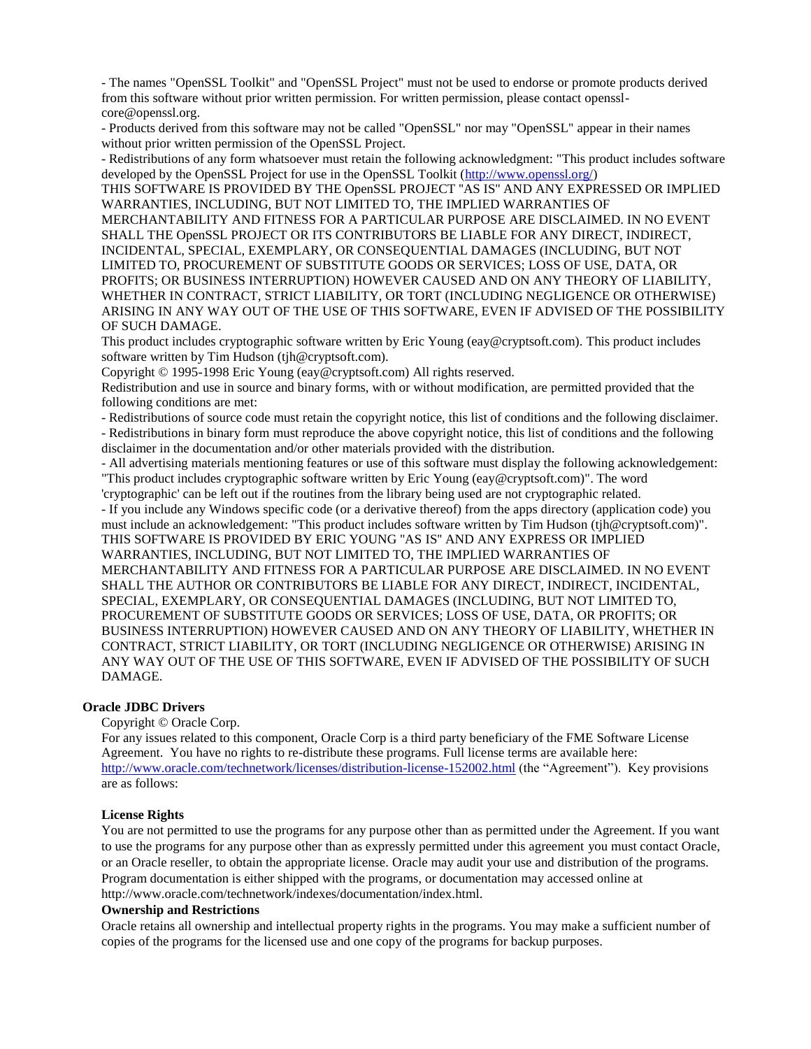- The names "OpenSSL Toolkit" and "OpenSSL Project" must not be used to endorse or promote products derived from this software without prior written permission. For written permission, please contact openssl-core@openssl.org.

- Products derived from this software may not be called "OpenSSL" nor may "OpenSSL" appear in their names without prior written permission of the OpenSSL Project.

- Redistributions of any form whatsoever must retain the following acknowledgment: "This product includes software developed by the OpenSSL Project for use in the OpenSSL Toolkit (http://www.openssl.org/)

THIS SOFTWARE IS PROVIDED BY THE OpenSSL PROJECT "AS IS" AND ANY EXPRESSED OR IMPLIED WARRANTIES, INCLUDING, BUT NOT LIMITED TO, THE IMPLIED WARRANTIES OF MERCHANTABILITY AND FITNESS FOR A PARTICULAR PURPOSE ARE DISCLAIMED. IN NO EVENT SHALL THE OpenSSL PROJECT OR ITS CONTRIBUTORS BE LIABLE FOR ANY DIRECT, INDIRECT, INCIDENTAL, SPECIAL, EXEMPLARY, OR CONSEQUENTIAL DAMAGES (INCLUDING, BUT NOT LIMITED TO, PROCUREMENT OF SUBSTITUTE GOODS OR SERVICES; LOSS OF USE, DATA, OR PROFITS; OR BUSINESS INTERRUPTION) HOWEVER CAUSED AND ON ANY THEORY OF LIABILITY, WHETHER IN CONTRACT, STRICT LIABILITY, OR TORT (INCLUDING NEGLIGENCE OR OTHERWISE) ARISING IN ANY WAY OUT OF THE USE OF THIS SOFTWARE, EVEN IF ADVISED OF THE POSSIBILITY OF SUCH DAMAGE.

This product includes cryptographic software written by Eric Young (eay@cryptsoft.com). This product includes software written by Tim Hudson (tjh@cryptsoft.com).

Copyright © 1995-1998 Eric Young (eay@cryptsoft.com) All rights reserved.

Redistribution and use in source and binary forms, with or without modification, are permitted provided that the following conditions are met:

- Redistributions of source code must retain the copyright notice, this list of conditions and the following disclaimer.
- Redistributions in binary form must reproduce the above copyright notice, this list of conditions and the following disclaimer in the documentation and/or other materials provided with the distribution.
- All advertising materials mentioning features or use of this software must display the following acknowledgement: "This product includes cryptographic software written by Eric Young (eay@cryptsoft.com)". The word 'cryptographic' can be left out if the routines from the library being used are not cryptographic related.
- If you include any Windows specific code (or a derivative thereof) from the apps directory (application code) you must include an acknowledgement: "This product includes software written by Tim Hudson (tjh@cryptsoft.com)".

THIS SOFTWARE IS PROVIDED BY ERIC YOUNG "AS IS" AND ANY EXPRESS OR IMPLIED WARRANTIES, INCLUDING, BUT NOT LIMITED TO, THE IMPLIED WARRANTIES OF MERCHANTABILITY AND FITNESS FOR A PARTICULAR PURPOSE ARE DISCLAIMED. IN NO EVENT SHALL THE AUTHOR OR CONTRIBUTORS BE LIABLE FOR ANY DIRECT, INDIRECT, INCIDENTAL, SPECIAL, EXEMPLARY, OR CONSEQUENTIAL DAMAGES (INCLUDING, BUT NOT LIMITED TO, PROCUREMENT OF SUBSTITUTE GOODS OR SERVICES; LOSS OF USE, DATA, OR PROFITS; OR BUSINESS INTERRUPTION) HOWEVER CAUSED AND ON ANY THEORY OF LIABILITY, WHETHER IN CONTRACT, STRICT LIABILITY, OR TORT (INCLUDING NEGLIGENCE OR OTHERWISE) ARISING IN ANY WAY OUT OF THE USE OF THIS SOFTWARE, EVEN IF ADVISED OF THE POSSIBILITY OF SUCH DAMAGE.

**Oracle JDBC Drivers**

Copyright © Oracle Corp.

For any issues related to this component, Oracle Corp is a third party beneficiary of the FME Software License Agreement. You have no rights to re-distribute these programs. Full license terms are available here: http://www.oracle.com/technetwork/licenses/distribution-license-152002.html (the "Agreement"). Key provisions are as follows:

**License Rights**

You are not permitted to use the programs for any purpose other than as permitted under the Agreement. If you want to use the programs for any purpose other than as expressly permitted under this agreement you must contact Oracle, or an Oracle reseller, to obtain the appropriate license. Oracle may audit your use and distribution of the programs. Program documentation is either shipped with the programs, or documentation may accessed online at http://www.oracle.com/technetwork/indexes/documentation/index.html.

**Ownership and Restrictions**

Oracle retains all ownership and intellectual property rights in the programs. You may make a sufficient number of copies of the programs for the licensed use and one copy of the programs for backup purposes.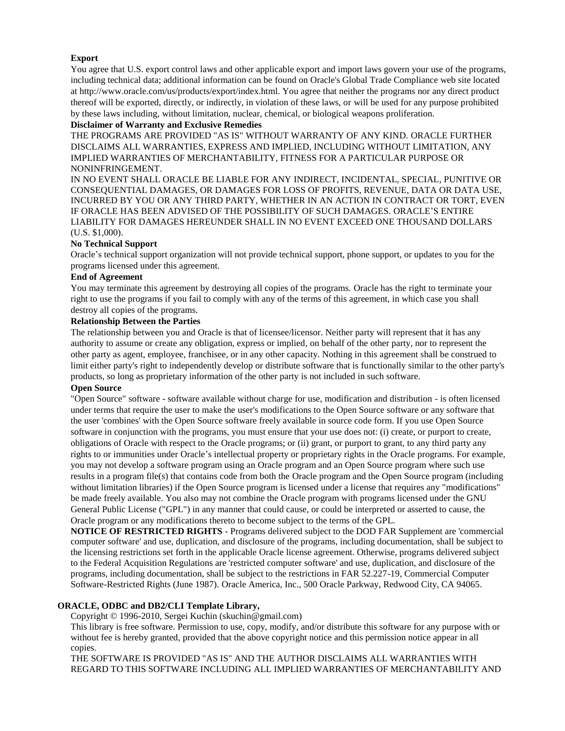**Export**

You agree that U.S. export control laws and other applicable export and import laws govern your use of the programs, including technical data; additional information can be found on Oracle's Global Trade Compliance web site located at http://www.oracle.com/us/products/export/index.html. You agree that neither the programs nor any direct product thereof will be exported, directly, or indirectly, in violation of these laws, or will be used for any purpose prohibited by these laws including, without limitation, nuclear, chemical, or biological weapons proliferation.

**Disclaimer of Warranty and Exclusive Remedies**

THE PROGRAMS ARE PROVIDED "AS IS" WITHOUT WARRANTY OF ANY KIND. ORACLE FURTHER DISCLAIMS ALL WARRANTIES, EXPRESS AND IMPLIED, INCLUDING WITHOUT LIMITATION, ANY IMPLIED WARRANTIES OF MERCHANTABILITY, FITNESS FOR A PARTICULAR PURPOSE OR NONINFRINGEMENT.

IN NO EVENT SHALL ORACLE BE LIABLE FOR ANY INDIRECT, INCIDENTAL, SPECIAL, PUNITIVE OR CONSEQUENTIAL DAMAGES, OR DAMAGES FOR LOSS OF PROFITS, REVENUE, DATA OR DATA USE, INCURRED BY YOU OR ANY THIRD PARTY, WHETHER IN AN ACTION IN CONTRACT OR TORT, EVEN IF ORACLE HAS BEEN ADVISED OF THE POSSIBILITY OF SUCH DAMAGES. ORACLE'S ENTIRE LIABILITY FOR DAMAGES HEREUNDER SHALL IN NO EVENT EXCEED ONE THOUSAND DOLLARS (U.S. $1,000).

**No Technical Support**

Oracle's technical support organization will not provide technical support, phone support, or updates to you for the programs licensed under this agreement.

**End of Agreement**

You may terminate this agreement by destroying all copies of the programs. Oracle has the right to terminate your right to use the programs if you fail to comply with any of the terms of this agreement, in which case you shall destroy all copies of the programs.

**Relationship Between the Parties**

The relationship between you and Oracle is that of licensee/licensor. Neither party will represent that it has any authority to assume or create any obligation, express or implied, on behalf of the other party, nor to represent the other party as agent, employee, franchisee, or in any other capacity. Nothing in this agreement shall be construed to limit either party's right to independently develop or distribute software that is functionally similar to the other party's products, so long as proprietary information of the other party is not included in such software.

**Open Source**

"Open Source" software - software available without charge for use, modification and distribution - is often licensed under terms that require the user to make the user's modifications to the Open Source software or any software that the user 'combines' with the Open Source software freely available in source code form. If you use Open Source software in conjunction with the programs, you must ensure that your use does not: (i) create, or purport to create, obligations of Oracle with respect to the Oracle programs; or (ii) grant, or purport to grant, to any third party any rights to or immunities under Oracle's intellectual property or proprietary rights in the Oracle programs. For example, you may not develop a software program using an Oracle program and an Open Source program where such use results in a program file(s) that contains code from both the Oracle program and the Open Source program (including without limitation libraries) if the Open Source program is licensed under a license that requires any "modifications" be made freely available. You also may not combine the Oracle program with programs licensed under the GNU General Public License ("GPL") in any manner that could cause, or could be interpreted or asserted to cause, the Oracle program or any modifications thereto to become subject to the terms of the GPL.

**NOTICE OF RESTRICTED RIGHTS** - Programs delivered subject to the DOD FAR Supplement are 'commercial computer software' and use, duplication, and disclosure of the programs, including documentation, shall be subject to the licensing restrictions set forth in the applicable Oracle license agreement. Otherwise, programs delivered subject to the Federal Acquisition Regulations are 'restricted computer software' and use, duplication, and disclosure of the programs, including documentation, shall be subject to the restrictions in FAR 52.227-19, Commercial Computer Software-Restricted Rights (June 1987). Oracle America, Inc., 500 Oracle Parkway, Redwood City, CA 94065.

**ORACLE, ODBC and DB2/CLI Template Library,**

Copyright © 1996-2010, Sergei Kuchin (skuchin@gmail.com)

This library is free software. Permission to use, copy, modify, and/or distribute this software for any purpose with or without fee is hereby granted, provided that the above copyright notice and this permission notice appear in all copies.

THE SOFTWARE IS PROVIDED "AS IS" AND THE AUTHOR DISCLAIMS ALL WARRANTIES WITH REGARD TO THIS SOFTWARE INCLUDING ALL IMPLIED WARRANTIES OF MERCHANTABILITY AND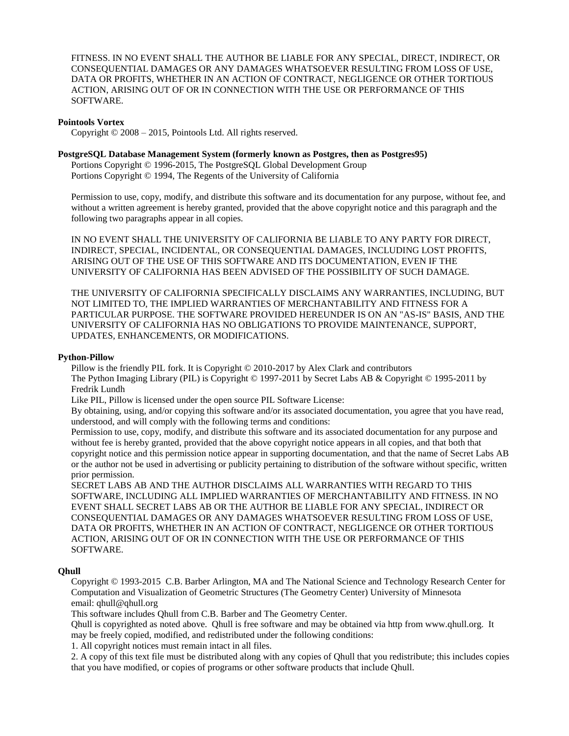FITNESS. IN NO EVENT SHALL THE AUTHOR BE LIABLE FOR ANY SPECIAL, DIRECT, INDIRECT, OR CONSEQUENTIAL DAMAGES OR ANY DAMAGES WHATSOEVER RESULTING FROM LOSS OF USE, DATA OR PROFITS, WHETHER IN AN ACTION OF CONTRACT, NEGLIGENCE OR OTHER TORTIOUS ACTION, ARISING OUT OF OR IN CONNECTION WITH THE USE OR PERFORMANCE OF THIS SOFTWARE.

**Pointools Vortex**

Copyright © 2008 – 2015, Pointools Ltd. All rights reserved.

**PostgreSQL Database Management System (formerly known as Postgres, then as Postgres95)**

Portions Copyright © 1996-2015, The PostgreSQL Global Development Group
Portions Copyright © 1994, The Regents of the University of California

Permission to use, copy, modify, and distribute this software and its documentation for any purpose, without fee, and without a written agreement is hereby granted, provided that the above copyright notice and this paragraph and the following two paragraphs appear in all copies.

IN NO EVENT SHALL THE UNIVERSITY OF CALIFORNIA BE LIABLE TO ANY PARTY FOR DIRECT, INDIRECT, SPECIAL, INCIDENTAL, OR CONSEQUENTIAL DAMAGES, INCLUDING LOST PROFITS, ARISING OUT OF THE USE OF THIS SOFTWARE AND ITS DOCUMENTATION, EVEN IF THE UNIVERSITY OF CALIFORNIA HAS BEEN ADVISED OF THE POSSIBILITY OF SUCH DAMAGE.

THE UNIVERSITY OF CALIFORNIA SPECIFICALLY DISCLAIMS ANY WARRANTIES, INCLUDING, BUT NOT LIMITED TO, THE IMPLIED WARRANTIES OF MERCHANTABILITY AND FITNESS FOR A PARTICULAR PURPOSE. THE SOFTWARE PROVIDED HEREUNDER IS ON AN "AS-IS" BASIS, AND THE UNIVERSITY OF CALIFORNIA HAS NO OBLIGATIONS TO PROVIDE MAINTENANCE, SUPPORT, UPDATES, ENHANCEMENTS, OR MODIFICATIONS.

**Python-Pillow**

Pillow is the friendly PIL fork. It is Copyright © 2010-2017 by Alex Clark and contributors
The Python Imaging Library (PIL) is Copyright © 1997-2011 by Secret Labs AB & Copyright © 1995-2011 by Fredrik Lundh
Like PIL, Pillow is licensed under the open source PIL Software License:
By obtaining, using, and/or copying this software and/or its associated documentation, you agree that you have read, understood, and will comply with the following terms and conditions:
Permission to use, copy, modify, and distribute this software and its associated documentation for any purpose and without fee is hereby granted, provided that the above copyright notice appears in all copies, and that both that copyright notice and this permission notice appear in supporting documentation, and that the name of Secret Labs AB or the author not be used in advertising or publicity pertaining to distribution of the software without specific, written prior permission.
SECRET LABS AB AND THE AUTHOR DISCLAIMS ALL WARRANTIES WITH REGARD TO THIS SOFTWARE, INCLUDING ALL IMPLIED WARRANTIES OF MERCHANTABILITY AND FITNESS. IN NO EVENT SHALL SECRET LABS AB OR THE AUTHOR BE LIABLE FOR ANY SPECIAL, INDIRECT OR CONSEQUENTIAL DAMAGES OR ANY DAMAGES WHATSOEVER RESULTING FROM LOSS OF USE, DATA OR PROFITS, WHETHER IN AN ACTION OF CONTRACT, NEGLIGENCE OR OTHER TORTIOUS ACTION, ARISING OUT OF OR IN CONNECTION WITH THE USE OR PERFORMANCE OF THIS SOFTWARE.

**Qhull**

Copyright © 1993-2015 C.B. Barber Arlington, MA and The National Science and Technology Research Center for Computation and Visualization of Geometric Structures (The Geometry Center) University of Minnesota
email: qhull@qhull.org
This software includes Qhull from C.B. Barber and The Geometry Center.
Qhull is copyrighted as noted above. Qhull is free software and may be obtained via http from www.qhull.org. It may be freely copied, modified, and redistributed under the following conditions:
1. All copyright notices must remain intact in all files.
2. A copy of this text file must be distributed along with any copies of Qhull that you redistribute; this includes copies that you have modified, or copies of programs or other software products that include Qhull.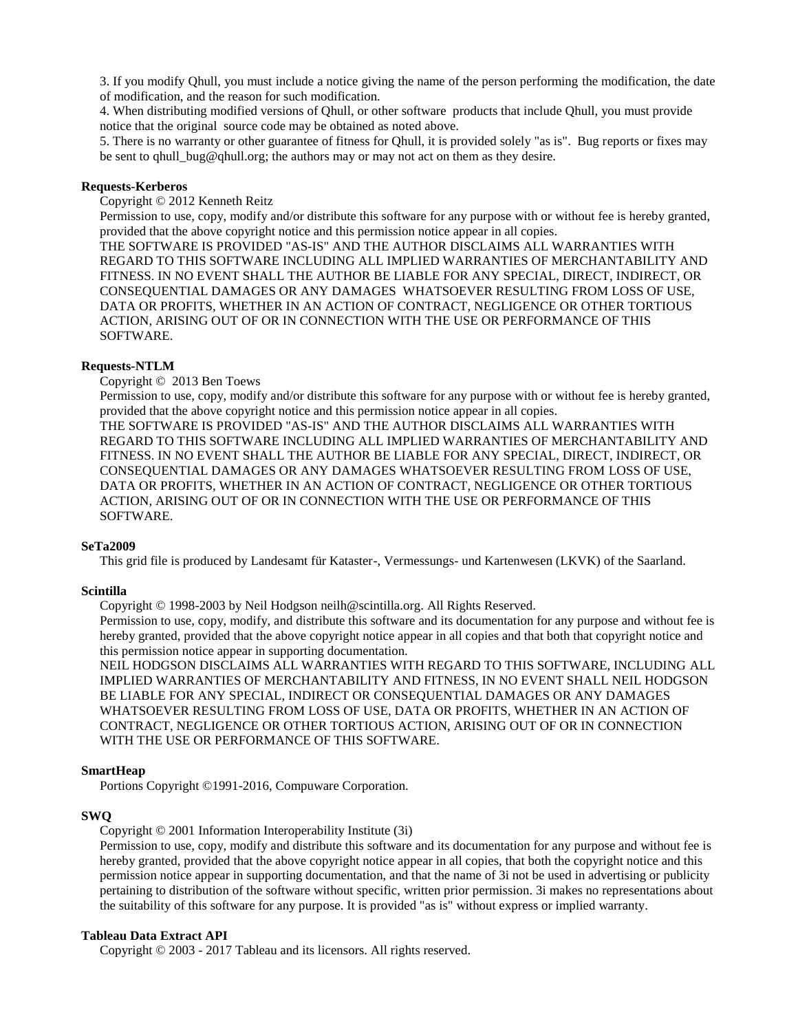3. If you modify Qhull, you must include a notice giving the name of the person performing the modification, the date of modification, and the reason for such modification.
4. When distributing modified versions of Qhull, or other software products that include Qhull, you must provide notice that the original source code may be obtained as noted above.
5. There is no warranty or other guarantee of fitness for Qhull, it is provided solely "as is". Bug reports or fixes may be sent to qhull_bug@qhull.org; the authors may or may not act on them as they desire.

**Requests-Kerberos**

Copyright © 2012 Kenneth Reitz

Permission to use, copy, modify and/or distribute this software for any purpose with or without fee is hereby granted, provided that the above copyright notice and this permission notice appear in all copies.

THE SOFTWARE IS PROVIDED "AS-IS" AND THE AUTHOR DISCLAIMS ALL WARRANTIES WITH REGARD TO THIS SOFTWARE INCLUDING ALL IMPLIED WARRANTIES OF MERCHANTABILITY AND FITNESS. IN NO EVENT SHALL THE AUTHOR BE LIABLE FOR ANY SPECIAL, DIRECT, INDIRECT, OR CONSEQUENTIAL DAMAGES OR ANY DAMAGES WHATSOEVER RESULTING FROM LOSS OF USE, DATA OR PROFITS, WHETHER IN AN ACTION OF CONTRACT, NEGLIGENCE OR OTHER TORTIOUS ACTION, ARISING OUT OF OR IN CONNECTION WITH THE USE OR PERFORMANCE OF THIS SOFTWARE.

**Requests-NTLM**

Copyright © 2013 Ben Toews

Permission to use, copy, modify and/or distribute this software for any purpose with or without fee is hereby granted, provided that the above copyright notice and this permission notice appear in all copies.

THE SOFTWARE IS PROVIDED "AS-IS" AND THE AUTHOR DISCLAIMS ALL WARRANTIES WITH REGARD TO THIS SOFTWARE INCLUDING ALL IMPLIED WARRANTIES OF MERCHANTABILITY AND FITNESS. IN NO EVENT SHALL THE AUTHOR BE LIABLE FOR ANY SPECIAL, DIRECT, INDIRECT, OR CONSEQUENTIAL DAMAGES OR ANY DAMAGES WHATSOEVER RESULTING FROM LOSS OF USE, DATA OR PROFITS, WHETHER IN AN ACTION OF CONTRACT, NEGLIGENCE OR OTHER TORTIOUS ACTION, ARISING OUT OF OR IN CONNECTION WITH THE USE OR PERFORMANCE OF THIS SOFTWARE.

**SeTa2009**

This grid file is produced by Landesamt für Kataster-, Vermessungs- und Kartenwesen (LKVK) of the Saarland.

**Scintilla**

Copyright © 1998-2003 by Neil Hodgson neilh@scintilla.org. All Rights Reserved.

Permission to use, copy, modify, and distribute this software and its documentation for any purpose and without fee is hereby granted, provided that the above copyright notice appear in all copies and that both that copyright notice and this permission notice appear in supporting documentation.

NEIL HODGSON DISCLAIMS ALL WARRANTIES WITH REGARD TO THIS SOFTWARE, INCLUDING ALL IMPLIED WARRANTIES OF MERCHANTABILITY AND FITNESS, IN NO EVENT SHALL NEIL HODGSON BE LIABLE FOR ANY SPECIAL, INDIRECT OR CONSEQUENTIAL DAMAGES OR ANY DAMAGES WHATSOEVER RESULTING FROM LOSS OF USE, DATA OR PROFITS, WHETHER IN AN ACTION OF CONTRACT, NEGLIGENCE OR OTHER TORTIOUS ACTION, ARISING OUT OF OR IN CONNECTION WITH THE USE OR PERFORMANCE OF THIS SOFTWARE.

**SmartHeap**

Portions Copyright ©1991-2016, Compuware Corporation.

**SWQ**

Copyright © 2001 Information Interoperability Institute (3i)

Permission to use, copy, modify and distribute this software and its documentation for any purpose and without fee is hereby granted, provided that the above copyright notice appear in all copies, that both the copyright notice and this permission notice appear in supporting documentation, and that the name of 3i not be used in advertising or publicity pertaining to distribution of the software without specific, written prior permission. 3i makes no representations about the suitability of this software for any purpose. It is provided "as is" without express or implied warranty.

**Tableau Data Extract API**

Copyright © 2003 - 2017 Tableau and its licensors. All rights reserved.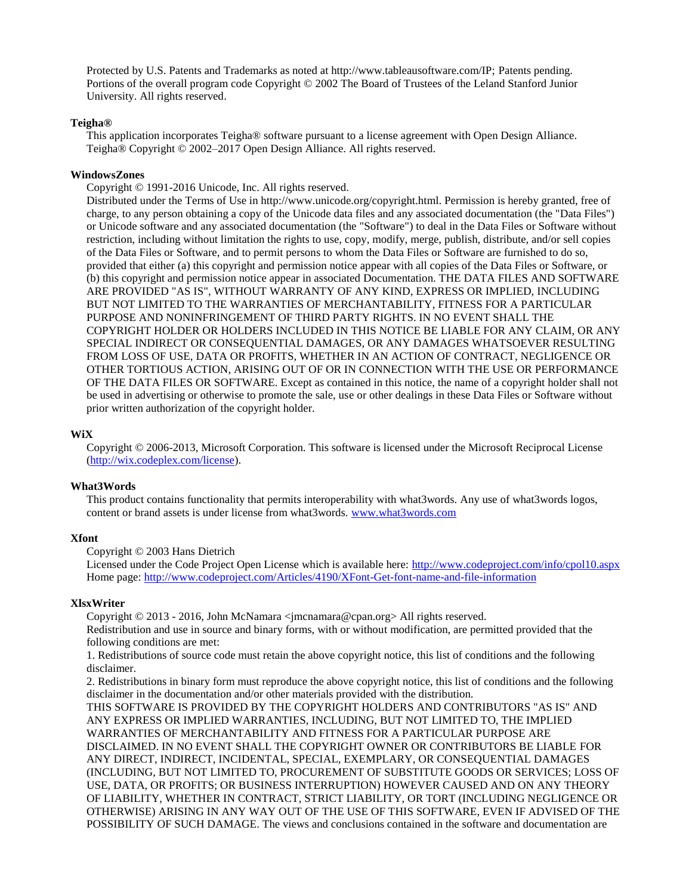Protected by U.S. Patents and Trademarks as noted at http://www.tableausoftware.com/IP; Patents pending. Portions of the overall program code Copyright © 2002 The Board of Trustees of the Leland Stanford Junior University. All rights reserved.

**Teigha®**

This application incorporates Teigha® software pursuant to a license agreement with Open Design Alliance. Teigha® Copyright © 2002–2017 Open Design Alliance. All rights reserved.

**WindowsZones**

Copyright © 1991-2016 Unicode, Inc. All rights reserved.

Distributed under the Terms of Use in http://www.unicode.org/copyright.html. Permission is hereby granted, free of charge, to any person obtaining a copy of the Unicode data files and any associated documentation (the "Data Files") or Unicode software and any associated documentation (the "Software") to deal in the Data Files or Software without restriction, including without limitation the rights to use, copy, modify, merge, publish, distribute, and/or sell copies of the Data Files or Software, and to permit persons to whom the Data Files or Software are furnished to do so, provided that either (a) this copyright and permission notice appear with all copies of the Data Files or Software, or (b) this copyright and permission notice appear in associated Documentation. THE DATA FILES AND SOFTWARE ARE PROVIDED "AS IS", WITHOUT WARRANTY OF ANY KIND, EXPRESS OR IMPLIED, INCLUDING BUT NOT LIMITED TO THE WARRANTIES OF MERCHANTABILITY, FITNESS FOR A PARTICULAR PURPOSE AND NONINFRINGEMENT OF THIRD PARTY RIGHTS. IN NO EVENT SHALL THE COPYRIGHT HOLDER OR HOLDERS INCLUDED IN THIS NOTICE BE LIABLE FOR ANY CLAIM, OR ANY SPECIAL INDIRECT OR CONSEQUENTIAL DAMAGES, OR ANY DAMAGES WHATSOEVER RESULTING FROM LOSS OF USE, DATA OR PROFITS, WHETHER IN AN ACTION OF CONTRACT, NEGLIGENCE OR OTHER TORTIOUS ACTION, ARISING OUT OF OR IN CONNECTION WITH THE USE OR PERFORMANCE OF THE DATA FILES OR SOFTWARE. Except as contained in this notice, the name of a copyright holder shall not be used in advertising or otherwise to promote the sale, use or other dealings in these Data Files or Software without prior written authorization of the copyright holder.

**WiX**

Copyright © 2006-2013, Microsoft Corporation. This software is licensed under the Microsoft Reciprocal License (http://wix.codeplex.com/license).

**What3Words**

This product contains functionality that permits interoperability with what3words. Any use of what3words logos, content or brand assets is under license from what3words. www.what3words.com

**Xfont**

Copyright © 2003 Hans Dietrich

Licensed under the Code Project Open License which is available here: http://www.codeproject.com/info/cpol10.aspx

Home page: http://www.codeproject.com/Articles/4190/XFont-Get-font-name-and-file-information

**XlsxWriter**

Copyright © 2013 - 2016, John McNamara <jmcnamara@cpan.org> All rights reserved.

Redistribution and use in source and binary forms, with or without modification, are permitted provided that the following conditions are met:

1. Redistributions of source code must retain the above copyright notice, this list of conditions and the following disclaimer.

2. Redistributions in binary form must reproduce the above copyright notice, this list of conditions and the following disclaimer in the documentation and/or other materials provided with the distribution.

THIS SOFTWARE IS PROVIDED BY THE COPYRIGHT HOLDERS AND CONTRIBUTORS "AS IS" AND ANY EXPRESS OR IMPLIED WARRANTIES, INCLUDING, BUT NOT LIMITED TO, THE IMPLIED WARRANTIES OF MERCHANTABILITY AND FITNESS FOR A PARTICULAR PURPOSE ARE DISCLAIMED. IN NO EVENT SHALL THE COPYRIGHT OWNER OR CONTRIBUTORS BE LIABLE FOR ANY DIRECT, INDIRECT, INCIDENTAL, SPECIAL, EXEMPLARY, OR CONSEQUENTIAL DAMAGES (INCLUDING, BUT NOT LIMITED TO, PROCUREMENT OF SUBSTITUTE GOODS OR SERVICES; LOSS OF USE, DATA, OR PROFITS; OR BUSINESS INTERRUPTION) HOWEVER CAUSED AND ON ANY THEORY OF LIABILITY, WHETHER IN CONTRACT, STRICT LIABILITY, OR TORT (INCLUDING NEGLIGENCE OR OTHERWISE) ARISING IN ANY WAY OUT OF THE USE OF THIS SOFTWARE, EVEN IF ADVISED OF THE POSSIBILITY OF SUCH DAMAGE. The views and conclusions contained in the software and documentation are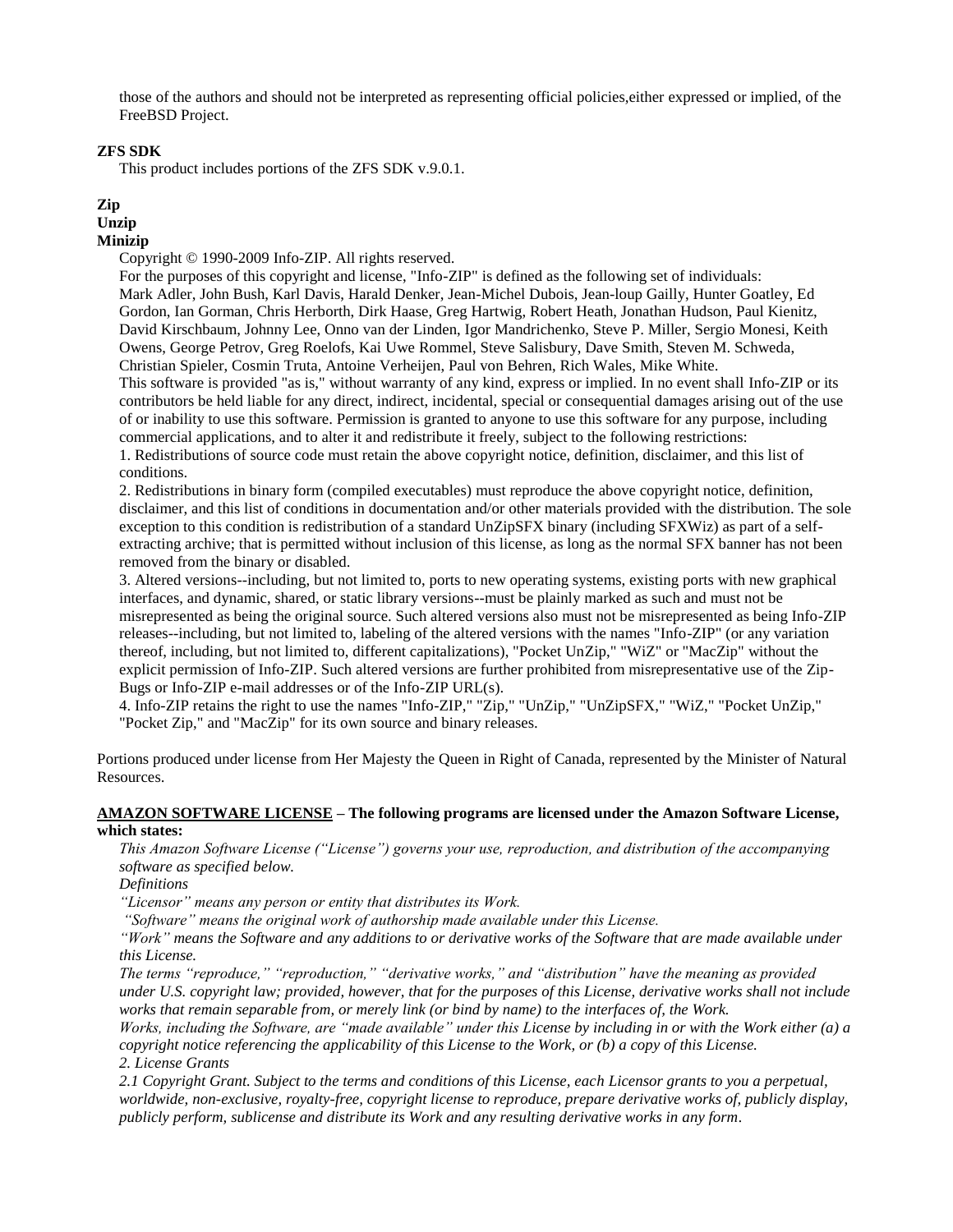those of the authors and should not be interpreted as representing official policies,either expressed or implied, of the FreeBSD Project.

**ZFS SDK**

This product includes portions of the ZFS SDK v.9.0.1.

**Zip**
**Unzip**
**Minizip**

Copyright © 1990-2009 Info-ZIP. All rights reserved.

For the purposes of this copyright and license, "Info-ZIP" is defined as the following set of individuals: Mark Adler, John Bush, Karl Davis, Harald Denker, Jean-Michel Dubois, Jean-loup Gailly, Hunter Goatley, Ed Gordon, Ian Gorman, Chris Herborth, Dirk Haase, Greg Hartwig, Robert Heath, Jonathan Hudson, Paul Kienitz, David Kirschbaum, Johnny Lee, Onno van der Linden, Igor Mandrichenko, Steve P. Miller, Sergio Monesi, Keith Owens, George Petrov, Greg Roelofs, Kai Uwe Rommel, Steve Salisbury, Dave Smith, Steven M. Schweda, Christian Spieler, Cosmin Truta, Antoine Verheijen, Paul von Behren, Rich Wales, Mike White.

This software is provided "as is," without warranty of any kind, express or implied. In no event shall Info-ZIP or its contributors be held liable for any direct, indirect, incidental, special or consequential damages arising out of the use of or inability to use this software. Permission is granted to anyone to use this software for any purpose, including commercial applications, and to alter it and redistribute it freely, subject to the following restrictions:

1. Redistributions of source code must retain the above copyright notice, definition, disclaimer, and this list of conditions.
2. Redistributions in binary form (compiled executables) must reproduce the above copyright notice, definition, disclaimer, and this list of conditions in documentation and/or other materials provided with the distribution. The sole exception to this condition is redistribution of a standard UnZipSFX binary (including SFXWiz) as part of a self-extracting archive; that is permitted without inclusion of this license, as long as the normal SFX banner has not been removed from the binary or disabled.
3. Altered versions--including, but not limited to, ports to new operating systems, existing ports with new graphical interfaces, and dynamic, shared, or static library versions--must be plainly marked as such and must not be misrepresented as being the original source. Such altered versions also must not be misrepresented as being Info-ZIP releases--including, but not limited to, labeling of the altered versions with the names "Info-ZIP" (or any variation thereof, including, but not limited to, different capitalizations), "Pocket UnZip," "WiZ" or "MacZip" without the explicit permission of Info-ZIP. Such altered versions are further prohibited from misrepresentative use of the Zip-Bugs or Info-ZIP e-mail addresses or of the Info-ZIP URL(s).
4. Info-ZIP retains the right to use the names "Info-ZIP," "Zip," "UnZip," "UnZipSFX," "WiZ," "Pocket UnZip," "Pocket Zip," and "MacZip" for its own source and binary releases.

Portions produced under license from Her Majesty the Queen in Right of Canada, represented by the Minister of Natural Resources.

**AMAZON SOFTWARE LICENSE – The following programs are licensed under the Amazon Software License, which states:**

*This Amazon Software License ("License") governs your use, reproduction, and distribution of the accompanying software as specified below.*

*Definitions*

*"Licensor" means any person or entity that distributes its Work.*

*"Software" means the original work of authorship made available under this License.*

*"Work" means the Software and any additions to or derivative works of the Software that are made available under this License.*

*The terms "reproduce," "reproduction," "derivative works," and "distribution" have the meaning as provided under U.S. copyright law; provided, however, that for the purposes of this License, derivative works shall not include works that remain separable from, or merely link (or bind by name) to the interfaces of, the Work.*

*Works, including the Software, are "made available" under this License by including in or with the Work either (a) a copyright notice referencing the applicability of this License to the Work, or (b) a copy of this License.*

*2. License Grants*

*2.1 Copyright Grant. Subject to the terms and conditions of this License, each Licensor grants to you a perpetual, worldwide, non-exclusive, royalty-free, copyright license to reproduce, prepare derivative works of, publicly display, publicly perform, sublicense and distribute its Work and any resulting derivative works in any form.*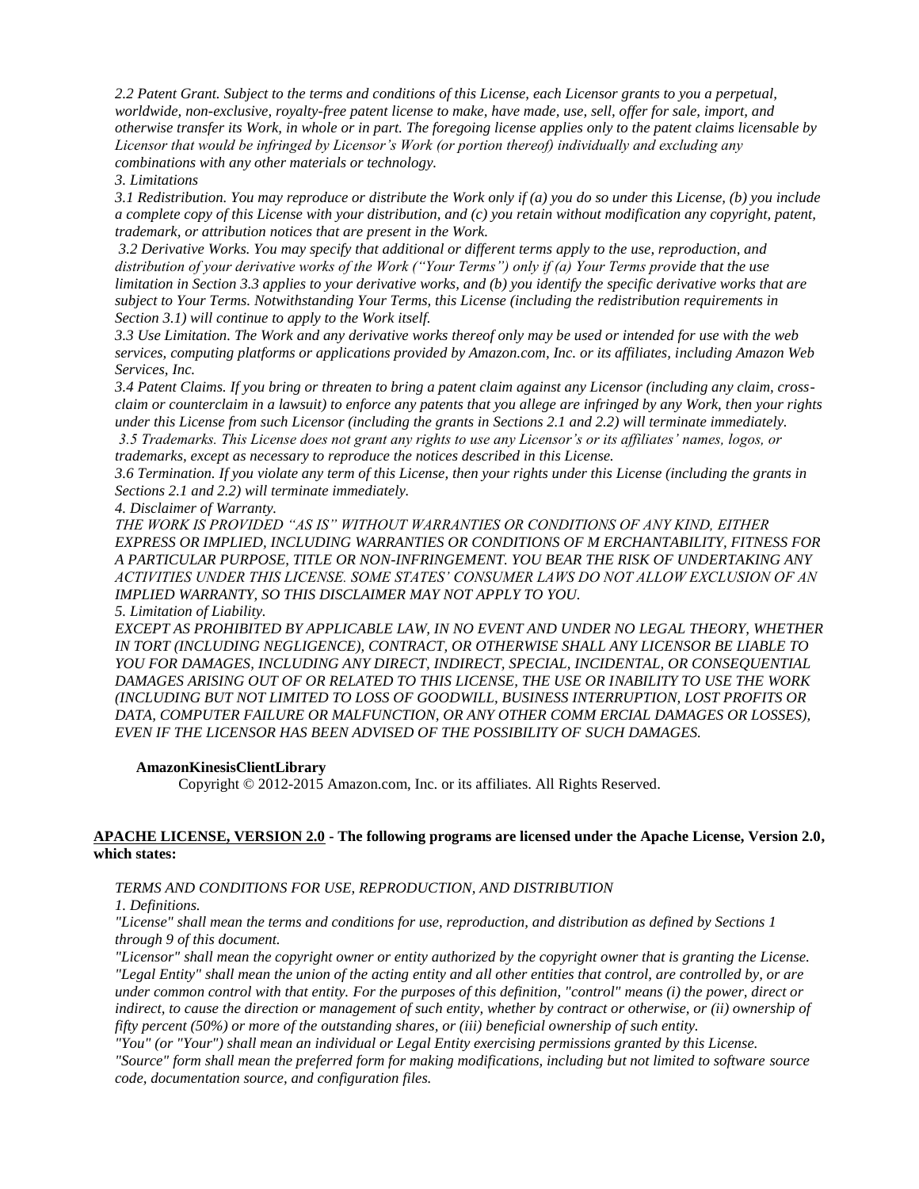*2.2 Patent Grant. Subject to the terms and conditions of this License, each Licensor grants to you a perpetual, worldwide, non-exclusive, royalty-free patent license to make, have made, use, sell, offer for sale, import, and otherwise transfer its Work, in whole or in part. The foregoing license applies only to the patent claims licensable by Licensor that would be infringed by Licensor's Work (or portion thereof) individually and excluding any combinations with any other materials or technology.*

*3. Limitations*

*3.1 Redistribution. You may reproduce or distribute the Work only if (a) you do so under this License, (b) you include a complete copy of this License with your distribution, and (c) you retain without modification any copyright, patent, trademark, or attribution notices that are present in the Work.*

*3.2 Derivative Works. You may specify that additional or different terms apply to the use, reproduction, and distribution of your derivative works of the Work ("Your Terms") only if (a) Your Terms provide that the use limitation in Section 3.3 applies to your derivative works, and (b) you identify the specific derivative works that are subject to Your Terms. Notwithstanding Your Terms, this License (including the redistribution requirements in Section 3.1) will continue to apply to the Work itself.*

*3.3 Use Limitation. The Work and any derivative works thereof only may be used or intended for use with the web services, computing platforms or applications provided by Amazon.com, Inc. or its affiliates, including Amazon Web Services, Inc.*

*3.4 Patent Claims. If you bring or threaten to bring a patent claim against any Licensor (including any claim, cross-claim or counterclaim in a lawsuit) to enforce any patents that you allege are infringed by any Work, then your rights under this License from such Licensor (including the grants in Sections 2.1 and 2.2) will terminate immediately.*

*3.5 Trademarks. This License does not grant any rights to use any Licensor's or its affiliates' names, logos, or trademarks, except as necessary to reproduce the notices described in this License.*

*3.6 Termination. If you violate any term of this License, then your rights under this License (including the grants in Sections 2.1 and 2.2) will terminate immediately.*

*4. Disclaimer of Warranty.*

*THE WORK IS PROVIDED "AS IS" WITHOUT WARRANTIES OR CONDITIONS OF ANY KIND, EITHER EXPRESS OR IMPLIED, INCLUDING WARRANTIES OR CONDITIONS OF M ERCHANTABILITY, FITNESS FOR A PARTICULAR PURPOSE, TITLE OR NON-INFRINGEMENT. YOU BEAR THE RISK OF UNDERTAKING ANY ACTIVITIES UNDER THIS LICENSE. SOME STATES' CONSUMER LAWS DO NOT ALLOW EXCLUSION OF AN IMPLIED WARRANTY, SO THIS DISCLAIMER MAY NOT APPLY TO YOU.*

*5. Limitation of Liability.*

*EXCEPT AS PROHIBITED BY APPLICABLE LAW, IN NO EVENT AND UNDER NO LEGAL THEORY, WHETHER IN TORT (INCLUDING NEGLIGENCE), CONTRACT, OR OTHERWISE SHALL ANY LICENSOR BE LIABLE TO YOU FOR DAMAGES, INCLUDING ANY DIRECT, INDIRECT, SPECIAL, INCIDENTAL, OR CONSEQUENTIAL DAMAGES ARISING OUT OF OR RELATED TO THIS LICENSE, THE USE OR INABILITY TO USE THE WORK (INCLUDING BUT NOT LIMITED TO LOSS OF GOODWILL, BUSINESS INTERRUPTION, LOST PROFITS OR DATA, COMPUTER FAILURE OR MALFUNCTION, OR ANY OTHER COMM ERCIAL DAMAGES OR LOSSES), EVEN IF THE LICENSOR HAS BEEN ADVISED OF THE POSSIBILITY OF SUCH DAMAGES.*

**AmazonKinesisClientLibrary**

Copyright © 2012-2015 Amazon.com, Inc. or its affiliates. All Rights Reserved.

**APACHE LICENSE, VERSION 2.0 - The following programs are licensed under the Apache License, Version 2.0, which states:**

*TERMS AND CONDITIONS FOR USE, REPRODUCTION, AND DISTRIBUTION*

*1. Definitions.*

*"License" shall mean the terms and conditions for use, reproduction, and distribution as defined by Sections 1 through 9 of this document.*

*"Licensor" shall mean the copyright owner or entity authorized by the copyright owner that is granting the License.*

*"Legal Entity" shall mean the union of the acting entity and all other entities that control, are controlled by, or are under common control with that entity. For the purposes of this definition, "control" means (i) the power, direct or indirect, to cause the direction or management of such entity, whether by contract or otherwise, or (ii) ownership of fifty percent (50%) or more of the outstanding shares, or (iii) beneficial ownership of such entity.*

*"You" (or "Your") shall mean an individual or Legal Entity exercising permissions granted by this License.*

*"Source" form shall mean the preferred form for making modifications, including but not limited to software source code, documentation source, and configuration files.*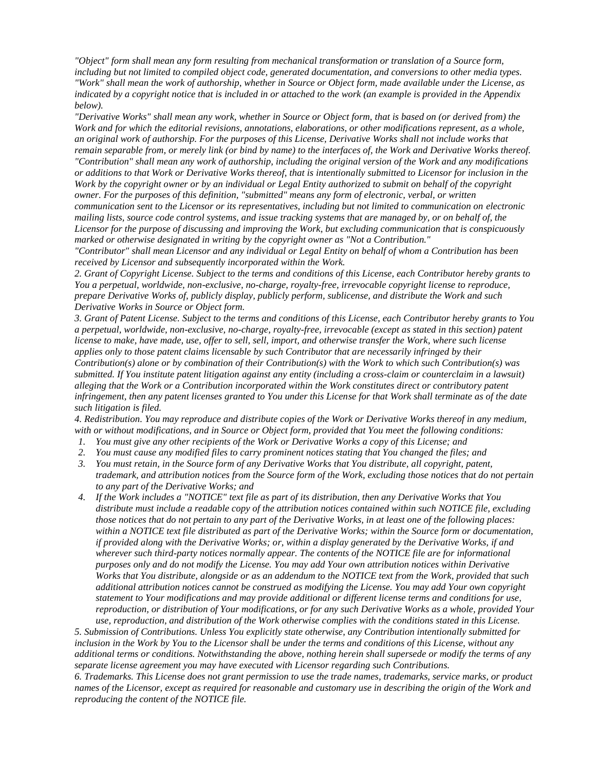*"Object" form shall mean any form resulting from mechanical transformation or translation of a Source form, including but not limited to compiled object code, generated documentation, and conversions to other media types.*
*"Work" shall mean the work of authorship, whether in Source or Object form, made available under the License, as indicated by a copyright notice that is included in or attached to the work (an example is provided in the Appendix below).*

*"Derivative Works" shall mean any work, whether in Source or Object form, that is based on (or derived from) the Work and for which the editorial revisions, annotations, elaborations, or other modifications represent, as a whole, an original work of authorship. For the purposes of this License, Derivative Works shall not include works that remain separable from, or merely link (or bind by name) to the interfaces of, the Work and Derivative Works thereof.*
*"Contribution" shall mean any work of authorship, including the original version of the Work and any modifications or additions to that Work or Derivative Works thereof, that is intentionally submitted to Licensor for inclusion in the Work by the copyright owner or by an individual or Legal Entity authorized to submit on behalf of the copyright owner. For the purposes of this definition, "submitted" means any form of electronic, verbal, or written communication sent to the Licensor or its representatives, including but not limited to communication on electronic mailing lists, source code control systems, and issue tracking systems that are managed by, or on behalf of, the Licensor for the purpose of discussing and improving the Work, but excluding communication that is conspicuously marked or otherwise designated in writing by the copyright owner as "Not a Contribution."*

*"Contributor" shall mean Licensor and any individual or Legal Entity on behalf of whom a Contribution has been received by Licensor and subsequently incorporated within the Work.*

*2. Grant of Copyright License. Subject to the terms and conditions of this License, each Contributor hereby grants to You a perpetual, worldwide, non-exclusive, no-charge, royalty-free, irrevocable copyright license to reproduce, prepare Derivative Works of, publicly display, publicly perform, sublicense, and distribute the Work and such Derivative Works in Source or Object form.*

*3. Grant of Patent License. Subject to the terms and conditions of this License, each Contributor hereby grants to You a perpetual, worldwide, non-exclusive, no-charge, royalty-free, irrevocable (except as stated in this section) patent license to make, have made, use, offer to sell, sell, import, and otherwise transfer the Work, where such license applies only to those patent claims licensable by such Contributor that are necessarily infringed by their Contribution(s) alone or by combination of their Contribution(s) with the Work to which such Contribution(s) was submitted. If You institute patent litigation against any entity (including a cross-claim or counterclaim in a lawsuit) alleging that the Work or a Contribution incorporated within the Work constitutes direct or contributory patent infringement, then any patent licenses granted to You under this License for that Work shall terminate as of the date such litigation is filed.*

*4. Redistribution. You may reproduce and distribute copies of the Work or Derivative Works thereof in any medium, with or without modifications, and in Source or Object form, provided that You meet the following conditions:*

1. *You must give any other recipients of the Work or Derivative Works a copy of this License; and*
2. *You must cause any modified files to carry prominent notices stating that You changed the files; and*
3. *You must retain, in the Source form of any Derivative Works that You distribute, all copyright, patent, trademark, and attribution notices from the Source form of the Work, excluding those notices that do not pertain to any part of the Derivative Works; and*
4. *If the Work includes a "NOTICE" text file as part of its distribution, then any Derivative Works that You distribute must include a readable copy of the attribution notices contained within such NOTICE file, excluding those notices that do not pertain to any part of the Derivative Works, in at least one of the following places: within a NOTICE text file distributed as part of the Derivative Works; within the Source form or documentation, if provided along with the Derivative Works; or, within a display generated by the Derivative Works, if and wherever such third-party notices normally appear. The contents of the NOTICE file are for informational purposes only and do not modify the License. You may add Your own attribution notices within Derivative Works that You distribute, alongside or as an addendum to the NOTICE text from the Work, provided that such additional attribution notices cannot be construed as modifying the License. You may add Your own copyright statement to Your modifications and may provide additional or different license terms and conditions for use, reproduction, or distribution of Your modifications, or for any such Derivative Works as a whole, provided Your use, reproduction, and distribution of the Work otherwise complies with the conditions stated in this License.*

*5. Submission of Contributions. Unless You explicitly state otherwise, any Contribution intentionally submitted for inclusion in the Work by You to the Licensor shall be under the terms and conditions of this License, without any additional terms or conditions. Notwithstanding the above, nothing herein shall supersede or modify the terms of any separate license agreement you may have executed with Licensor regarding such Contributions.*

*6. Trademarks. This License does not grant permission to use the trade names, trademarks, service marks, or product names of the Licensor, except as required for reasonable and customary use in describing the origin of the Work and reproducing the content of the NOTICE file.*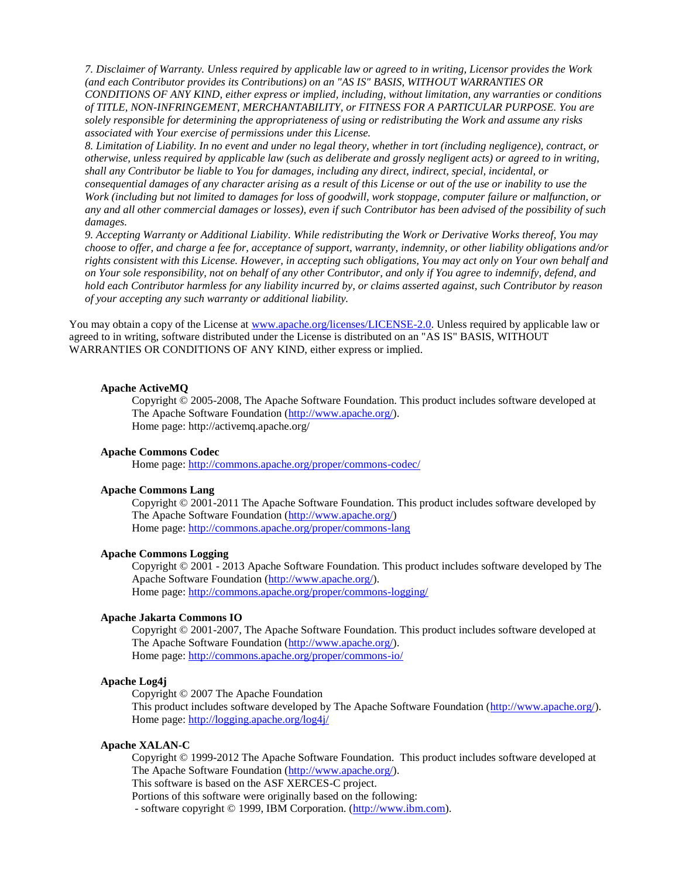*7. Disclaimer of Warranty. Unless required by applicable law or agreed to in writing, Licensor provides the Work (and each Contributor provides its Contributions) on an "AS IS" BASIS, WITHOUT WARRANTIES OR CONDITIONS OF ANY KIND, either express or implied, including, without limitation, any warranties or conditions of TITLE, NON-INFRINGEMENT, MERCHANTABILITY, or FITNESS FOR A PARTICULAR PURPOSE. You are solely responsible for determining the appropriateness of using or redistributing the Work and assume any risks associated with Your exercise of permissions under this License.*

*8. Limitation of Liability. In no event and under no legal theory, whether in tort (including negligence), contract, or otherwise, unless required by applicable law (such as deliberate and grossly negligent acts) or agreed to in writing, shall any Contributor be liable to You for damages, including any direct, indirect, special, incidental, or consequential damages of any character arising as a result of this License or out of the use or inability to use the Work (including but not limited to damages for loss of goodwill, work stoppage, computer failure or malfunction, or any and all other commercial damages or losses), even if such Contributor has been advised of the possibility of such damages.*

*9. Accepting Warranty or Additional Liability. While redistributing the Work or Derivative Works thereof, You may choose to offer, and charge a fee for, acceptance of support, warranty, indemnity, or other liability obligations and/or rights consistent with this License. However, in accepting such obligations, You may act only on Your own behalf and on Your sole responsibility, not on behalf of any other Contributor, and only if You agree to indemnify, defend, and hold each Contributor harmless for any liability incurred by, or claims asserted against, such Contributor by reason of your accepting any such warranty or additional liability.*

You may obtain a copy of the License at www.apache.org/licenses/LICENSE-2.0. Unless required by applicable law or agreed to in writing, software distributed under the License is distributed on an "AS IS" BASIS, WITHOUT WARRANTIES OR CONDITIONS OF ANY KIND, either express or implied.

**Apache ActiveMQ**

Copyright © 2005-2008, The Apache Software Foundation. This product includes software developed at The Apache Software Foundation (http://www.apache.org/).
Home page: http://activemq.apache.org/

**Apache Commons Codec**

Home page: http://commons.apache.org/proper/commons-codec/

**Apache Commons Lang**

Copyright © 2001-2011 The Apache Software Foundation. This product includes software developed by The Apache Software Foundation (http://www.apache.org/)
Home page: http://commons.apache.org/proper/commons-lang

**Apache Commons Logging**

Copyright © 2001 - 2013 Apache Software Foundation. This product includes software developed by The Apache Software Foundation (http://www.apache.org/).
Home page: http://commons.apache.org/proper/commons-logging/

**Apache Jakarta Commons IO**

Copyright © 2001-2007, The Apache Software Foundation. This product includes software developed at The Apache Software Foundation (http://www.apache.org/).
Home page: http://commons.apache.org/proper/commons-io/

**Apache Log4j**

Copyright © 2007 The Apache Foundation
This product includes software developed by The Apache Software Foundation (http://www.apache.org/).
Home page: http://logging.apache.org/log4j/

**Apache XALAN-C**

Copyright © 1999-2012 The Apache Software Foundation. This product includes software developed at The Apache Software Foundation (http://www.apache.org/).
This software is based on the ASF XERCES-C project.
Portions of this software were originally based on the following:
- software copyright © 1999, IBM Corporation. (http://www.ibm.com).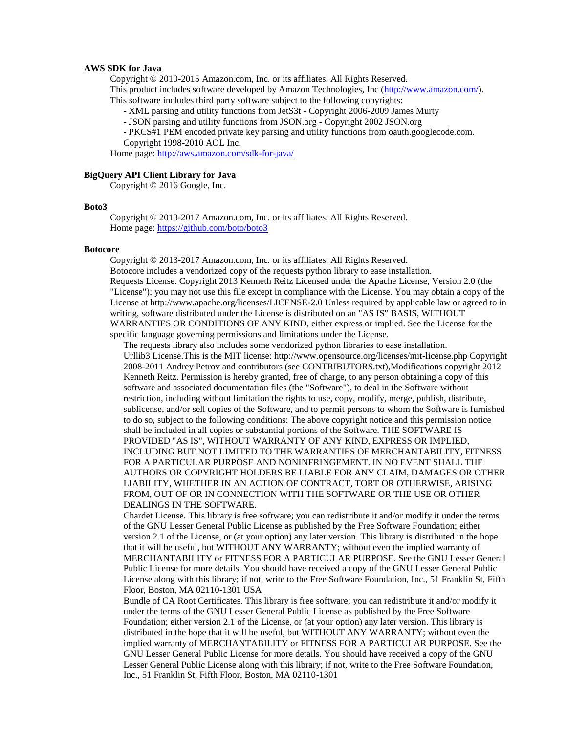**AWS SDK for Java**

Copyright © 2010-2015 Amazon.com, Inc. or its affiliates. All Rights Reserved.
This product includes software developed by Amazon Technologies, Inc (http://www.amazon.com/).
This software includes third party software subject to the following copyrights:

- XML parsing and utility functions from JetS3t - Copyright 2006-2009 James Murty
- JSON parsing and utility functions from JSON.org - Copyright 2002 JSON.org
- PKCS#1 PEM encoded private key parsing and utility functions from oauth.googlecode.com. Copyright 1998-2010 AOL Inc.

Home page: http://aws.amazon.com/sdk-for-java/

**BigQuery API Client Library for Java**

Copyright © 2016 Google, Inc.

**Boto3**

Copyright © 2013-2017 Amazon.com, Inc. or its affiliates. All Rights Reserved.
Home page: https://github.com/boto/boto3

**Botocore**

Copyright © 2013-2017 Amazon.com, Inc. or its affiliates. All Rights Reserved.
Botocore includes a vendorized copy of the requests python library to ease installation.
Requests License. Copyright 2013 Kenneth Reitz Licensed under the Apache License, Version 2.0 (the "License"); you may not use this file except in compliance with the License. You may obtain a copy of the License at http://www.apache.org/licenses/LICENSE-2.0 Unless required by applicable law or agreed to in writing, software distributed under the License is distributed on an "AS IS" BASIS, WITHOUT WARRANTIES OR CONDITIONS OF ANY KIND, either express or implied. See the License for the specific language governing permissions and limitations under the License.

The requests library also includes some vendorized python libraries to ease installation.

Urllib3 License.This is the MIT license: http://www.opensource.org/licenses/mit-license.php Copyright 2008-2011 Andrey Petrov and contributors (see CONTRIBUTORS.txt),Modifications copyright 2012 Kenneth Reitz. Permission is hereby granted, free of charge, to any person obtaining a copy of this software and associated documentation files (the "Software"), to deal in the Software without restriction, including without limitation the rights to use, copy, modify, merge, publish, distribute, sublicense, and/or sell copies of the Software, and to permit persons to whom the Software is furnished to do so, subject to the following conditions: The above copyright notice and this permission notice shall be included in all copies or substantial portions of the Software. THE SOFTWARE IS PROVIDED "AS IS", WITHOUT WARRANTY OF ANY KIND, EXPRESS OR IMPLIED, INCLUDING BUT NOT LIMITED TO THE WARRANTIES OF MERCHANTABILITY, FITNESS FOR A PARTICULAR PURPOSE AND NONINFRINGEMENT. IN NO EVENT SHALL THE AUTHORS OR COPYRIGHT HOLDERS BE LIABLE FOR ANY CLAIM, DAMAGES OR OTHER LIABILITY, WHETHER IN AN ACTION OF CONTRACT, TORT OR OTHERWISE, ARISING FROM, OUT OF OR IN CONNECTION WITH THE SOFTWARE OR THE USE OR OTHER DEALINGS IN THE SOFTWARE.

Chardet License. This library is free software; you can redistribute it and/or modify it under the terms of the GNU Lesser General Public License as published by the Free Software Foundation; either version 2.1 of the License, or (at your option) any later version. This library is distributed in the hope that it will be useful, but WITHOUT ANY WARRANTY; without even the implied warranty of MERCHANTABILITY or FITNESS FOR A PARTICULAR PURPOSE. See the GNU Lesser General Public License for more details. You should have received a copy of the GNU Lesser General Public License along with this library; if not, write to the Free Software Foundation, Inc., 51 Franklin St, Fifth Floor, Boston, MA 02110-1301 USA

Bundle of CA Root Certificates. This library is free software; you can redistribute it and/or modify it under the terms of the GNU Lesser General Public License as published by the Free Software Foundation; either version 2.1 of the License, or (at your option) any later version. This library is distributed in the hope that it will be useful, but WITHOUT ANY WARRANTY; without even the implied warranty of MERCHANTABILITY or FITNESS FOR A PARTICULAR PURPOSE. See the GNU Lesser General Public License for more details. You should have received a copy of the GNU Lesser General Public License along with this library; if not, write to the Free Software Foundation, Inc., 51 Franklin St, Fifth Floor, Boston, MA 02110-1301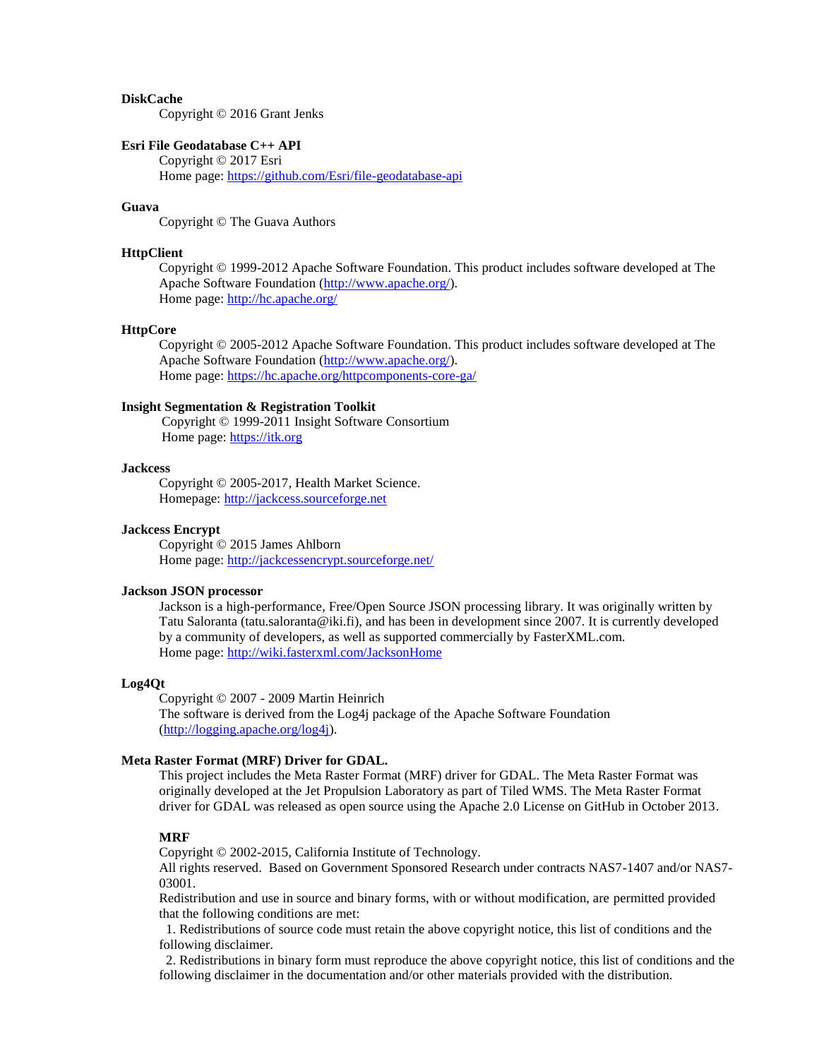**DiskCache**

Copyright © 2016 Grant Jenks

**Esri File Geodatabase C++ API**

Copyright © 2017 Esri
Home page: https://github.com/Esri/file-geodatabase-api

**Guava**

Copyright © The Guava Authors

**HttpClient**

Copyright © 1999-2012 Apache Software Foundation. This product includes software developed at The Apache Software Foundation (http://www.apache.org/).
Home page: http://hc.apache.org/

**HttpCore**

Copyright © 2005-2012 Apache Software Foundation. This product includes software developed at The Apache Software Foundation (http://www.apache.org/).
Home page: https://hc.apache.org/httpcomponents-core-ga/

**Insight Segmentation & Registration Toolkit**

Copyright © 1999-2011 Insight Software Consortium
Home page: https://itk.org

**Jackcess**

Copyright © 2005-2017, Health Market Science.
Homepage: http://jackcess.sourceforge.net

**Jackcess Encrypt**

Copyright © 2015 James Ahlborn
Home page: http://jackcessencrypt.sourceforge.net/

**Jackson JSON processor**

Jackson is a high-performance, Free/Open Source JSON processing library. It was originally written by Tatu Saloranta (tatu.saloranta@iki.fi), and has been in development since 2007. It is currently developed by a community of developers, as well as supported commercially by FasterXML.com.
Home page: http://wiki.fasterxml.com/JacksonHome

**Log4Qt**

Copyright © 2007 - 2009 Martin Heinrich
The software is derived from the Log4j package of the Apache Software Foundation (http://logging.apache.org/log4j).

**Meta Raster Format (MRF) Driver for GDAL.**

This project includes the Meta Raster Format (MRF) driver for GDAL. The Meta Raster Format was originally developed at the Jet Propulsion Laboratory as part of Tiled WMS. The Meta Raster Format driver for GDAL was released as open source using the Apache 2.0 License on GitHub in October 2013.

**MRF**

Copyright © 2002-2015, California Institute of Technology.
All rights reserved. Based on Government Sponsored Research under contracts NAS7-1407 and/or NAS7-03001.
Redistribution and use in source and binary forms, with or without modification, are permitted provided that the following conditions are met:

1. Redistributions of source code must retain the above copyright notice, this list of conditions and the following disclaimer.
2. Redistributions in binary form must reproduce the above copyright notice, this list of conditions and the following disclaimer in the documentation and/or other materials provided with the distribution.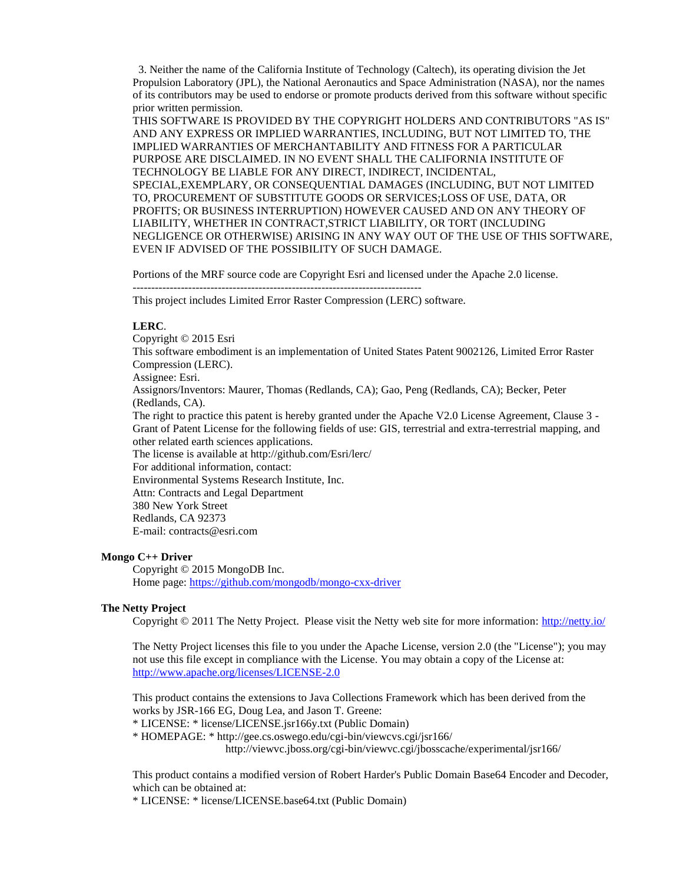3. Neither the name of the California Institute of Technology (Caltech), its operating division the Jet Propulsion Laboratory (JPL), the National Aeronautics and Space Administration (NASA), nor the names of its contributors may be used to endorse or promote products derived from this software without specific prior written permission.

THIS SOFTWARE IS PROVIDED BY THE COPYRIGHT HOLDERS AND CONTRIBUTORS "AS IS" AND ANY EXPRESS OR IMPLIED WARRANTIES, INCLUDING, BUT NOT LIMITED TO, THE IMPLIED WARRANTIES OF MERCHANTABILITY AND FITNESS FOR A PARTICULAR PURPOSE ARE DISCLAIMED. IN NO EVENT SHALL THE CALIFORNIA INSTITUTE OF TECHNOLOGY BE LIABLE FOR ANY DIRECT, INDIRECT, INCIDENTAL, SPECIAL,EXEMPLARY, OR CONSEQUENTIAL DAMAGES (INCLUDING, BUT NOT LIMITED TO, PROCUREMENT OF SUBSTITUTE GOODS OR SERVICES;LOSS OF USE, DATA, OR PROFITS; OR BUSINESS INTERRUPTION) HOWEVER CAUSED AND ON ANY THEORY OF LIABILITY, WHETHER IN CONTRACT,STRICT LIABILITY, OR TORT (INCLUDING NEGLIGENCE OR OTHERWISE) ARISING IN ANY WAY OUT OF THE USE OF THIS SOFTWARE, EVEN IF ADVISED OF THE POSSIBILITY OF SUCH DAMAGE.

Portions of the MRF source code are Copyright Esri and licensed under the Apache 2.0 license.

-------------------------------------------------------------------------------

This project includes Limited Error Raster Compression (LERC) software.

**LERC**.

Copyright © 2015 Esri

This software embodiment is an implementation of United States Patent 9002126, Limited Error Raster Compression (LERC).

Assignee: Esri.

Assignors/Inventors: Maurer, Thomas (Redlands, CA); Gao, Peng (Redlands, CA); Becker, Peter (Redlands, CA).

The right to practice this patent is hereby granted under the Apache V2.0 License Agreement, Clause 3 - Grant of Patent License for the following fields of use: GIS, terrestrial and extra-terrestrial mapping, and other related earth sciences applications.

The license is available at http://github.com/Esri/lerc/

For additional information, contact:

Environmental Systems Research Institute, Inc.

Attn: Contracts and Legal Department

380 New York Street

Redlands, CA 92373

E-mail: contracts@esri.com

**Mongo C++ Driver**

Copyright © 2015 MongoDB Inc.

Home page: https://github.com/mongodb/mongo-cxx-driver

**The Netty Project**

Copyright © 2011 The Netty Project. Please visit the Netty web site for more information: http://netty.io/

The Netty Project licenses this file to you under the Apache License, version 2.0 (the "License"); you may not use this file except in compliance with the License. You may obtain a copy of the License at: http://www.apache.org/licenses/LICENSE-2.0

This product contains the extensions to Java Collections Framework which has been derived from the works by JSR-166 EG, Doug Lea, and Jason T. Greene:

* LICENSE: * license/LICENSE.jsr166y.txt (Public Domain)

* HOMEPAGE: * http://gee.cs.oswego.edu/cgi-bin/viewcvs.cgi/jsr166/
http://viewvc.jboss.org/cgi-bin/viewvc.cgi/jbosscache/experimental/jsr166/

This product contains a modified version of Robert Harder's Public Domain Base64 Encoder and Decoder, which can be obtained at:

* LICENSE: * license/LICENSE.base64.txt (Public Domain)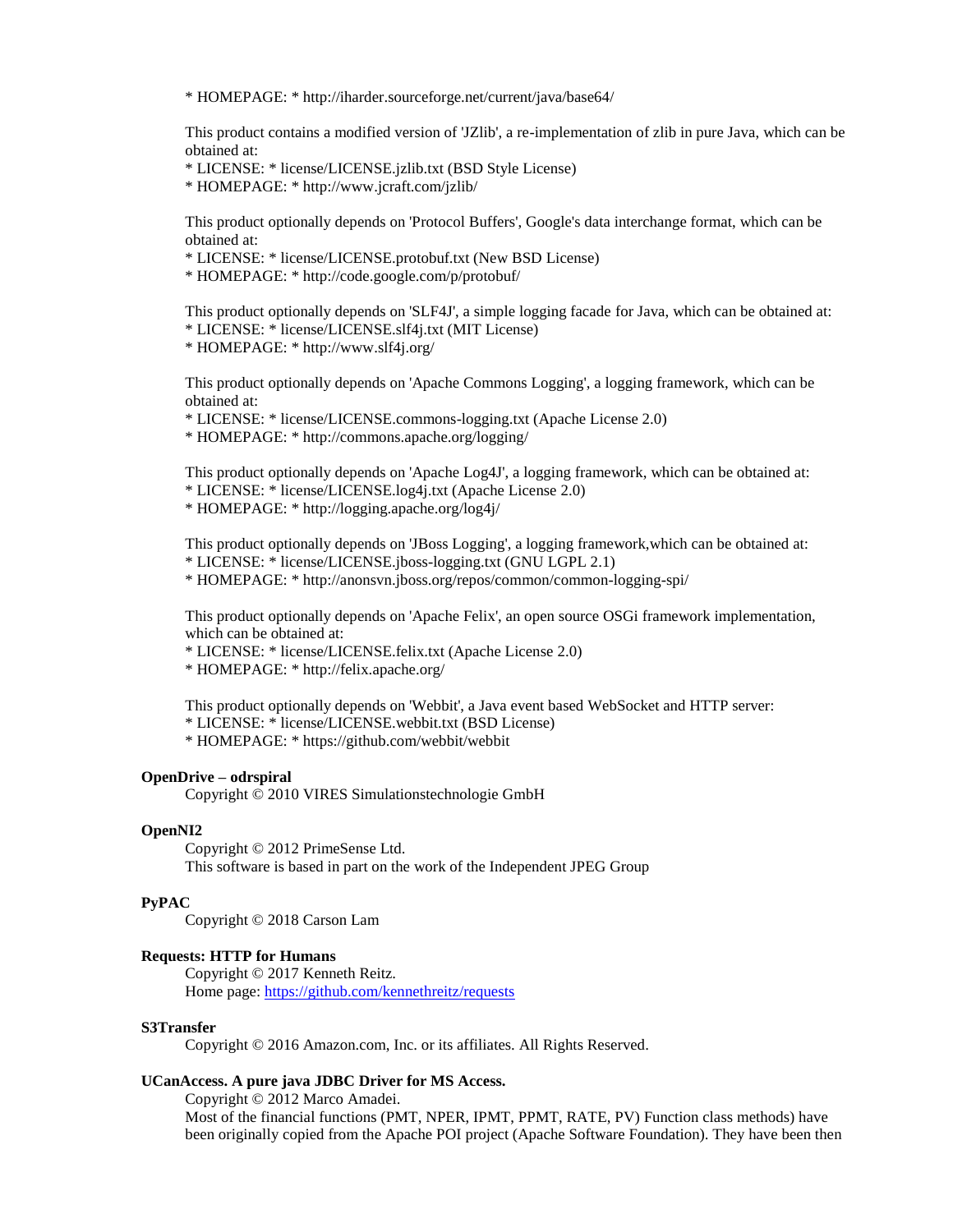* HOMEPAGE: * http://iharder.sourceforge.net/current/java/base64/

This product contains a modified version of 'JZlib', a re-implementation of zlib in pure Java, which can be obtained at:
* LICENSE: * license/LICENSE.jzlib.txt (BSD Style License)
* HOMEPAGE: * http://www.jcraft.com/jzlib/

This product optionally depends on 'Protocol Buffers', Google's data interchange format, which can be obtained at:
* LICENSE: * license/LICENSE.protobuf.txt (New BSD License)
* HOMEPAGE: * http://code.google.com/p/protobuf/

This product optionally depends on 'SLF4J', a simple logging facade for Java, which can be obtained at:
* LICENSE: * license/LICENSE.slf4j.txt (MIT License)
* HOMEPAGE: * http://www.slf4j.org/

This product optionally depends on 'Apache Commons Logging', a logging framework, which can be obtained at:
* LICENSE: * license/LICENSE.commons-logging.txt (Apache License 2.0)
* HOMEPAGE: * http://commons.apache.org/logging/

This product optionally depends on 'Apache Log4J', a logging framework, which can be obtained at:
* LICENSE: * license/LICENSE.log4j.txt (Apache License 2.0)
* HOMEPAGE: * http://logging.apache.org/log4j/

This product optionally depends on 'JBoss Logging', a logging framework,which can be obtained at:
* LICENSE: * license/LICENSE.jboss-logging.txt (GNU LGPL 2.1)
* HOMEPAGE: * http://anonsvn.jboss.org/repos/common/common-logging-spi/

This product optionally depends on 'Apache Felix', an open source OSGi framework implementation, which can be obtained at:
* LICENSE: * license/LICENSE.felix.txt (Apache License 2.0)
* HOMEPAGE: * http://felix.apache.org/

This product optionally depends on 'Webbit', a Java event based WebSocket and HTTP server:
* LICENSE: * license/LICENSE.webbit.txt (BSD License)
* HOMEPAGE: * https://github.com/webbit/webbit

**OpenDrive – odrspiral**

Copyright © 2010 VIRES Simulationstechnologie GmbH

**OpenNI2**

Copyright © 2012 PrimeSense Ltd.
This software is based in part on the work of the Independent JPEG Group

**PyPAC**

Copyright © 2018 Carson Lam

**Requests: HTTP for Humans**

Copyright © 2017 Kenneth Reitz.
Home page: https://github.com/kennethreitz/requests

**S3Transfer**

Copyright © 2016 Amazon.com, Inc. or its affiliates. All Rights Reserved.

**UCanAccess. A pure java JDBC Driver for MS Access.**

Copyright © 2012 Marco Amadei.
Most of the financial functions (PMT, NPER, IPMT, PPMT, RATE, PV) Function class methods) have been originally copied from the Apache POI project (Apache Software Foundation). They have been then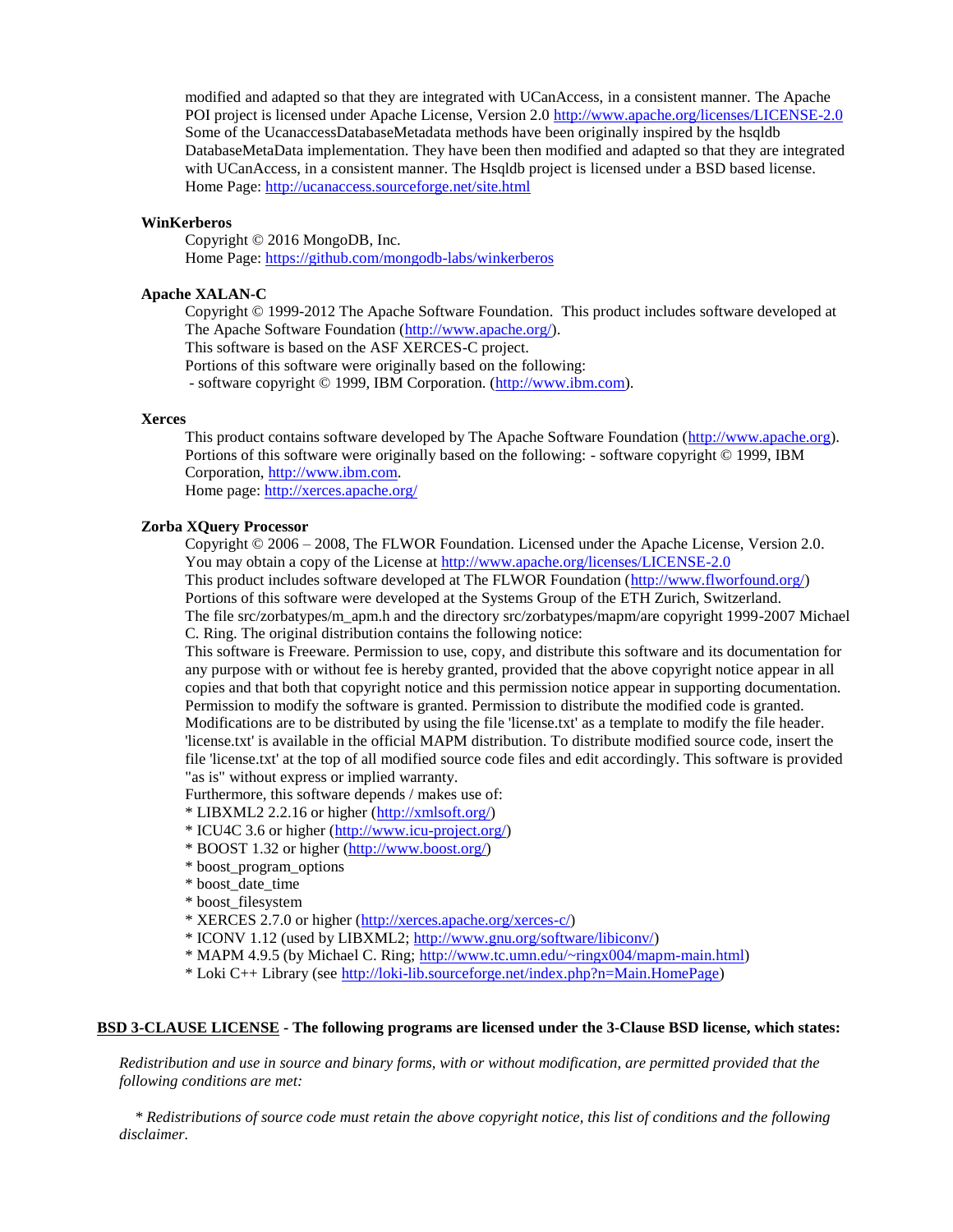modified and adapted so that they are integrated with UCanAccess, in a consistent manner. The Apache POI project is licensed under Apache License, Version 2.0 http://www.apache.org/licenses/LICENSE-2.0
Some of the UcanaccessDatabaseMetadata methods have been originally inspired by the hsqldb DatabaseMetaData implementation. They have been then modified and adapted so that they are integrated with UCanAccess, in a consistent manner. The Hsqldb project is licensed under a BSD based license.
Home Page: http://ucanaccess.sourceforge.net/site.html

**WinKerberos**

Copyright © 2016 MongoDB, Inc.
Home Page: https://github.com/mongodb-labs/winkerberos

**Apache XALAN-C**

Copyright © 1999-2012 The Apache Software Foundation. This product includes software developed at The Apache Software Foundation (http://www.apache.org/).
This software is based on the ASF XERCES-C project.
Portions of this software were originally based on the following:
- software copyright © 1999, IBM Corporation. (http://www.ibm.com).

**Xerces**

This product contains software developed by The Apache Software Foundation (http://www.apache.org). Portions of this software were originally based on the following: - software copyright © 1999, IBM Corporation, http://www.ibm.com.
Home page: http://xerces.apache.org/

**Zorba XQuery Processor**

Copyright © 2006 – 2008, The FLWOR Foundation. Licensed under the Apache License, Version 2.0. You may obtain a copy of the License at http://www.apache.org/licenses/LICENSE-2.0
This product includes software developed at The FLWOR Foundation (http://www.flworfound.org/)
Portions of this software were developed at the Systems Group of the ETH Zurich, Switzerland.
The file src/zorbatypes/m_apm.h and the directory src/zorbatypes/mapm/are copyright 1999-2007 Michael C. Ring. The original distribution contains the following notice:
This software is Freeware. Permission to use, copy, and distribute this software and its documentation for any purpose with or without fee is hereby granted, provided that the above copyright notice appear in all copies and that both that copyright notice and this permission notice appear in supporting documentation. Permission to modify the software is granted. Permission to distribute the modified code is granted. Modifications are to be distributed by using the file 'license.txt' as a template to modify the file header. 'license.txt' is available in the official MAPM distribution. To distribute modified source code, insert the file 'license.txt' at the top of all modified source code files and edit accordingly. This software is provided "as is" without express or implied warranty.
Furthermore, this software depends / makes use of:
* LIBXML2 2.2.16 or higher (http://xmlsoft.org/)
* ICU4C 3.6 or higher (http://www.icu-project.org/)
* BOOST 1.32 or higher (http://www.boost.org/)
* boost_program_options
* boost_date_time
* boost_filesystem
* XERCES 2.7.0 or higher (http://xerces.apache.org/xerces-c/)
* ICONV 1.12 (used by LIBXML2; http://www.gnu.org/software/libiconv/)
* MAPM 4.9.5 (by Michael C. Ring; http://www.tc.umn.edu/~ringx004/mapm-main.html)
* Loki C++ Library (see http://loki-lib.sourceforge.net/index.php?n=Main.HomePage)

**BSD 3-CLAUSE LICENSE - The following programs are licensed under the 3-Clause BSD license, which states:**

*Redistribution and use in source and binary forms, with or without modification, are permitted provided that the following conditions are met:*

*\* Redistributions of source code must retain the above copyright notice, this list of conditions and the following disclaimer.*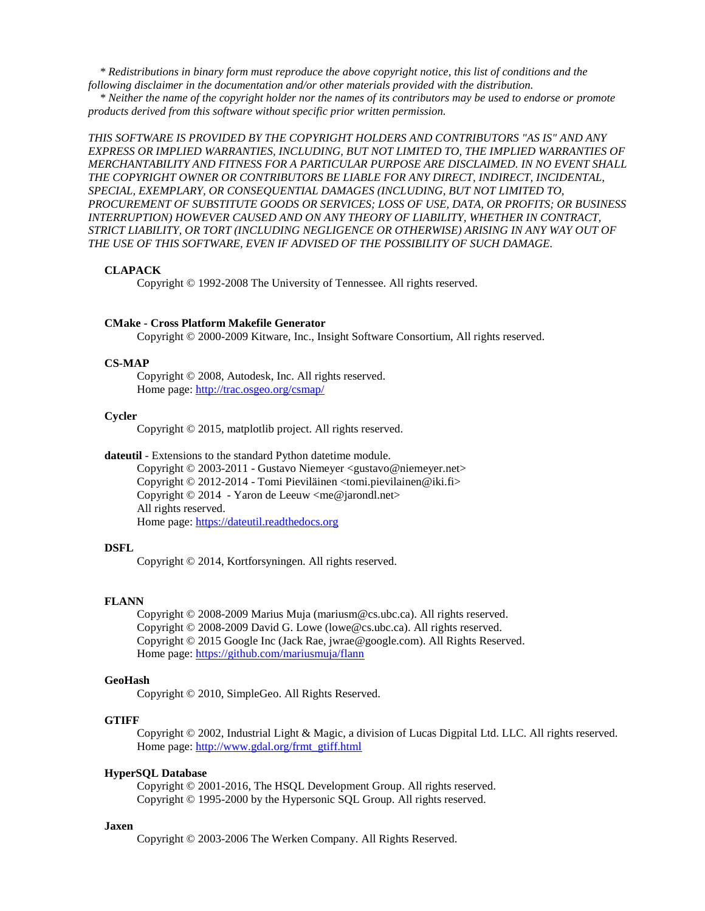*\* Redistributions in binary form must reproduce the above copyright notice, this list of conditions and the following disclaimer in the documentation and/or other materials provided with the distribution.*
*\* Neither the name of the copyright holder nor the names of its contributors may be used to endorse or promote products derived from this software without specific prior written permission.*

*THIS SOFTWARE IS PROVIDED BY THE COPYRIGHT HOLDERS AND CONTRIBUTORS "AS IS" AND ANY EXPRESS OR IMPLIED WARRANTIES, INCLUDING, BUT NOT LIMITED TO, THE IMPLIED WARRANTIES OF MERCHANTABILITY AND FITNESS FOR A PARTICULAR PURPOSE ARE DISCLAIMED. IN NO EVENT SHALL THE COPYRIGHT OWNER OR CONTRIBUTORS BE LIABLE FOR ANY DIRECT, INDIRECT, INCIDENTAL, SPECIAL, EXEMPLARY, OR CONSEQUENTIAL DAMAGES (INCLUDING, BUT NOT LIMITED TO, PROCUREMENT OF SUBSTITUTE GOODS OR SERVICES; LOSS OF USE, DATA, OR PROFITS; OR BUSINESS INTERRUPTION) HOWEVER CAUSED AND ON ANY THEORY OF LIABILITY, WHETHER IN CONTRACT, STRICT LIABILITY, OR TORT (INCLUDING NEGLIGENCE OR OTHERWISE) ARISING IN ANY WAY OUT OF THE USE OF THIS SOFTWARE, EVEN IF ADVISED OF THE POSSIBILITY OF SUCH DAMAGE.*

**CLAPACK**

Copyright © 1992-2008 The University of Tennessee. All rights reserved.

**CMake - Cross Platform Makefile Generator**

Copyright © 2000-2009 Kitware, Inc., Insight Software Consortium, All rights reserved.

**CS-MAP**

Copyright © 2008, Autodesk, Inc. All rights reserved.
Home page: http://trac.osgeo.org/csmap/

**Cycler**

Copyright © 2015, matplotlib project. All rights reserved.

**dateutil** - Extensions to the standard Python datetime module.

Copyright © 2003-2011 - Gustavo Niemeyer <gustavo@niemeyer.net>
Copyright © 2012-2014 - Tomi Pieviläinen <tomi.pievilainen@iki.fi>
Copyright © 2014 - Yaron de Leeuw <me@jarondl.net>
All rights reserved.
Home page: https://dateutil.readthedocs.org

**DSFL**

Copyright © 2014, Kortforsyningen. All rights reserved.

**FLANN**

Copyright © 2008-2009 Marius Muja (mariusm@cs.ubc.ca). All rights reserved.
Copyright © 2008-2009 David G. Lowe (lowe@cs.ubc.ca). All rights reserved.
Copyright © 2015 Google Inc (Jack Rae, jwrae@google.com). All Rights Reserved.
Home page: https://github.com/mariusmuja/flann

**GeoHash**

Copyright © 2010, SimpleGeo. All Rights Reserved.

**GTIFF**

Copyright © 2002, Industrial Light & Magic, a division of Lucas Digpital Ltd. LLC. All rights reserved.
Home page: http://www.gdal.org/frmt_gtiff.html

**HyperSQL Database**

Copyright © 2001-2016, The HSQL Development Group. All rights reserved.
Copyright © 1995-2000 by the Hypersonic SQL Group. All rights reserved.

**Jaxen**

Copyright © 2003-2006 The Werken Company. All Rights Reserved.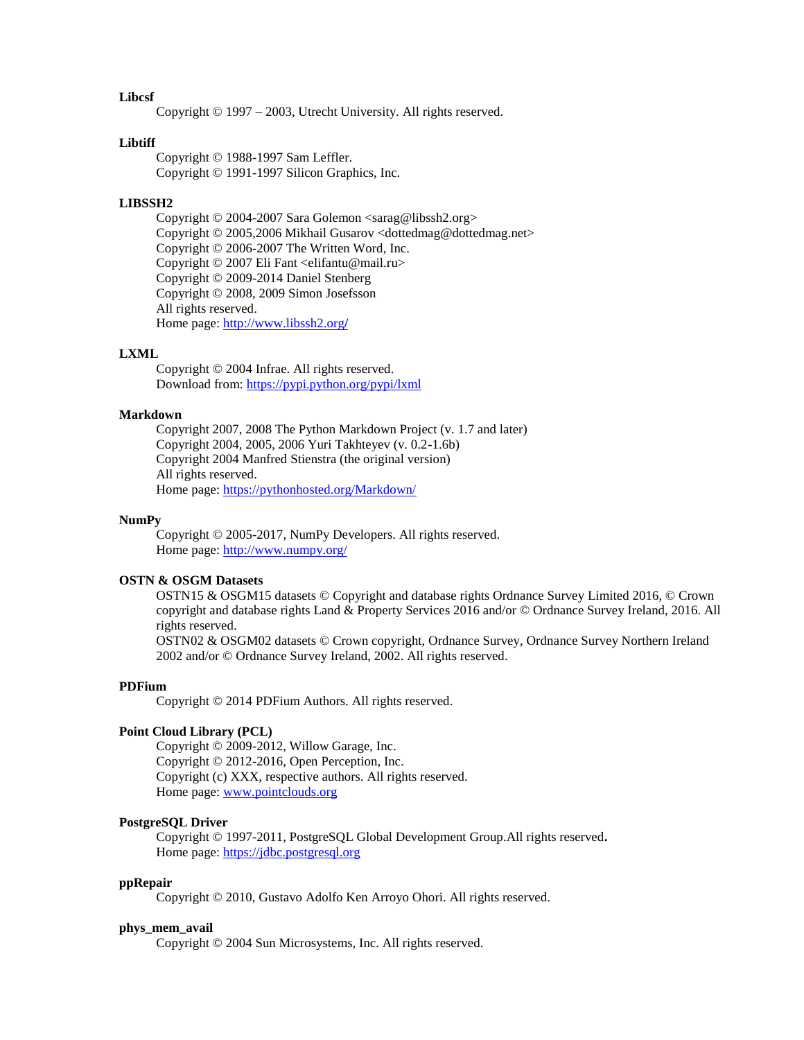**Libcsf**

Copyright © 1997 – 2003, Utrecht University. All rights reserved.

**Libtiff**

Copyright © 1988-1997 Sam Leffler.
Copyright © 1991-1997 Silicon Graphics, Inc.

**LIBSSH2**

Copyright © 2004-2007 Sara Golemon <sarag@libssh2.org>
Copyright © 2005,2006 Mikhail Gusarov <dottedmag@dottedmag.net>
Copyright © 2006-2007 The Written Word, Inc.
Copyright © 2007 Eli Fant <elifantu@mail.ru>
Copyright © 2009-2014 Daniel Stenberg
Copyright © 2008, 2009 Simon Josefsson
All rights reserved.
Home page: [http://www.libssh2.org/](http://www.libssh2.org/)

**LXML**

Copyright © 2004 Infrae. All rights reserved.
Download from: [https://pypi.python.org/pypi/lxml](https://pypi.python.org/pypi/lxml)

**Markdown**

Copyright 2007, 2008 The Python Markdown Project (v. 1.7 and later)
Copyright 2004, 2005, 2006 Yuri Takhteyev (v. 0.2-1.6b)
Copyright 2004 Manfred Stienstra (the original version)
All rights reserved.
Home page: [https://pythonhosted.org/Markdown/](https://pythonhosted.org/Markdown/)

**NumPy**

Copyright © 2005-2017, NumPy Developers. All rights reserved.
Home page: [http://www.numpy.org/](http://www.numpy.org/)

**OSTN & OSGM Datasets**

OSTN15 & OSGM15 datasets © Copyright and database rights Ordnance Survey Limited 2016, © Crown copyright and database rights Land & Property Services 2016 and/or © Ordnance Survey Ireland, 2016. All rights reserved.
OSTN02 & OSGM02 datasets © Crown copyright, Ordnance Survey, Ordnance Survey Northern Ireland 2002 and/or © Ordnance Survey Ireland, 2002. All rights reserved.

**PDFium**

Copyright © 2014 PDFium Authors. All rights reserved.

**Point Cloud Library (PCL)**

Copyright © 2009-2012, Willow Garage, Inc.
Copyright © 2012-2016, Open Perception, Inc.
Copyright (c) XXX, respective authors. All rights reserved.
Home page: [www.pointclouds.org](www.pointclouds.org)

**PostgreSQL Driver**

Copyright © 1997-2011, PostgreSQL Global Development Group.All rights reserved.
Home page: [https://jdbc.postgresql.org](https://jdbc.postgresql.org)

**ppRepair**

Copyright © 2010, Gustavo Adolfo Ken Arroyo Ohori. All rights reserved.

**phys_mem_avail**

Copyright © 2004 Sun Microsystems, Inc. All rights reserved.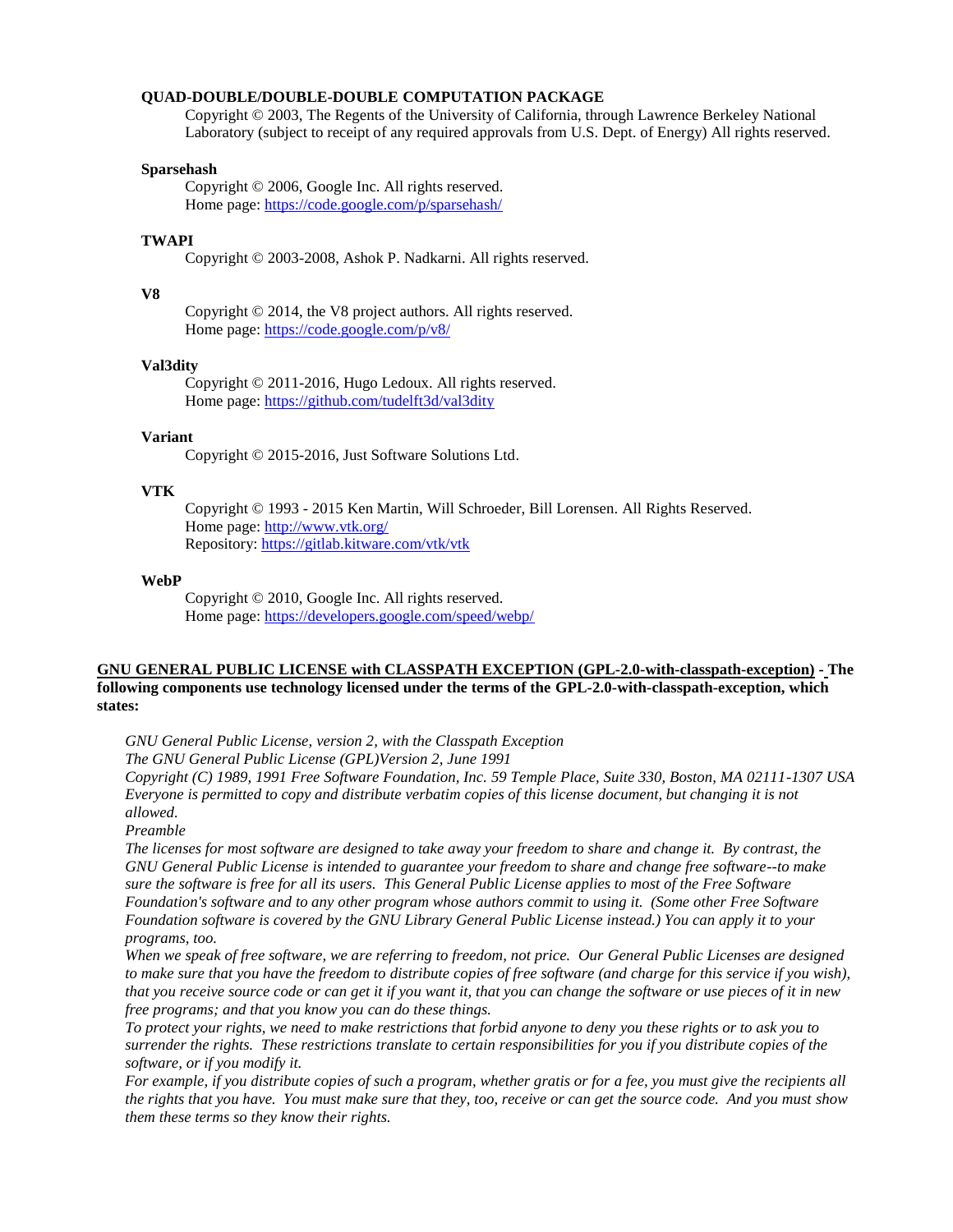**QUAD-DOUBLE/DOUBLE-DOUBLE COMPUTATION PACKAGE**

Copyright © 2003, The Regents of the University of California, through Lawrence Berkeley National Laboratory (subject to receipt of any required approvals from U.S. Dept. of Energy) All rights reserved.

**Sparsehash**

Copyright © 2006, Google Inc. All rights reserved.
Home page: https://code.google.com/p/sparsehash/

**TWAPI**

Copyright © 2003-2008, Ashok P. Nadkarni. All rights reserved.

**V8**

Copyright © 2014, the V8 project authors. All rights reserved.
Home page: https://code.google.com/p/v8/

**Val3dity**

Copyright © 2011-2016, Hugo Ledoux. All rights reserved.
Home page: https://github.com/tudelft3d/val3dity

**Variant**

Copyright © 2015-2016, Just Software Solutions Ltd.

**VTK**

Copyright © 1993 - 2015 Ken Martin, Will Schroeder, Bill Lorensen. All Rights Reserved.
Home page: http://www.vtk.org/
Repository: https://gitlab.kitware.com/vtk/vtk

**WebP**

Copyright © 2010, Google Inc. All rights reserved.
Home page: https://developers.google.com/speed/webp/

**GNU GENERAL PUBLIC LICENSE with CLASSPATH EXCEPTION (GPL-2.0-with-classpath-exception) - The following components use technology licensed under the terms of the GPL-2.0-with-classpath-exception, which states:**

*GNU General Public License, version 2, with the Classpath Exception*
*The GNU General Public License (GPL)Version 2, June 1991*
*Copyright (C) 1989, 1991 Free Software Foundation, Inc. 59 Temple Place, Suite 330, Boston, MA 02111-1307 USA*
*Everyone is permitted to copy and distribute verbatim copies of this license document, but changing it is not allowed.*
*Preamble*
*The licenses for most software are designed to take away your freedom to share and change it. By contrast, the GNU General Public License is intended to guarantee your freedom to share and change free software--to make sure the software is free for all its users. This General Public License applies to most of the Free Software Foundation's software and to any other program whose authors commit to using it. (Some other Free Software Foundation software is covered by the GNU Library General Public License instead.) You can apply it to your programs, too.*
*When we speak of free software, we are referring to freedom, not price. Our General Public Licenses are designed to make sure that you have the freedom to distribute copies of free software (and charge for this service if you wish), that you receive source code or can get it if you want it, that you can change the software or use pieces of it in new free programs; and that you know you can do these things.*
*To protect your rights, we need to make restrictions that forbid anyone to deny you these rights or to ask you to surrender the rights. These restrictions translate to certain responsibilities for you if you distribute copies of the software, or if you modify it.*
*For example, if you distribute copies of such a program, whether gratis or for a fee, you must give the recipients all the rights that you have. You must make sure that they, too, receive or can get the source code. And you must show them these terms so they know their rights.*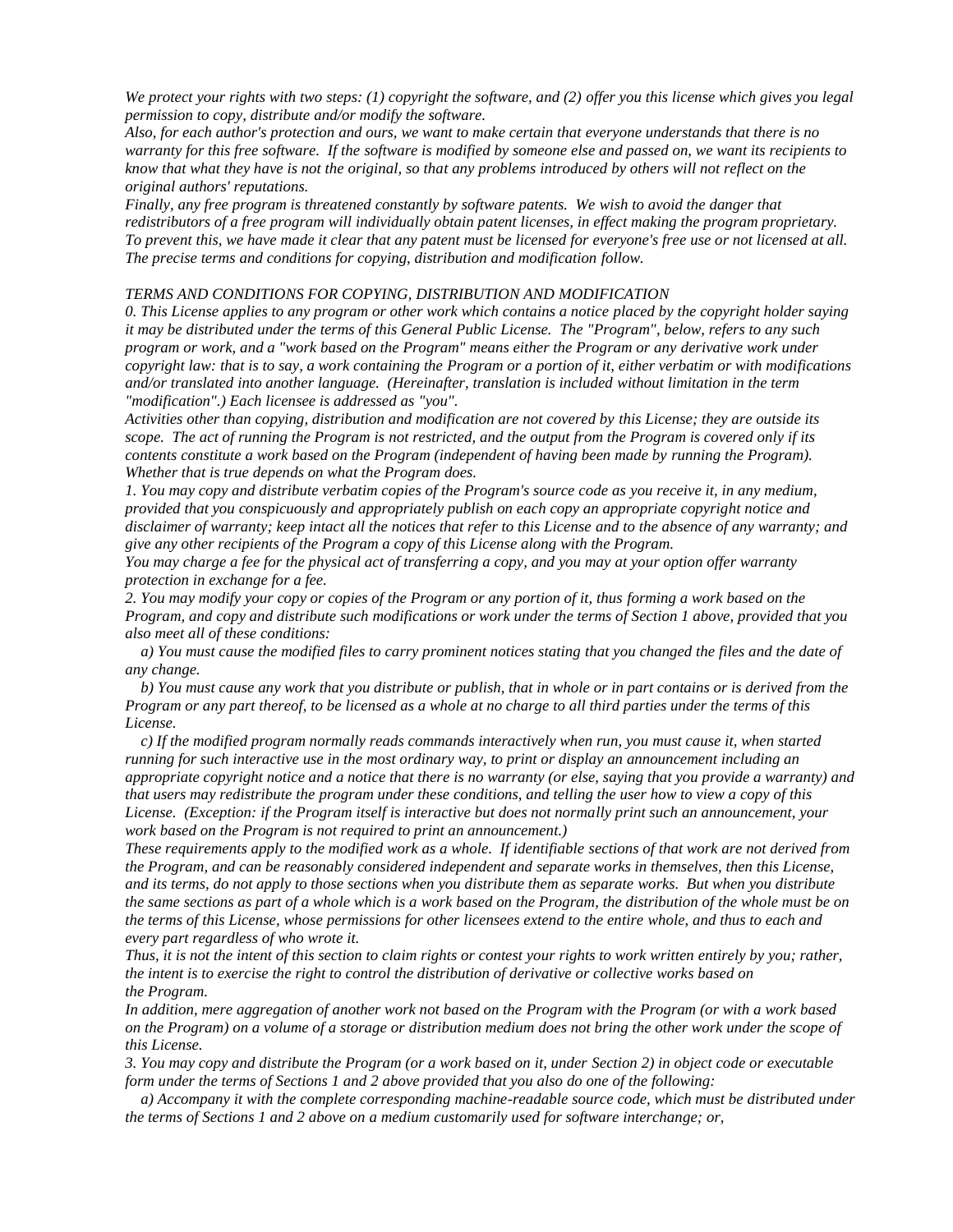*We protect your rights with two steps: (1) copyright the software, and (2) offer you this license which gives you legal permission to copy, distribute and/or modify the software.*

*Also, for each author's protection and ours, we want to make certain that everyone understands that there is no warranty for this free software. If the software is modified by someone else and passed on, we want its recipients to know that what they have is not the original, so that any problems introduced by others will not reflect on the original authors' reputations.*

*Finally, any free program is threatened constantly by software patents. We wish to avoid the danger that redistributors of a free program will individually obtain patent licenses, in effect making the program proprietary. To prevent this, we have made it clear that any patent must be licensed for everyone's free use or not licensed at all. The precise terms and conditions for copying, distribution and modification follow.*

*TERMS AND CONDITIONS FOR COPYING, DISTRIBUTION AND MODIFICATION*

*0. This License applies to any program or other work which contains a notice placed by the copyright holder saying it may be distributed under the terms of this General Public License. The "Program", below, refers to any such program or work, and a "work based on the Program" means either the Program or any derivative work under copyright law: that is to say, a work containing the Program or a portion of it, either verbatim or with modifications and/or translated into another language. (Hereinafter, translation is included without limitation in the term "modification".) Each licensee is addressed as "you".*

*Activities other than copying, distribution and modification are not covered by this License; they are outside its scope. The act of running the Program is not restricted, and the output from the Program is covered only if its contents constitute a work based on the Program (independent of having been made by running the Program). Whether that is true depends on what the Program does.*

*1. You may copy and distribute verbatim copies of the Program's source code as you receive it, in any medium, provided that you conspicuously and appropriately publish on each copy an appropriate copyright notice and disclaimer of warranty; keep intact all the notices that refer to this License and to the absence of any warranty; and give any other recipients of the Program a copy of this License along with the Program.*

*You may charge a fee for the physical act of transferring a copy, and you may at your option offer warranty protection in exchange for a fee.*

*2. You may modify your copy or copies of the Program or any portion of it, thus forming a work based on the Program, and copy and distribute such modifications or work under the terms of Section 1 above, provided that you also meet all of these conditions:*

*a) You must cause the modified files to carry prominent notices stating that you changed the files and the date of any change.*

*b) You must cause any work that you distribute or publish, that in whole or in part contains or is derived from the Program or any part thereof, to be licensed as a whole at no charge to all third parties under the terms of this License.*

*c) If the modified program normally reads commands interactively when run, you must cause it, when started running for such interactive use in the most ordinary way, to print or display an announcement including an appropriate copyright notice and a notice that there is no warranty (or else, saying that you provide a warranty) and that users may redistribute the program under these conditions, and telling the user how to view a copy of this License. (Exception: if the Program itself is interactive but does not normally print such an announcement, your work based on the Program is not required to print an announcement.)*

*These requirements apply to the modified work as a whole. If identifiable sections of that work are not derived from the Program, and can be reasonably considered independent and separate works in themselves, then this License, and its terms, do not apply to those sections when you distribute them as separate works. But when you distribute the same sections as part of a whole which is a work based on the Program, the distribution of the whole must be on the terms of this License, whose permissions for other licensees extend to the entire whole, and thus to each and every part regardless of who wrote it.*

*Thus, it is not the intent of this section to claim rights or contest your rights to work written entirely by you; rather, the intent is to exercise the right to control the distribution of derivative or collective works based on the Program.*

*In addition, mere aggregation of another work not based on the Program with the Program (or with a work based on the Program) on a volume of a storage or distribution medium does not bring the other work under the scope of this License.*

*3. You may copy and distribute the Program (or a work based on it, under Section 2) in object code or executable form under the terms of Sections 1 and 2 above provided that you also do one of the following:*

*a) Accompany it with the complete corresponding machine-readable source code, which must be distributed under the terms of Sections 1 and 2 above on a medium customarily used for software interchange; or,*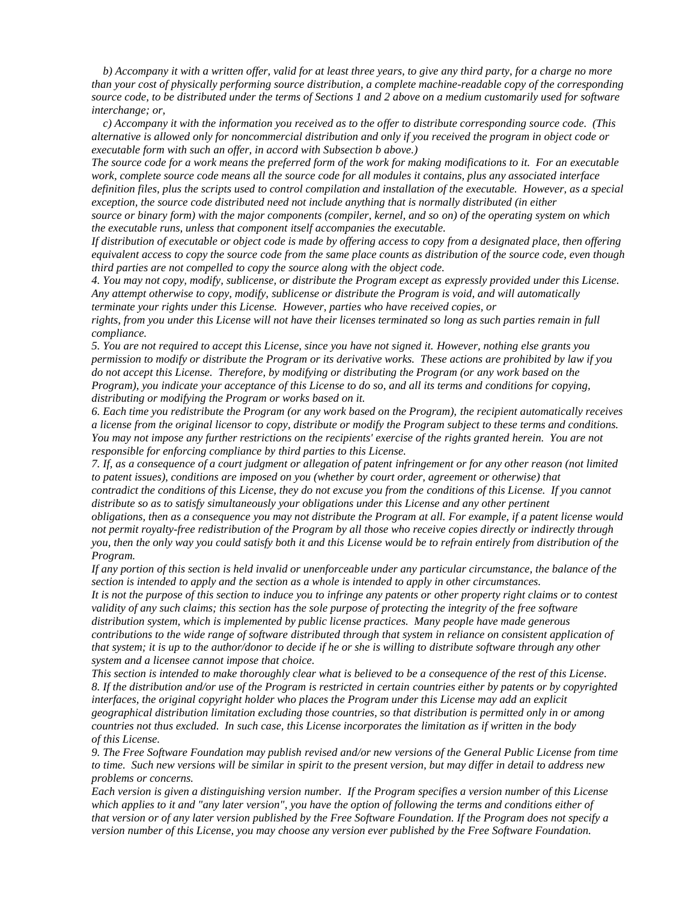*b) Accompany it with a written offer, valid for at least three years, to give any third party, for a charge no more than your cost of physically performing source distribution, a complete machine-readable copy of the corresponding source code, to be distributed under the terms of Sections 1 and 2 above on a medium customarily used for software interchange; or,*

*c) Accompany it with the information you received as to the offer to distribute corresponding source code. (This alternative is allowed only for noncommercial distribution and only if you received the program in object code or executable form with such an offer, in accord with Subsection b above.)*

*The source code for a work means the preferred form of the work for making modifications to it. For an executable work, complete source code means all the source code for all modules it contains, plus any associated interface definition files, plus the scripts used to control compilation and installation of the executable. However, as a special exception, the source code distributed need not include anything that is normally distributed (in either source or binary form) with the major components (compiler, kernel, and so on) of the operating system on which the executable runs, unless that component itself accompanies the executable.*

*If distribution of executable or object code is made by offering access to copy from a designated place, then offering equivalent access to copy the source code from the same place counts as distribution of the source code, even though third parties are not compelled to copy the source along with the object code.*

*4. You may not copy, modify, sublicense, or distribute the Program except as expressly provided under this License. Any attempt otherwise to copy, modify, sublicense or distribute the Program is void, and will automatically terminate your rights under this License. However, parties who have received copies, or rights, from you under this License will not have their licenses terminated so long as such parties remain in full compliance.*

*5. You are not required to accept this License, since you have not signed it. However, nothing else grants you permission to modify or distribute the Program or its derivative works. These actions are prohibited by law if you do not accept this License. Therefore, by modifying or distributing the Program (or any work based on the Program), you indicate your acceptance of this License to do so, and all its terms and conditions for copying, distributing or modifying the Program or works based on it.*

*6. Each time you redistribute the Program (or any work based on the Program), the recipient automatically receives a license from the original licensor to copy, distribute or modify the Program subject to these terms and conditions. You may not impose any further restrictions on the recipients' exercise of the rights granted herein. You are not responsible for enforcing compliance by third parties to this License.*

*7. If, as a consequence of a court judgment or allegation of patent infringement or for any other reason (not limited to patent issues), conditions are imposed on you (whether by court order, agreement or otherwise) that contradict the conditions of this License, they do not excuse you from the conditions of this License. If you cannot distribute so as to satisfy simultaneously your obligations under this License and any other pertinent obligations, then as a consequence you may not distribute the Program at all. For example, if a patent license would not permit royalty-free redistribution of the Program by all those who receive copies directly or indirectly through you, then the only way you could satisfy both it and this License would be to refrain entirely from distribution of the Program.*

*If any portion of this section is held invalid or unenforceable under any particular circumstance, the balance of the section is intended to apply and the section as a whole is intended to apply in other circumstances.*

*It is not the purpose of this section to induce you to infringe any patents or other property right claims or to contest validity of any such claims; this section has the sole purpose of protecting the integrity of the free software distribution system, which is implemented by public license practices. Many people have made generous contributions to the wide range of software distributed through that system in reliance on consistent application of that system; it is up to the author/donor to decide if he or she is willing to distribute software through any other system and a licensee cannot impose that choice.*

*This section is intended to make thoroughly clear what is believed to be a consequence of the rest of this License.*

*8. If the distribution and/or use of the Program is restricted in certain countries either by patents or by copyrighted interfaces, the original copyright holder who places the Program under this License may add an explicit geographical distribution limitation excluding those countries, so that distribution is permitted only in or among countries not thus excluded. In such case, this License incorporates the limitation as if written in the body of this License.*

*9. The Free Software Foundation may publish revised and/or new versions of the General Public License from time to time. Such new versions will be similar in spirit to the present version, but may differ in detail to address new problems or concerns.*

*Each version is given a distinguishing version number. If the Program specifies a version number of this License which applies to it and "any later version", you have the option of following the terms and conditions either of that version or of any later version published by the Free Software Foundation. If the Program does not specify a version number of this License, you may choose any version ever published by the Free Software Foundation.*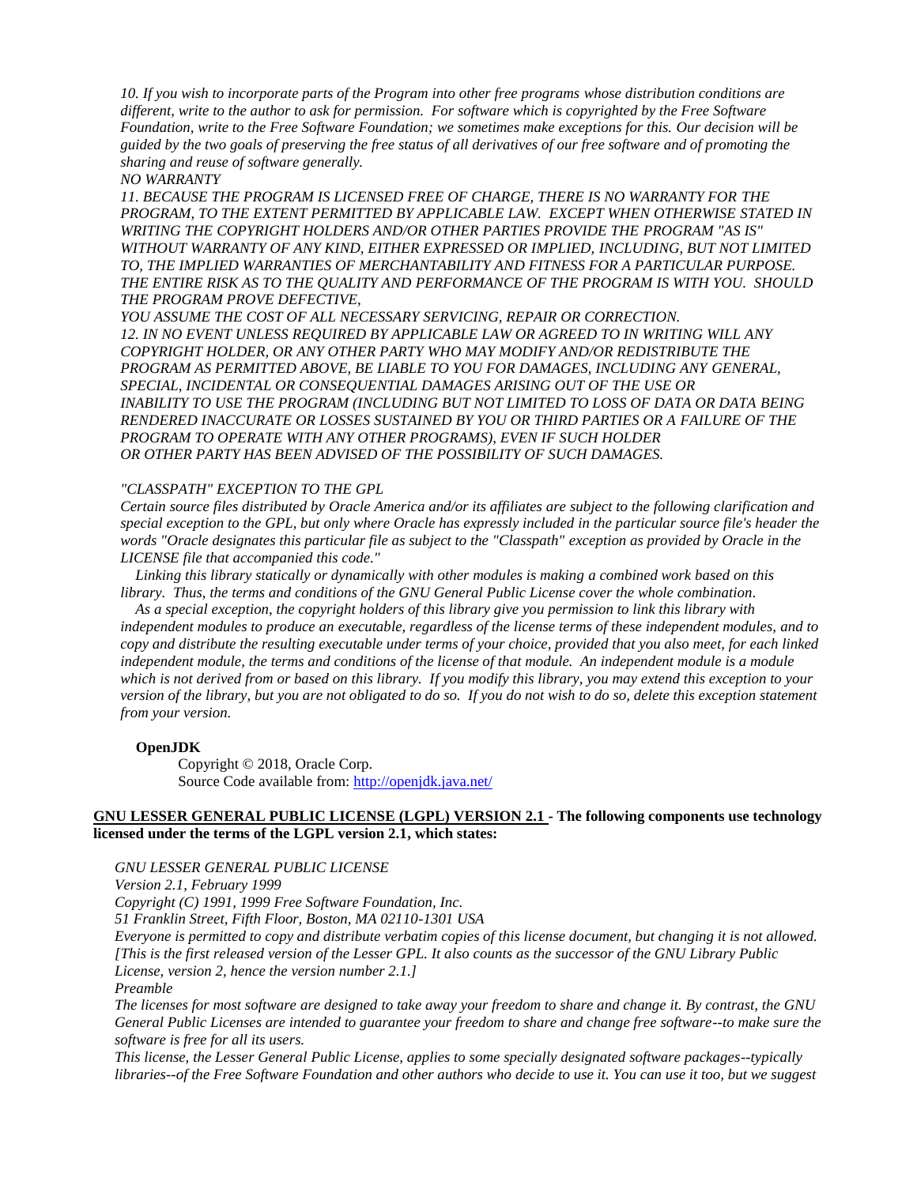*10. If you wish to incorporate parts of the Program into other free programs whose distribution conditions are different, write to the author to ask for permission. For software which is copyrighted by the Free Software Foundation, write to the Free Software Foundation; we sometimes make exceptions for this. Our decision will be guided by the two goals of preserving the free status of all derivatives of our free software and of promoting the sharing and reuse of software generally.*

*NO WARRANTY*

*11. BECAUSE THE PROGRAM IS LICENSED FREE OF CHARGE, THERE IS NO WARRANTY FOR THE PROGRAM, TO THE EXTENT PERMITTED BY APPLICABLE LAW. EXCEPT WHEN OTHERWISE STATED IN WRITING THE COPYRIGHT HOLDERS AND/OR OTHER PARTIES PROVIDE THE PROGRAM "AS IS" WITHOUT WARRANTY OF ANY KIND, EITHER EXPRESSED OR IMPLIED, INCLUDING, BUT NOT LIMITED TO, THE IMPLIED WARRANTIES OF MERCHANTABILITY AND FITNESS FOR A PARTICULAR PURPOSE. THE ENTIRE RISK AS TO THE QUALITY AND PERFORMANCE OF THE PROGRAM IS WITH YOU. SHOULD THE PROGRAM PROVE DEFECTIVE,*

*YOU ASSUME THE COST OF ALL NECESSARY SERVICING, REPAIR OR CORRECTION.*

*12. IN NO EVENT UNLESS REQUIRED BY APPLICABLE LAW OR AGREED TO IN WRITING WILL ANY COPYRIGHT HOLDER, OR ANY OTHER PARTY WHO MAY MODIFY AND/OR REDISTRIBUTE THE PROGRAM AS PERMITTED ABOVE, BE LIABLE TO YOU FOR DAMAGES, INCLUDING ANY GENERAL, SPECIAL, INCIDENTAL OR CONSEQUENTIAL DAMAGES ARISING OUT OF THE USE OR INABILITY TO USE THE PROGRAM (INCLUDING BUT NOT LIMITED TO LOSS OF DATA OR DATA BEING RENDERED INACCURATE OR LOSSES SUSTAINED BY YOU OR THIRD PARTIES OR A FAILURE OF THE PROGRAM TO OPERATE WITH ANY OTHER PROGRAMS), EVEN IF SUCH HOLDER OR OTHER PARTY HAS BEEN ADVISED OF THE POSSIBILITY OF SUCH DAMAGES.*

*"CLASSPATH" EXCEPTION TO THE GPL*

*Certain source files distributed by Oracle America and/or its affiliates are subject to the following clarification and special exception to the GPL, but only where Oracle has expressly included in the particular source file's header the words "Oracle designates this particular file as subject to the "Classpath" exception as provided by Oracle in the LICENSE file that accompanied this code."*

*Linking this library statically or dynamically with other modules is making a combined work based on this library. Thus, the terms and conditions of the GNU General Public License cover the whole combination.*

*As a special exception, the copyright holders of this library give you permission to link this library with independent modules to produce an executable, regardless of the license terms of these independent modules, and to copy and distribute the resulting executable under terms of your choice, provided that you also meet, for each linked independent module, the terms and conditions of the license of that module. An independent module is a module which is not derived from or based on this library. If you modify this library, you may extend this exception to your version of the library, but you are not obligated to do so. If you do not wish to do so, delete this exception statement from your version.*

**OpenJDK**

Copyright © 2018, Oracle Corp.
Source Code available from: http://openjdk.java.net/

**GNU LESSER GENERAL PUBLIC LICENSE (LGPL) VERSION 2.1 - The following components use technology licensed under the terms of the LGPL version 2.1, which states:**

*GNU LESSER GENERAL PUBLIC LICENSE*

*Version 2.1, February 1999*

*Copyright (C) 1991, 1999 Free Software Foundation, Inc.*

*51 Franklin Street, Fifth Floor, Boston, MA 02110-1301 USA*

*Everyone is permitted to copy and distribute verbatim copies of this license document, but changing it is not allowed.*
*[This is the first released version of the Lesser GPL. It also counts as the successor of the GNU Library Public License, version 2, hence the version number 2.1.]*

*Preamble*

*The licenses for most software are designed to take away your freedom to share and change it. By contrast, the GNU General Public Licenses are intended to guarantee your freedom to share and change free software--to make sure the software is free for all its users.*

*This license, the Lesser General Public License, applies to some specially designated software packages--typically libraries--of the Free Software Foundation and other authors who decide to use it. You can use it too, but we suggest*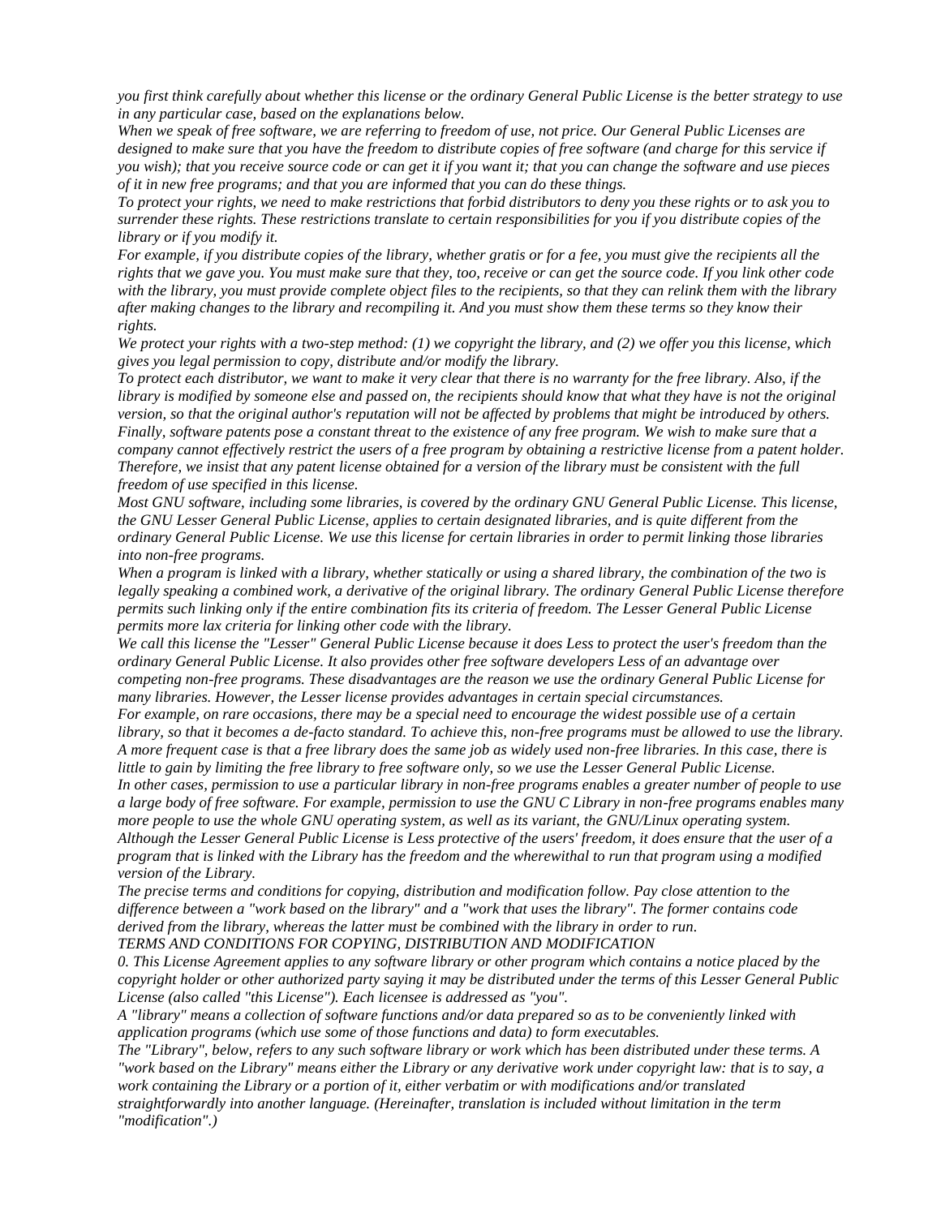*you first think carefully about whether this license or the ordinary General Public License is the better strategy to use in any particular case, based on the explanations below.*

*When we speak of free software, we are referring to freedom of use, not price. Our General Public Licenses are designed to make sure that you have the freedom to distribute copies of free software (and charge for this service if you wish); that you receive source code or can get it if you want it; that you can change the software and use pieces of it in new free programs; and that you are informed that you can do these things.*

*To protect your rights, we need to make restrictions that forbid distributors to deny you these rights or to ask you to surrender these rights. These restrictions translate to certain responsibilities for you if you distribute copies of the library or if you modify it.*

*For example, if you distribute copies of the library, whether gratis or for a fee, you must give the recipients all the rights that we gave you. You must make sure that they, too, receive or can get the source code. If you link other code with the library, you must provide complete object files to the recipients, so that they can relink them with the library after making changes to the library and recompiling it. And you must show them these terms so they know their rights.*

*We protect your rights with a two-step method: (1) we copyright the library, and (2) we offer you this license, which gives you legal permission to copy, distribute and/or modify the library.*

*To protect each distributor, we want to make it very clear that there is no warranty for the free library. Also, if the library is modified by someone else and passed on, the recipients should know that what they have is not the original version, so that the original author's reputation will not be affected by problems that might be introduced by others.*

*Finally, software patents pose a constant threat to the existence of any free program. We wish to make sure that a company cannot effectively restrict the users of a free program by obtaining a restrictive license from a patent holder. Therefore, we insist that any patent license obtained for a version of the library must be consistent with the full freedom of use specified in this license.*

*Most GNU software, including some libraries, is covered by the ordinary GNU General Public License. This license, the GNU Lesser General Public License, applies to certain designated libraries, and is quite different from the ordinary General Public License. We use this license for certain libraries in order to permit linking those libraries into non-free programs.*

*When a program is linked with a library, whether statically or using a shared library, the combination of the two is legally speaking a combined work, a derivative of the original library. The ordinary General Public License therefore permits such linking only if the entire combination fits its criteria of freedom. The Lesser General Public License permits more lax criteria for linking other code with the library.*

*We call this license the "Lesser" General Public License because it does Less to protect the user's freedom than the ordinary General Public License. It also provides other free software developers Less of an advantage over competing non-free programs. These disadvantages are the reason we use the ordinary General Public License for many libraries. However, the Lesser license provides advantages in certain special circumstances.*

*For example, on rare occasions, there may be a special need to encourage the widest possible use of a certain library, so that it becomes a de-facto standard. To achieve this, non-free programs must be allowed to use the library. A more frequent case is that a free library does the same job as widely used non-free libraries. In this case, there is little to gain by limiting the free library to free software only, so we use the Lesser General Public License.*

*In other cases, permission to use a particular library in non-free programs enables a greater number of people to use a large body of free software. For example, permission to use the GNU C Library in non-free programs enables many more people to use the whole GNU operating system, as well as its variant, the GNU/Linux operating system.*

*Although the Lesser General Public License is Less protective of the users' freedom, it does ensure that the user of a program that is linked with the Library has the freedom and the wherewithal to run that program using a modified version of the Library.*

*The precise terms and conditions for copying, distribution and modification follow. Pay close attention to the difference between a "work based on the library" and a "work that uses the library". The former contains code derived from the library, whereas the latter must be combined with the library in order to run.*

*TERMS AND CONDITIONS FOR COPYING, DISTRIBUTION AND MODIFICATION*

*0. This License Agreement applies to any software library or other program which contains a notice placed by the copyright holder or other authorized party saying it may be distributed under the terms of this Lesser General Public License (also called "this License"). Each licensee is addressed as "you".*

*A "library" means a collection of software functions and/or data prepared so as to be conveniently linked with application programs (which use some of those functions and data) to form executables.*

*The "Library", below, refers to any such software library or work which has been distributed under these terms. A "work based on the Library" means either the Library or any derivative work under copyright law: that is to say, a work containing the Library or a portion of it, either verbatim or with modifications and/or translated straightforwardly into another language. (Hereinafter, translation is included without limitation in the term "modification".)*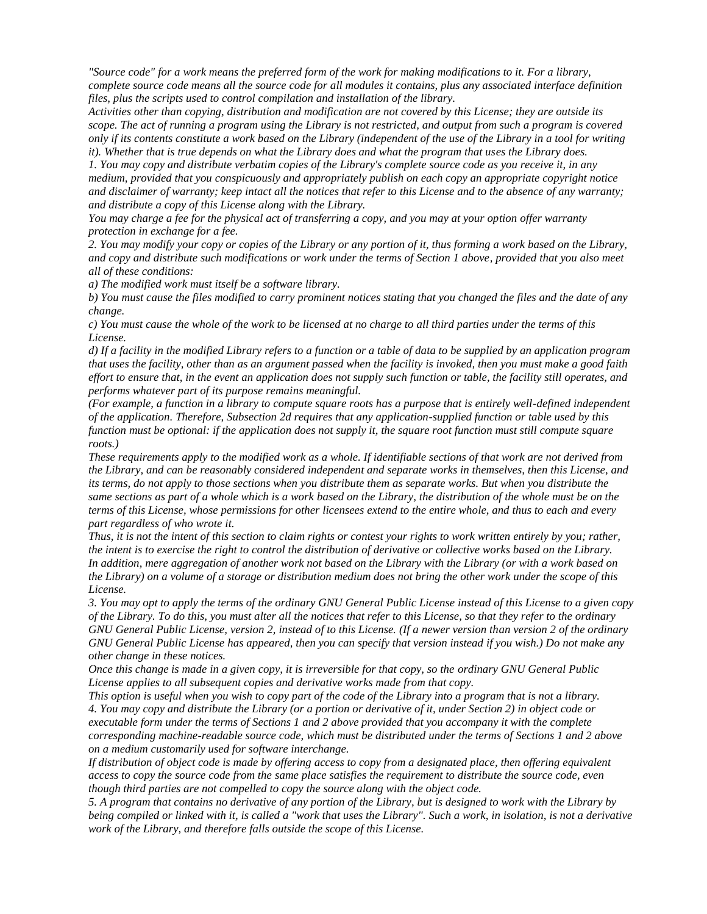*"Source code" for a work means the preferred form of the work for making modifications to it. For a library, complete source code means all the source code for all modules it contains, plus any associated interface definition files, plus the scripts used to control compilation and installation of the library.*

*Activities other than copying, distribution and modification are not covered by this License; they are outside its scope. The act of running a program using the Library is not restricted, and output from such a program is covered only if its contents constitute a work based on the Library (independent of the use of the Library in a tool for writing it). Whether that is true depends on what the Library does and what the program that uses the Library does.*

*1. You may copy and distribute verbatim copies of the Library's complete source code as you receive it, in any medium, provided that you conspicuously and appropriately publish on each copy an appropriate copyright notice and disclaimer of warranty; keep intact all the notices that refer to this License and to the absence of any warranty; and distribute a copy of this License along with the Library.*

*You may charge a fee for the physical act of transferring a copy, and you may at your option offer warranty protection in exchange for a fee.*

*2. You may modify your copy or copies of the Library or any portion of it, thus forming a work based on the Library, and copy and distribute such modifications or work under the terms of Section 1 above, provided that you also meet all of these conditions:*

*a) The modified work must itself be a software library.*

*b) You must cause the files modified to carry prominent notices stating that you changed the files and the date of any change.*

*c) You must cause the whole of the work to be licensed at no charge to all third parties under the terms of this License.*

*d) If a facility in the modified Library refers to a function or a table of data to be supplied by an application program that uses the facility, other than as an argument passed when the facility is invoked, then you must make a good faith effort to ensure that, in the event an application does not supply such function or table, the facility still operates, and performs whatever part of its purpose remains meaningful.*

*(For example, a function in a library to compute square roots has a purpose that is entirely well-defined independent of the application. Therefore, Subsection 2d requires that any application-supplied function or table used by this function must be optional: if the application does not supply it, the square root function must still compute square roots.)*

*These requirements apply to the modified work as a whole. If identifiable sections of that work are not derived from the Library, and can be reasonably considered independent and separate works in themselves, then this License, and its terms, do not apply to those sections when you distribute them as separate works. But when you distribute the same sections as part of a whole which is a work based on the Library, the distribution of the whole must be on the terms of this License, whose permissions for other licensees extend to the entire whole, and thus to each and every part regardless of who wrote it.*

*Thus, it is not the intent of this section to claim rights or contest your rights to work written entirely by you; rather, the intent is to exercise the right to control the distribution of derivative or collective works based on the Library.*

*In addition, mere aggregation of another work not based on the Library with the Library (or with a work based on the Library) on a volume of a storage or distribution medium does not bring the other work under the scope of this License.*

*3. You may opt to apply the terms of the ordinary GNU General Public License instead of this License to a given copy of the Library. To do this, you must alter all the notices that refer to this License, so that they refer to the ordinary GNU General Public License, version 2, instead of to this License. (If a newer version than version 2 of the ordinary GNU General Public License has appeared, then you can specify that version instead if you wish.) Do not make any other change in these notices.*

*Once this change is made in a given copy, it is irreversible for that copy, so the ordinary GNU General Public License applies to all subsequent copies and derivative works made from that copy.*

*This option is useful when you wish to copy part of the code of the Library into a program that is not a library.*

*4. You may copy and distribute the Library (or a portion or derivative of it, under Section 2) in object code or executable form under the terms of Sections 1 and 2 above provided that you accompany it with the complete corresponding machine-readable source code, which must be distributed under the terms of Sections 1 and 2 above on a medium customarily used for software interchange.*

*If distribution of object code is made by offering access to copy from a designated place, then offering equivalent access to copy the source code from the same place satisfies the requirement to distribute the source code, even though third parties are not compelled to copy the source along with the object code.*

*5. A program that contains no derivative of any portion of the Library, but is designed to work with the Library by being compiled or linked with it, is called a "work that uses the Library". Such a work, in isolation, is not a derivative work of the Library, and therefore falls outside the scope of this License.*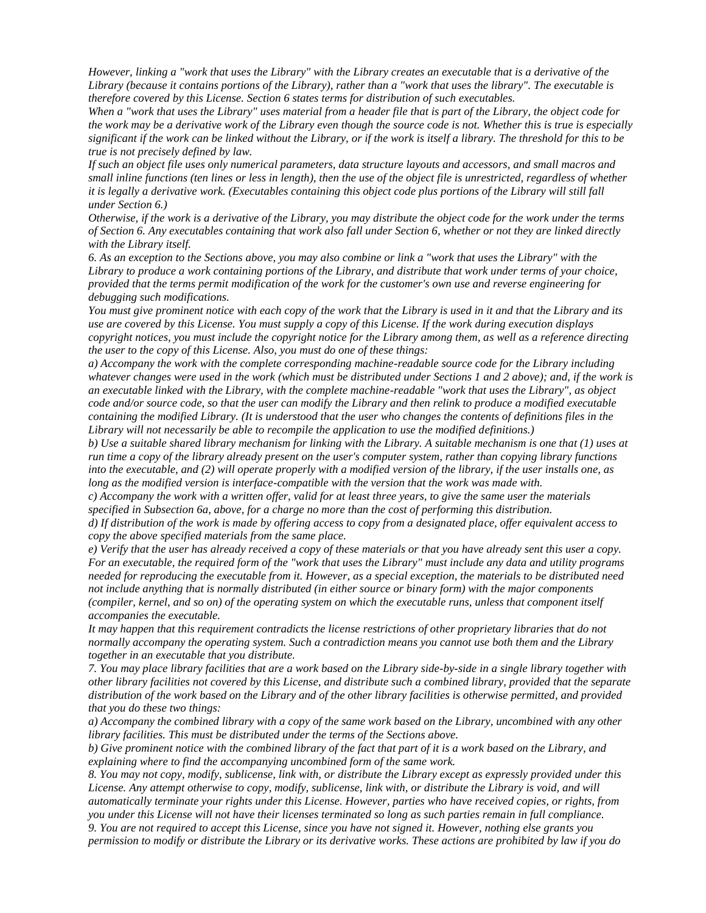*However, linking a "work that uses the Library" with the Library creates an executable that is a derivative of the Library (because it contains portions of the Library), rather than a "work that uses the library". The executable is therefore covered by this License. Section 6 states terms for distribution of such executables.*

*When a "work that uses the Library" uses material from a header file that is part of the Library, the object code for the work may be a derivative work of the Library even though the source code is not. Whether this is true is especially significant if the work can be linked without the Library, or if the work is itself a library. The threshold for this to be true is not precisely defined by law.*

*If such an object file uses only numerical parameters, data structure layouts and accessors, and small macros and small inline functions (ten lines or less in length), then the use of the object file is unrestricted, regardless of whether it is legally a derivative work. (Executables containing this object code plus portions of the Library will still fall under Section 6.)*

*Otherwise, if the work is a derivative of the Library, you may distribute the object code for the work under the terms of Section 6. Any executables containing that work also fall under Section 6, whether or not they are linked directly with the Library itself.*

*6. As an exception to the Sections above, you may also combine or link a "work that uses the Library" with the Library to produce a work containing portions of the Library, and distribute that work under terms of your choice, provided that the terms permit modification of the work for the customer's own use and reverse engineering for debugging such modifications.*

*You must give prominent notice with each copy of the work that the Library is used in it and that the Library and its use are covered by this License. You must supply a copy of this License. If the work during execution displays copyright notices, you must include the copyright notice for the Library among them, as well as a reference directing the user to the copy of this License. Also, you must do one of these things:*

*a) Accompany the work with the complete corresponding machine-readable source code for the Library including whatever changes were used in the work (which must be distributed under Sections 1 and 2 above); and, if the work is an executable linked with the Library, with the complete machine-readable "work that uses the Library", as object code and/or source code, so that the user can modify the Library and then relink to produce a modified executable containing the modified Library. (It is understood that the user who changes the contents of definitions files in the Library will not necessarily be able to recompile the application to use the modified definitions.)*

*b) Use a suitable shared library mechanism for linking with the Library. A suitable mechanism is one that (1) uses at run time a copy of the library already present on the user's computer system, rather than copying library functions into the executable, and (2) will operate properly with a modified version of the library, if the user installs one, as long as the modified version is interface-compatible with the version that the work was made with.*

*c) Accompany the work with a written offer, valid for at least three years, to give the same user the materials specified in Subsection 6a, above, for a charge no more than the cost of performing this distribution.*

*d) If distribution of the work is made by offering access to copy from a designated place, offer equivalent access to copy the above specified materials from the same place.*

*e) Verify that the user has already received a copy of these materials or that you have already sent this user a copy. For an executable, the required form of the "work that uses the Library" must include any data and utility programs needed for reproducing the executable from it. However, as a special exception, the materials to be distributed need not include anything that is normally distributed (in either source or binary form) with the major components (compiler, kernel, and so on) of the operating system on which the executable runs, unless that component itself accompanies the executable.*

*It may happen that this requirement contradicts the license restrictions of other proprietary libraries that do not normally accompany the operating system. Such a contradiction means you cannot use both them and the Library together in an executable that you distribute.*

*7. You may place library facilities that are a work based on the Library side-by-side in a single library together with other library facilities not covered by this License, and distribute such a combined library, provided that the separate distribution of the work based on the Library and of the other library facilities is otherwise permitted, and provided that you do these two things:*

*a) Accompany the combined library with a copy of the same work based on the Library, uncombined with any other library facilities. This must be distributed under the terms of the Sections above.*

*b) Give prominent notice with the combined library of the fact that part of it is a work based on the Library, and explaining where to find the accompanying uncombined form of the same work.*

*8. You may not copy, modify, sublicense, link with, or distribute the Library except as expressly provided under this License. Any attempt otherwise to copy, modify, sublicense, link with, or distribute the Library is void, and will automatically terminate your rights under this License. However, parties who have received copies, or rights, from you under this License will not have their licenses terminated so long as such parties remain in full compliance.*

*9. You are not required to accept this License, since you have not signed it. However, nothing else grants you permission to modify or distribute the Library or its derivative works. These actions are prohibited by law if you do*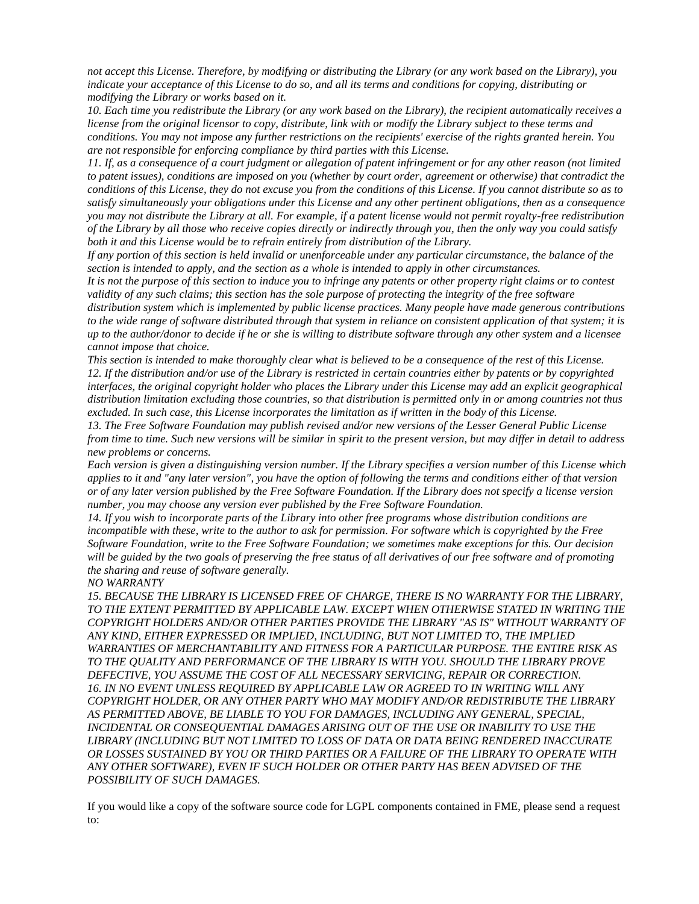*not accept this License. Therefore, by modifying or distributing the Library (or any work based on the Library), you indicate your acceptance of this License to do so, and all its terms and conditions for copying, distributing or modifying the Library or works based on it.*

*10. Each time you redistribute the Library (or any work based on the Library), the recipient automatically receives a license from the original licensor to copy, distribute, link with or modify the Library subject to these terms and conditions. You may not impose any further restrictions on the recipients' exercise of the rights granted herein. You are not responsible for enforcing compliance by third parties with this License.*

*11. If, as a consequence of a court judgment or allegation of patent infringement or for any other reason (not limited to patent issues), conditions are imposed on you (whether by court order, agreement or otherwise) that contradict the conditions of this License, they do not excuse you from the conditions of this License. If you cannot distribute so as to satisfy simultaneously your obligations under this License and any other pertinent obligations, then as a consequence you may not distribute the Library at all. For example, if a patent license would not permit royalty-free redistribution of the Library by all those who receive copies directly or indirectly through you, then the only way you could satisfy both it and this License would be to refrain entirely from distribution of the Library.*

*If any portion of this section is held invalid or unenforceable under any particular circumstance, the balance of the section is intended to apply, and the section as a whole is intended to apply in other circumstances.*

*It is not the purpose of this section to induce you to infringe any patents or other property right claims or to contest validity of any such claims; this section has the sole purpose of protecting the integrity of the free software distribution system which is implemented by public license practices. Many people have made generous contributions to the wide range of software distributed through that system in reliance on consistent application of that system; it is up to the author/donor to decide if he or she is willing to distribute software through any other system and a licensee cannot impose that choice.*

*This section is intended to make thoroughly clear what is believed to be a consequence of the rest of this License.*

*12. If the distribution and/or use of the Library is restricted in certain countries either by patents or by copyrighted interfaces, the original copyright holder who places the Library under this License may add an explicit geographical distribution limitation excluding those countries, so that distribution is permitted only in or among countries not thus excluded. In such case, this License incorporates the limitation as if written in the body of this License.*

*13. The Free Software Foundation may publish revised and/or new versions of the Lesser General Public License from time to time. Such new versions will be similar in spirit to the present version, but may differ in detail to address new problems or concerns.*

*Each version is given a distinguishing version number. If the Library specifies a version number of this License which applies to it and "any later version", you have the option of following the terms and conditions either of that version or of any later version published by the Free Software Foundation. If the Library does not specify a license version number, you may choose any version ever published by the Free Software Foundation.*

*14. If you wish to incorporate parts of the Library into other free programs whose distribution conditions are incompatible with these, write to the author to ask for permission. For software which is copyrighted by the Free Software Foundation, write to the Free Software Foundation; we sometimes make exceptions for this. Our decision will be guided by the two goals of preserving the free status of all derivatives of our free software and of promoting the sharing and reuse of software generally.*

*NO WARRANTY*

*15. BECAUSE THE LIBRARY IS LICENSED FREE OF CHARGE, THERE IS NO WARRANTY FOR THE LIBRARY, TO THE EXTENT PERMITTED BY APPLICABLE LAW. EXCEPT WHEN OTHERWISE STATED IN WRITING THE COPYRIGHT HOLDERS AND/OR OTHER PARTIES PROVIDE THE LIBRARY "AS IS" WITHOUT WARRANTY OF ANY KIND, EITHER EXPRESSED OR IMPLIED, INCLUDING, BUT NOT LIMITED TO, THE IMPLIED WARRANTIES OF MERCHANTABILITY AND FITNESS FOR A PARTICULAR PURPOSE. THE ENTIRE RISK AS TO THE QUALITY AND PERFORMANCE OF THE LIBRARY IS WITH YOU. SHOULD THE LIBRARY PROVE DEFECTIVE, YOU ASSUME THE COST OF ALL NECESSARY SERVICING, REPAIR OR CORRECTION.*

*16. IN NO EVENT UNLESS REQUIRED BY APPLICABLE LAW OR AGREED TO IN WRITING WILL ANY COPYRIGHT HOLDER, OR ANY OTHER PARTY WHO MAY MODIFY AND/OR REDISTRIBUTE THE LIBRARY AS PERMITTED ABOVE, BE LIABLE TO YOU FOR DAMAGES, INCLUDING ANY GENERAL, SPECIAL, INCIDENTAL OR CONSEQUENTIAL DAMAGES ARISING OUT OF THE USE OR INABILITY TO USE THE LIBRARY (INCLUDING BUT NOT LIMITED TO LOSS OF DATA OR DATA BEING RENDERED INACCURATE OR LOSSES SUSTAINED BY YOU OR THIRD PARTIES OR A FAILURE OF THE LIBRARY TO OPERATE WITH ANY OTHER SOFTWARE), EVEN IF SUCH HOLDER OR OTHER PARTY HAS BEEN ADVISED OF THE POSSIBILITY OF SUCH DAMAGES.*

If you would like a copy of the software source code for LGPL components contained in FME, please send a request to: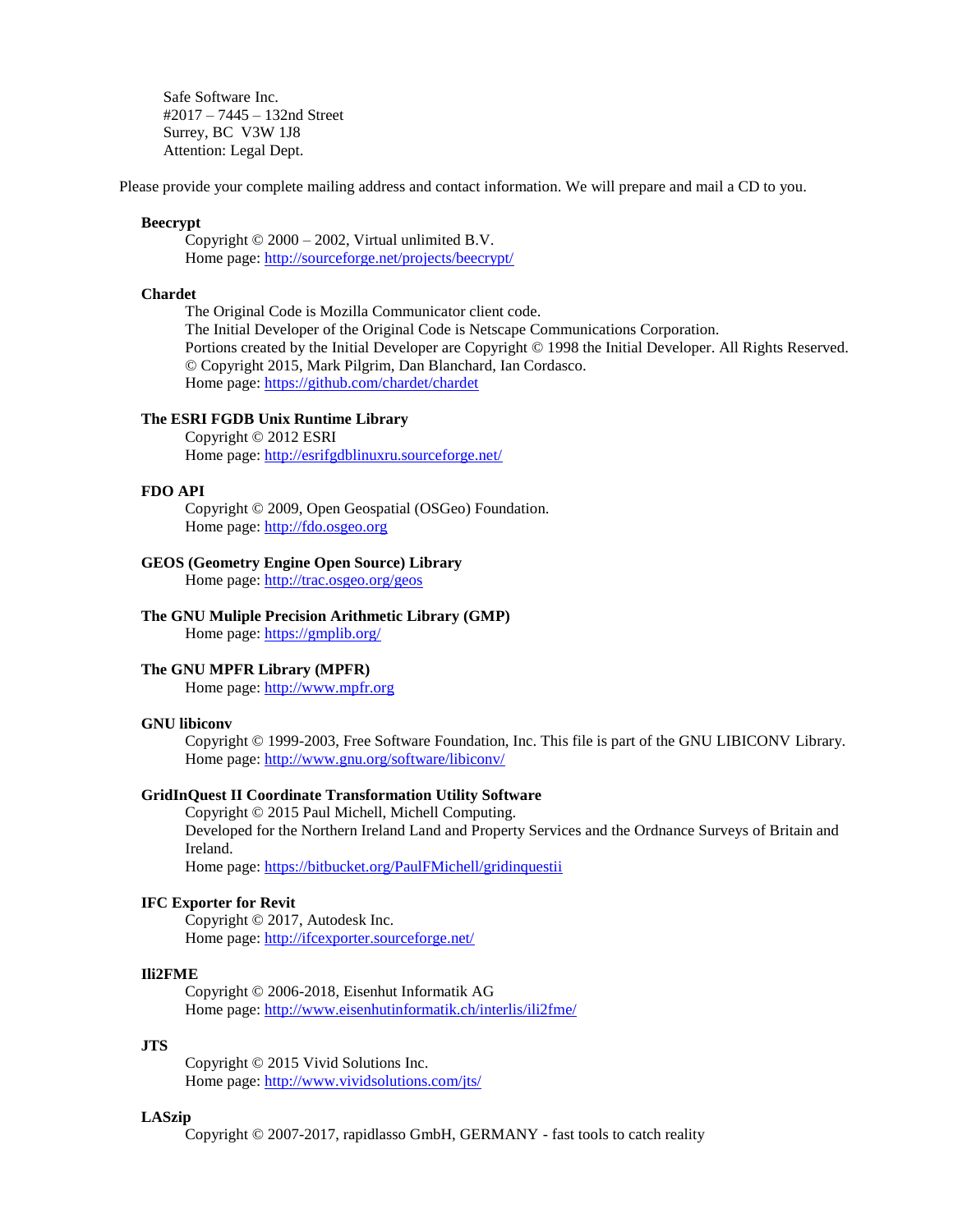Safe Software Inc.
#2017 – 7445 – 132nd Street
Surrey, BC  V3W 1J8
Attention: Legal Dept.

Please provide your complete mailing address and contact information. We will prepare and mail a CD to you.

**Beecrypt**

Copyright © 2000 – 2002, Virtual unlimited B.V.
Home page: http://sourceforge.net/projects/beecrypt/

**Chardet**

The Original Code is Mozilla Communicator client code.
The Initial Developer of the Original Code is Netscape Communications Corporation.
Portions created by the Initial Developer are Copyright © 1998 the Initial Developer. All Rights Reserved.
© Copyright 2015, Mark Pilgrim, Dan Blanchard, Ian Cordasco.
Home page: https://github.com/chardet/chardet

**The ESRI FGDB Unix Runtime Library**

Copyright © 2012 ESRI
Home page: http://esrifgdblinuxru.sourceforge.net/

**FDO API**

Copyright © 2009, Open Geospatial (OSGeo) Foundation.
Home page: http://fdo.osgeo.org

**GEOS (Geometry Engine Open Source) Library**

Home page: http://trac.osgeo.org/geos

**The GNU Muliple Precision Arithmetic Library (GMP)**

Home page: https://gmplib.org/

**The GNU MPFR Library (MPFR)**

Home page: http://www.mpfr.org

**GNU libiconv**

Copyright © 1999-2003, Free Software Foundation, Inc. This file is part of the GNU LIBICONV Library.
Home page: http://www.gnu.org/software/libiconv/

**GridInQuest II Coordinate Transformation Utility Software**

Copyright © 2015 Paul Michell, Michell Computing.
Developed for the Northern Ireland Land and Property Services and the Ordnance Surveys of Britain and Ireland.
Home page: https://bitbucket.org/PaulFMichell/gridinquestii

**IFC Exporter for Revit**

Copyright © 2017, Autodesk Inc.
Home page: http://ifcexporter.sourceforge.net/

**Ili2FME**

Copyright © 2006-2018, Eisenhut Informatik AG
Home page: http://www.eisenhutinformatik.ch/interlis/ili2fme/

**JTS**

Copyright © 2015 Vivid Solutions Inc.
Home page: http://www.vividsolutions.com/jts/

**LASzip**

Copyright © 2007-2017, rapidlasso GmbH, GERMANY - fast tools to catch reality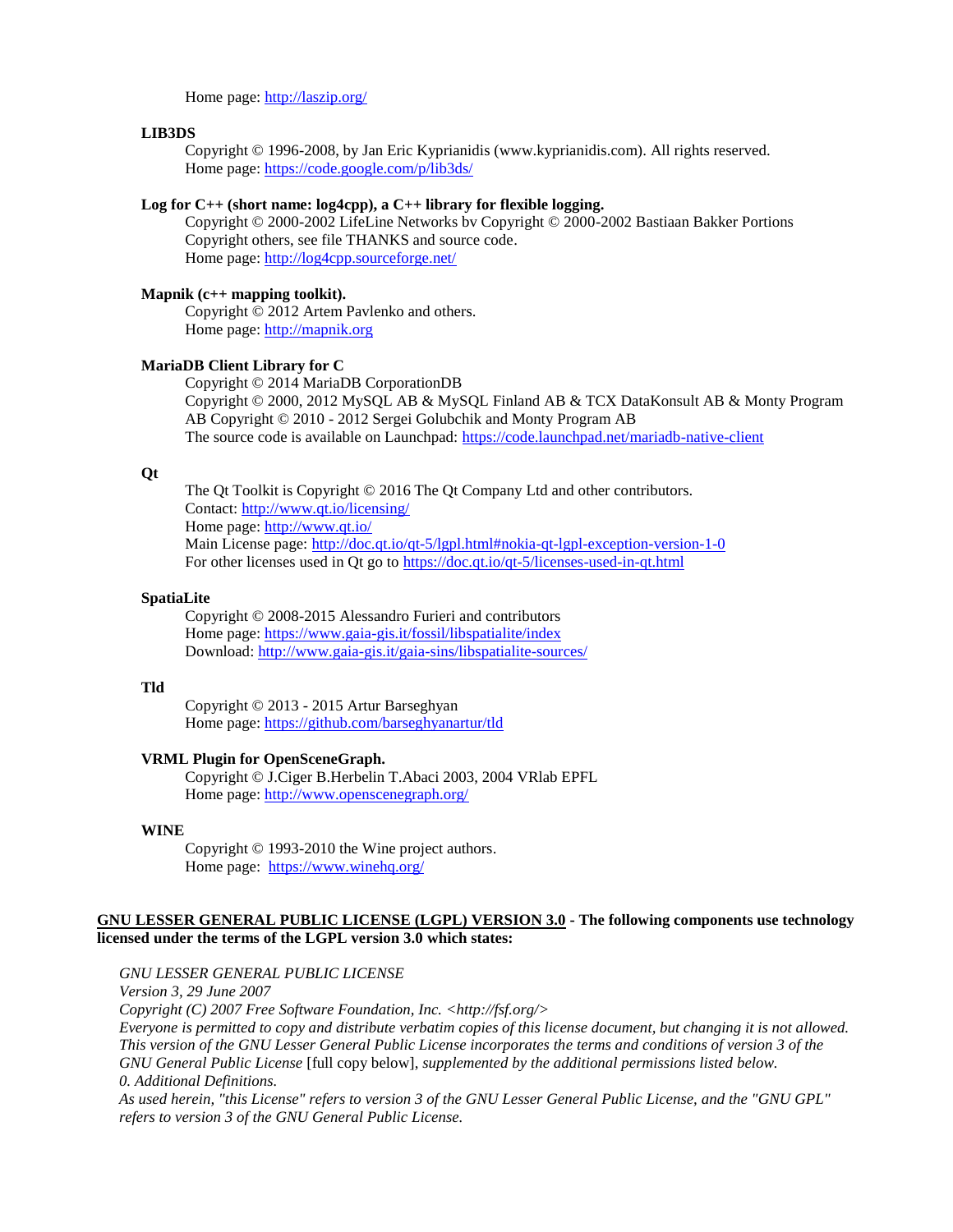Home page: http://laszip.org/

**LIB3DS**

Copyright © 1996-2008, by Jan Eric Kyprianidis (www.kyprianidis.com). All rights reserved.
Home page: https://code.google.com/p/lib3ds/

**Log for C++ (short name: log4cpp), a C++ library for flexible logging.**

Copyright © 2000-2002 LifeLine Networks bv Copyright © 2000-2002 Bastiaan Bakker Portions Copyright others, see file THANKS and source code.
Home page: http://log4cpp.sourceforge.net/

**Mapnik (c++ mapping toolkit).**

Copyright © 2012 Artem Pavlenko and others.
Home page: http://mapnik.org

**MariaDB Client Library for C**

Copyright © 2014 MariaDB CorporationDB
Copyright © 2000, 2012 MySQL AB & MySQL Finland AB & TCX DataKonsult AB & Monty Program AB Copyright © 2010 - 2012 Sergei Golubchik and Monty Program AB
The source code is available on Launchpad: https://code.launchpad.net/mariadb-native-client

**Qt**

The Qt Toolkit is Copyright © 2016 The Qt Company Ltd and other contributors.
Contact: http://www.qt.io/licensing/
Home page: http://www.qt.io/
Main License page: http://doc.qt.io/qt-5/lgpl.html#nokia-qt-lgpl-exception-version-1-0
For other licenses used in Qt go to https://doc.qt.io/qt-5/licenses-used-in-qt.html

**SpatiaLite**

Copyright © 2008-2015 Alessandro Furieri and contributors
Home page: https://www.gaia-gis.it/fossil/libspatialite/index
Download: http://www.gaia-gis.it/gaia-sins/libspatialite-sources/

**Tld**

Copyright © 2013 - 2015 Artur Barseghyan
Home page: https://github.com/barseghyanartur/tld

**VRML Plugin for OpenSceneGraph.**

Copyright © J.Ciger B.Herbelin T.Abaci 2003, 2004 VRlab EPFL
Home page: http://www.openscenegraph.org/

**WINE**

Copyright © 1993-2010 the Wine project authors.
Home page: https://www.winehq.org/

**GNU LESSER GENERAL PUBLIC LICENSE (LGPL) VERSION 3.0 - The following components use technology licensed under the terms of the LGPL version 3.0 which states:**

*GNU LESSER GENERAL PUBLIC LICENSE*
*Version 3, 29 June 2007*
*Copyright (C) 2007 Free Software Foundation, Inc. <http://fsf.org/>*
*Everyone is permitted to copy and distribute verbatim copies of this license document, but changing it is not allowed.*
*This version of the GNU Lesser General Public License incorporates the terms and conditions of version 3 of the GNU General Public License* [full copy below], *supplemented by the additional permissions listed below.*
*0. Additional Definitions.*
*As used herein, "this License" refers to version 3 of the GNU Lesser General Public License, and the "GNU GPL" refers to version 3 of the GNU General Public License.*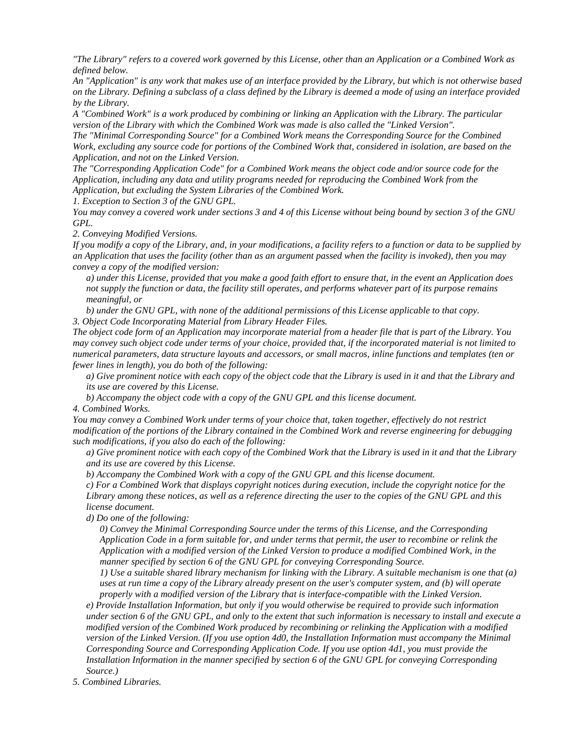*"The Library" refers to a covered work governed by this License, other than an Application or a Combined Work as defined below.*

*An "Application" is any work that makes use of an interface provided by the Library, but which is not otherwise based on the Library. Defining a subclass of a class defined by the Library is deemed a mode of using an interface provided by the Library.*

*A "Combined Work" is a work produced by combining or linking an Application with the Library. The particular version of the Library with which the Combined Work was made is also called the "Linked Version".*

*The "Minimal Corresponding Source" for a Combined Work means the Corresponding Source for the Combined Work, excluding any source code for portions of the Combined Work that, considered in isolation, are based on the Application, and not on the Linked Version.*

*The "Corresponding Application Code" for a Combined Work means the object code and/or source code for the Application, including any data and utility programs needed for reproducing the Combined Work from the Application, but excluding the System Libraries of the Combined Work.*

*1. Exception to Section 3 of the GNU GPL.*

*You may convey a covered work under sections 3 and 4 of this License without being bound by section 3 of the GNU GPL.*

*2. Conveying Modified Versions.*

*If you modify a copy of the Library, and, in your modifications, a facility refers to a function or data to be supplied by an Application that uses the facility (other than as an argument passed when the facility is invoked), then you may convey a copy of the modified version:*

> *a) under this License, provided that you make a good faith effort to ensure that, in the event an Application does not supply the function or data, the facility still operates, and performs whatever part of its purpose remains meaningful, or*
>
> *b) under the GNU GPL, with none of the additional permissions of this License applicable to that copy.*

*3. Object Code Incorporating Material from Library Header Files.*

*The object code form of an Application may incorporate material from a header file that is part of the Library. You may convey such object code under terms of your choice, provided that, if the incorporated material is not limited to numerical parameters, data structure layouts and accessors, or small macros, inline functions and templates (ten or fewer lines in length), you do both of the following:*

> *a) Give prominent notice with each copy of the object code that the Library is used in it and that the Library and its use are covered by this License.*
>
> *b) Accompany the object code with a copy of the GNU GPL and this license document.*

*4. Combined Works.*

*You may convey a Combined Work under terms of your choice that, taken together, effectively do not restrict modification of the portions of the Library contained in the Combined Work and reverse engineering for debugging such modifications, if you also do each of the following:*

> *a) Give prominent notice with each copy of the Combined Work that the Library is used in it and that the Library and its use are covered by this License.*
>
> *b) Accompany the Combined Work with a copy of the GNU GPL and this license document.*
>
> *c) For a Combined Work that displays copyright notices during execution, include the copyright notice for the Library among these notices, as well as a reference directing the user to the copies of the GNU GPL and this license document.*
>
> *d) Do one of the following:*
>
> > *0) Convey the Minimal Corresponding Source under the terms of this License, and the Corresponding Application Code in a form suitable for, and under terms that permit, the user to recombine or relink the Application with a modified version of the Linked Version to produce a modified Combined Work, in the manner specified by section 6 of the GNU GPL for conveying Corresponding Source.*
> >
> > *1) Use a suitable shared library mechanism for linking with the Library. A suitable mechanism is one that (a) uses at run time a copy of the Library already present on the user's computer system, and (b) will operate properly with a modified version of the Library that is interface-compatible with the Linked Version.*
>
> *e) Provide Installation Information, but only if you would otherwise be required to provide such information under section 6 of the GNU GPL, and only to the extent that such information is necessary to install and execute a modified version of the Combined Work produced by recombining or relinking the Application with a modified version of the Linked Version. (If you use option 4d0, the Installation Information must accompany the Minimal Corresponding Source and Corresponding Application Code. If you use option 4d1, you must provide the Installation Information in the manner specified by section 6 of the GNU GPL for conveying Corresponding Source.)*

*5. Combined Libraries.*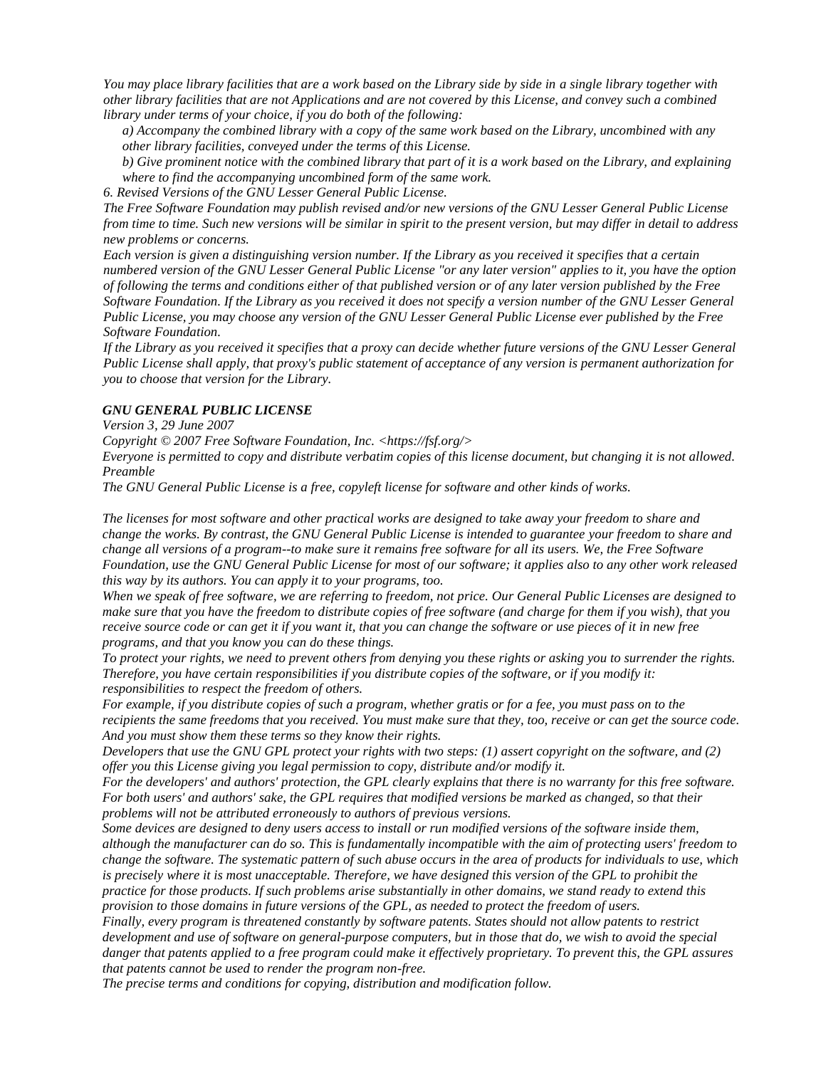*You may place library facilities that are a work based on the Library side by side in a single library together with other library facilities that are not Applications and are not covered by this License, and convey such a combined library under terms of your choice, if you do both of the following:*

*a) Accompany the combined library with a copy of the same work based on the Library, uncombined with any other library facilities, conveyed under the terms of this License.*

*b) Give prominent notice with the combined library that part of it is a work based on the Library, and explaining where to find the accompanying uncombined form of the same work.*

*6. Revised Versions of the GNU Lesser General Public License.*

*The Free Software Foundation may publish revised and/or new versions of the GNU Lesser General Public License from time to time. Such new versions will be similar in spirit to the present version, but may differ in detail to address new problems or concerns.*

*Each version is given a distinguishing version number. If the Library as you received it specifies that a certain numbered version of the GNU Lesser General Public License "or any later version" applies to it, you have the option of following the terms and conditions either of that published version or of any later version published by the Free Software Foundation. If the Library as you received it does not specify a version number of the GNU Lesser General Public License, you may choose any version of the GNU Lesser General Public License ever published by the Free Software Foundation.*

*If the Library as you received it specifies that a proxy can decide whether future versions of the GNU Lesser General Public License shall apply, that proxy's public statement of acceptance of any version is permanent authorization for you to choose that version for the Library.*

***GNU GENERAL PUBLIC LICENSE***

*Version 3, 29 June 2007*

*Copyright © 2007 Free Software Foundation, Inc. <https://fsf.org/>*

*Everyone is permitted to copy and distribute verbatim copies of this license document, but changing it is not allowed.*

*Preamble*

*The GNU General Public License is a free, copyleft license for software and other kinds of works.*

*The licenses for most software and other practical works are designed to take away your freedom to share and change the works. By contrast, the GNU General Public License is intended to guarantee your freedom to share and change all versions of a program--to make sure it remains free software for all its users. We, the Free Software Foundation, use the GNU General Public License for most of our software; it applies also to any other work released this way by its authors. You can apply it to your programs, too.*

*When we speak of free software, we are referring to freedom, not price. Our General Public Licenses are designed to make sure that you have the freedom to distribute copies of free software (and charge for them if you wish), that you receive source code or can get it if you want it, that you can change the software or use pieces of it in new free programs, and that you know you can do these things.*

*To protect your rights, we need to prevent others from denying you these rights or asking you to surrender the rights. Therefore, you have certain responsibilities if you distribute copies of the software, or if you modify it: responsibilities to respect the freedom of others.*

*For example, if you distribute copies of such a program, whether gratis or for a fee, you must pass on to the recipients the same freedoms that you received. You must make sure that they, too, receive or can get the source code. And you must show them these terms so they know their rights.*

*Developers that use the GNU GPL protect your rights with two steps: (1) assert copyright on the software, and (2) offer you this License giving you legal permission to copy, distribute and/or modify it.*

*For the developers' and authors' protection, the GPL clearly explains that there is no warranty for this free software. For both users' and authors' sake, the GPL requires that modified versions be marked as changed, so that their problems will not be attributed erroneously to authors of previous versions.*

*Some devices are designed to deny users access to install or run modified versions of the software inside them, although the manufacturer can do so. This is fundamentally incompatible with the aim of protecting users' freedom to change the software. The systematic pattern of such abuse occurs in the area of products for individuals to use, which is precisely where it is most unacceptable. Therefore, we have designed this version of the GPL to prohibit the practice for those products. If such problems arise substantially in other domains, we stand ready to extend this provision to those domains in future versions of the GPL, as needed to protect the freedom of users.*

*Finally, every program is threatened constantly by software patents. States should not allow patents to restrict development and use of software on general-purpose computers, but in those that do, we wish to avoid the special danger that patents applied to a free program could make it effectively proprietary. To prevent this, the GPL assures that patents cannot be used to render the program non-free.*

*The precise terms and conditions for copying, distribution and modification follow.*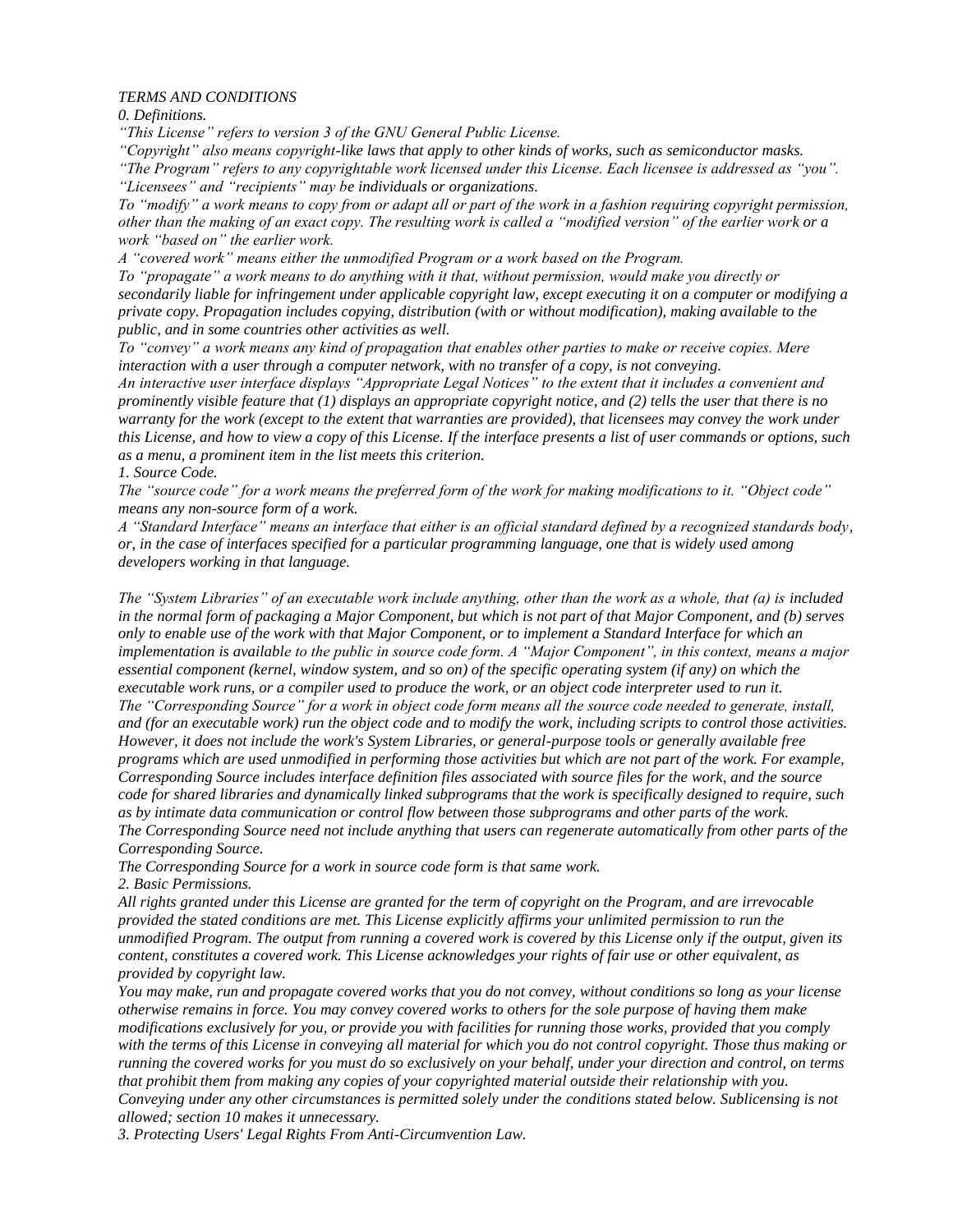*TERMS AND CONDITIONS*

*0. Definitions.*

*“This License” refers to version 3 of the GNU General Public License.*

*“Copyright” also means copyright-like laws that apply to other kinds of works, such as semiconductor masks.*

*“The Program” refers to any copyrightable work licensed under this License. Each licensee is addressed as “you”. “Licensees” and “recipients” may be individuals or organizations.*

*To “modify” a work means to copy from or adapt all or part of the work in a fashion requiring copyright permission, other than the making of an exact copy. The resulting work is called a “modified version” of the earlier work or a work “based on” the earlier work.*

*A “covered work” means either the unmodified Program or a work based on the Program.*

*To “propagate” a work means to do anything with it that, without permission, would make you directly or secondarily liable for infringement under applicable copyright law, except executing it on a computer or modifying a private copy. Propagation includes copying, distribution (with or without modification), making available to the public, and in some countries other activities as well.*

*To “convey” a work means any kind of propagation that enables other parties to make or receive copies. Mere interaction with a user through a computer network, with no transfer of a copy, is not conveying.*

*An interactive user interface displays “Appropriate Legal Notices” to the extent that it includes a convenient and prominently visible feature that (1) displays an appropriate copyright notice, and (2) tells the user that there is no warranty for the work (except to the extent that warranties are provided), that licensees may convey the work under this License, and how to view a copy of this License. If the interface presents a list of user commands or options, such as a menu, a prominent item in the list meets this criterion.*

*1. Source Code.*

*The “source code” for a work means the preferred form of the work for making modifications to it. “Object code” means any non-source form of a work.*

*A “Standard Interface” means an interface that either is an official standard defined by a recognized standards body, or, in the case of interfaces specified for a particular programming language, one that is widely used among developers working in that language.*

*The “System Libraries” of an executable work include anything, other than the work as a whole, that (a) is included in the normal form of packaging a Major Component, but which is not part of that Major Component, and (b) serves only to enable use of the work with that Major Component, or to implement a Standard Interface for which an implementation is available to the public in source code form. A “Major Component”, in this context, means a major essential component (kernel, window system, and so on) of the specific operating system (if any) on which the executable work runs, or a compiler used to produce the work, or an object code interpreter used to run it.*

*The “Corresponding Source” for a work in object code form means all the source code needed to generate, install, and (for an executable work) run the object code and to modify the work, including scripts to control those activities. However, it does not include the work's System Libraries, or general-purpose tools or generally available free programs which are used unmodified in performing those activities but which are not part of the work. For example, Corresponding Source includes interface definition files associated with source files for the work, and the source code for shared libraries and dynamically linked subprograms that the work is specifically designed to require, such as by intimate data communication or control flow between those subprograms and other parts of the work.*

*The Corresponding Source need not include anything that users can regenerate automatically from other parts of the Corresponding Source.*

*The Corresponding Source for a work in source code form is that same work.*

*2. Basic Permissions.*

*All rights granted under this License are granted for the term of copyright on the Program, and are irrevocable provided the stated conditions are met. This License explicitly affirms your unlimited permission to run the unmodified Program. The output from running a covered work is covered by this License only if the output, given its content, constitutes a covered work. This License acknowledges your rights of fair use or other equivalent, as provided by copyright law.*

*You may make, run and propagate covered works that you do not convey, without conditions so long as your license otherwise remains in force. You may convey covered works to others for the sole purpose of having them make modifications exclusively for you, or provide you with facilities for running those works, provided that you comply with the terms of this License in conveying all material for which you do not control copyright. Those thus making or running the covered works for you must do so exclusively on your behalf, under your direction and control, on terms that prohibit them from making any copies of your copyrighted material outside their relationship with you.*

*Conveying under any other circumstances is permitted solely under the conditions stated below. Sublicensing is not allowed; section 10 makes it unnecessary.*

*3. Protecting Users' Legal Rights From Anti-Circumvention Law.*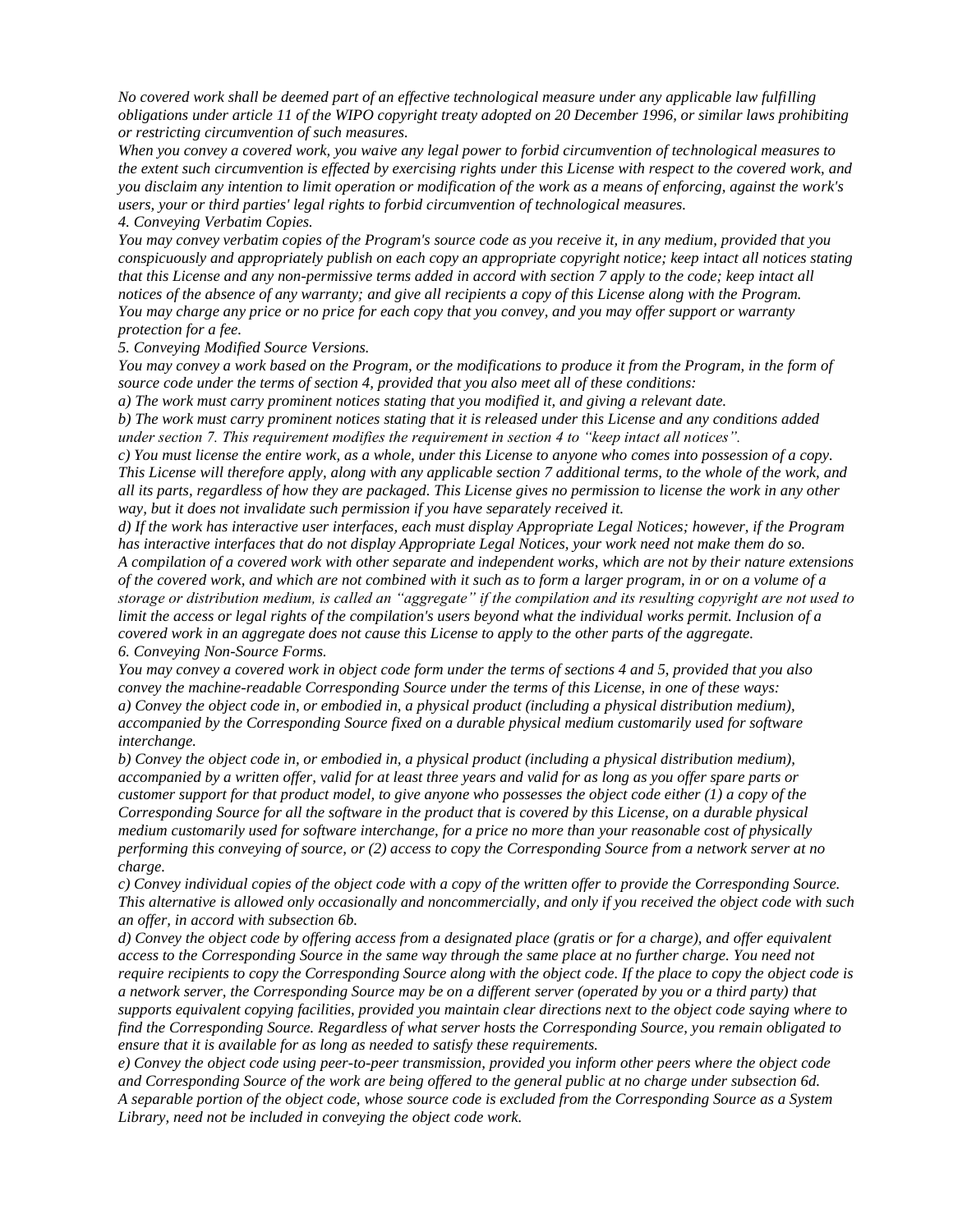*No covered work shall be deemed part of an effective technological measure under any applicable law fulfilling obligations under article 11 of the WIPO copyright treaty adopted on 20 December 1996, or similar laws prohibiting or restricting circumvention of such measures.*

*When you convey a covered work, you waive any legal power to forbid circumvention of technological measures to the extent such circumvention is effected by exercising rights under this License with respect to the covered work, and you disclaim any intention to limit operation or modification of the work as a means of enforcing, against the work's users, your or third parties' legal rights to forbid circumvention of technological measures.*

*4. Conveying Verbatim Copies.*

*You may convey verbatim copies of the Program's source code as you receive it, in any medium, provided that you conspicuously and appropriately publish on each copy an appropriate copyright notice; keep intact all notices stating that this License and any non-permissive terms added in accord with section 7 apply to the code; keep intact all notices of the absence of any warranty; and give all recipients a copy of this License along with the Program.*

*You may charge any price or no price for each copy that you convey, and you may offer support or warranty protection for a fee.*

*5. Conveying Modified Source Versions.*

*You may convey a work based on the Program, or the modifications to produce it from the Program, in the form of source code under the terms of section 4, provided that you also meet all of these conditions:*

*a) The work must carry prominent notices stating that you modified it, and giving a relevant date.*

*b) The work must carry prominent notices stating that it is released under this License and any conditions added under section 7. This requirement modifies the requirement in section 4 to "keep intact all notices".*

*c) You must license the entire work, as a whole, under this License to anyone who comes into possession of a copy. This License will therefore apply, along with any applicable section 7 additional terms, to the whole of the work, and all its parts, regardless of how they are packaged. This License gives no permission to license the work in any other way, but it does not invalidate such permission if you have separately received it.*

*d) If the work has interactive user interfaces, each must display Appropriate Legal Notices; however, if the Program has interactive interfaces that do not display Appropriate Legal Notices, your work need not make them do so.*

*A compilation of a covered work with other separate and independent works, which are not by their nature extensions of the covered work, and which are not combined with it such as to form a larger program, in or on a volume of a storage or distribution medium, is called an "aggregate" if the compilation and its resulting copyright are not used to limit the access or legal rights of the compilation's users beyond what the individual works permit. Inclusion of a covered work in an aggregate does not cause this License to apply to the other parts of the aggregate.*

*6. Conveying Non-Source Forms.*

*You may convey a covered work in object code form under the terms of sections 4 and 5, provided that you also convey the machine-readable Corresponding Source under the terms of this License, in one of these ways:*

*a) Convey the object code in, or embodied in, a physical product (including a physical distribution medium), accompanied by the Corresponding Source fixed on a durable physical medium customarily used for software interchange.*

*b) Convey the object code in, or embodied in, a physical product (including a physical distribution medium), accompanied by a written offer, valid for at least three years and valid for as long as you offer spare parts or customer support for that product model, to give anyone who possesses the object code either (1) a copy of the Corresponding Source for all the software in the product that is covered by this License, on a durable physical medium customarily used for software interchange, for a price no more than your reasonable cost of physically performing this conveying of source, or (2) access to copy the Corresponding Source from a network server at no charge.*

*c) Convey individual copies of the object code with a copy of the written offer to provide the Corresponding Source. This alternative is allowed only occasionally and noncommercially, and only if you received the object code with such an offer, in accord with subsection 6b.*

*d) Convey the object code by offering access from a designated place (gratis or for a charge), and offer equivalent access to the Corresponding Source in the same way through the same place at no further charge. You need not require recipients to copy the Corresponding Source along with the object code. If the place to copy the object code is a network server, the Corresponding Source may be on a different server (operated by you or a third party) that supports equivalent copying facilities, provided you maintain clear directions next to the object code saying where to find the Corresponding Source. Regardless of what server hosts the Corresponding Source, you remain obligated to ensure that it is available for as long as needed to satisfy these requirements.*

*e) Convey the object code using peer-to-peer transmission, provided you inform other peers where the object code and Corresponding Source of the work are being offered to the general public at no charge under subsection 6d.*

*A separable portion of the object code, whose source code is excluded from the Corresponding Source as a System Library, need not be included in conveying the object code work.*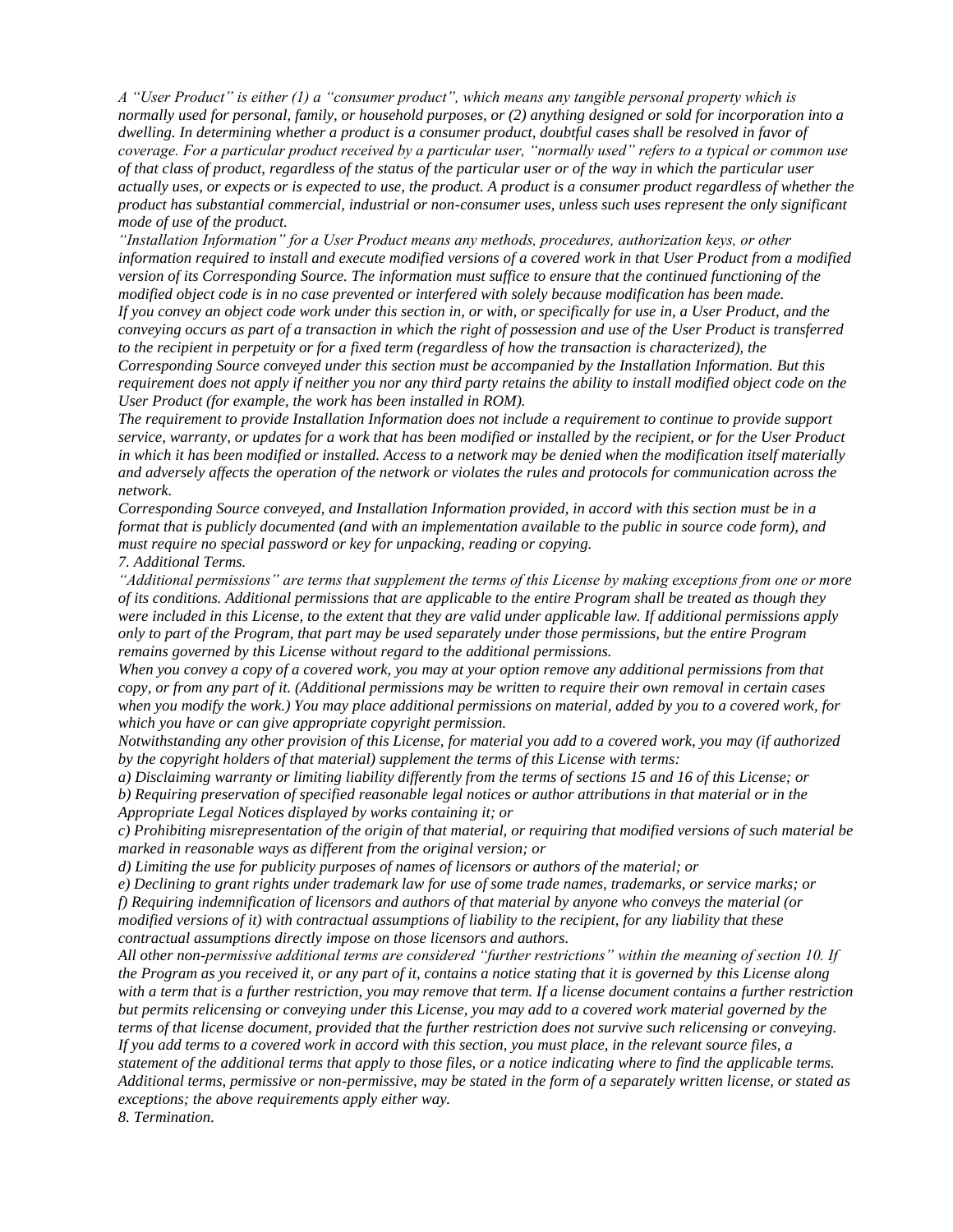*A "User Product" is either (1) a "consumer product", which means any tangible personal property which is normally used for personal, family, or household purposes, or (2) anything designed or sold for incorporation into a dwelling. In determining whether a product is a consumer product, doubtful cases shall be resolved in favor of coverage. For a particular product received by a particular user, "normally used" refers to a typical or common use of that class of product, regardless of the status of the particular user or of the way in which the particular user actually uses, or expects or is expected to use, the product. A product is a consumer product regardless of whether the product has substantial commercial, industrial or non-consumer uses, unless such uses represent the only significant mode of use of the product.*

*"Installation Information" for a User Product means any methods, procedures, authorization keys, or other information required to install and execute modified versions of a covered work in that User Product from a modified version of its Corresponding Source. The information must suffice to ensure that the continued functioning of the modified object code is in no case prevented or interfered with solely because modification has been made.*

*If you convey an object code work under this section in, or with, or specifically for use in, a User Product, and the conveying occurs as part of a transaction in which the right of possession and use of the User Product is transferred to the recipient in perpetuity or for a fixed term (regardless of how the transaction is characterized), the Corresponding Source conveyed under this section must be accompanied by the Installation Information. But this requirement does not apply if neither you nor any third party retains the ability to install modified object code on the User Product (for example, the work has been installed in ROM).*

*The requirement to provide Installation Information does not include a requirement to continue to provide support service, warranty, or updates for a work that has been modified or installed by the recipient, or for the User Product in which it has been modified or installed. Access to a network may be denied when the modification itself materially and adversely affects the operation of the network or violates the rules and protocols for communication across the network.*

*Corresponding Source conveyed, and Installation Information provided, in accord with this section must be in a format that is publicly documented (and with an implementation available to the public in source code form), and must require no special password or key for unpacking, reading or copying.*

*7. Additional Terms.*

*"Additional permissions" are terms that supplement the terms of this License by making exceptions from one or more of its conditions. Additional permissions that are applicable to the entire Program shall be treated as though they were included in this License, to the extent that they are valid under applicable law. If additional permissions apply only to part of the Program, that part may be used separately under those permissions, but the entire Program remains governed by this License without regard to the additional permissions.*

*When you convey a copy of a covered work, you may at your option remove any additional permissions from that copy, or from any part of it. (Additional permissions may be written to require their own removal in certain cases when you modify the work.) You may place additional permissions on material, added by you to a covered work, for which you have or can give appropriate copyright permission.*

*Notwithstanding any other provision of this License, for material you add to a covered work, you may (if authorized by the copyright holders of that material) supplement the terms of this License with terms:*

*a) Disclaiming warranty or limiting liability differently from the terms of sections 15 and 16 of this License; or*

*b) Requiring preservation of specified reasonable legal notices or author attributions in that material or in the Appropriate Legal Notices displayed by works containing it; or*

*c) Prohibiting misrepresentation of the origin of that material, or requiring that modified versions of such material be marked in reasonable ways as different from the original version; or*

*d) Limiting the use for publicity purposes of names of licensors or authors of the material; or*

*e) Declining to grant rights under trademark law for use of some trade names, trademarks, or service marks; or*

*f) Requiring indemnification of licensors and authors of that material by anyone who conveys the material (or modified versions of it) with contractual assumptions of liability to the recipient, for any liability that these contractual assumptions directly impose on those licensors and authors.*

*All other non-permissive additional terms are considered "further restrictions" within the meaning of section 10. If the Program as you received it, or any part of it, contains a notice stating that it is governed by this License along with a term that is a further restriction, you may remove that term. If a license document contains a further restriction but permits relicensing or conveying under this License, you may add to a covered work material governed by the terms of that license document, provided that the further restriction does not survive such relicensing or conveying.*

*If you add terms to a covered work in accord with this section, you must place, in the relevant source files, a statement of the additional terms that apply to those files, or a notice indicating where to find the applicable terms.*

*Additional terms, permissive or non-permissive, may be stated in the form of a separately written license, or stated as exceptions; the above requirements apply either way.*

*8. Termination.*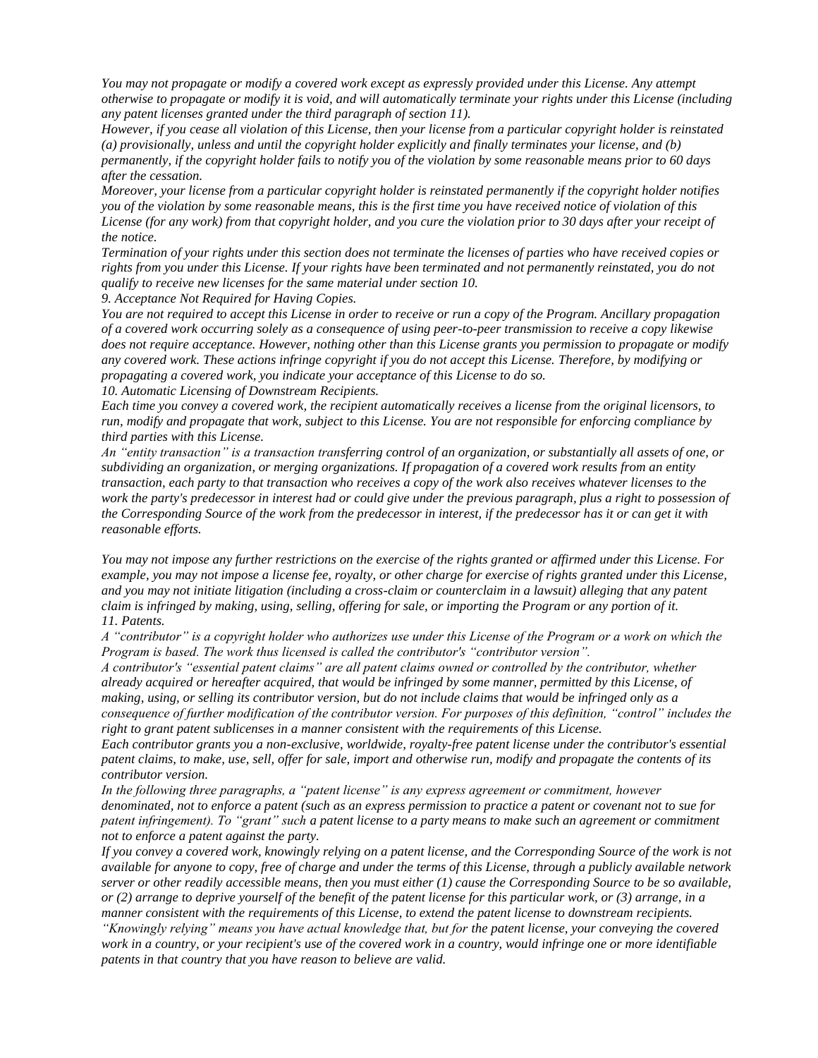*You may not propagate or modify a covered work except as expressly provided under this License. Any attempt otherwise to propagate or modify it is void, and will automatically terminate your rights under this License (including any patent licenses granted under the third paragraph of section 11).*

*However, if you cease all violation of this License, then your license from a particular copyright holder is reinstated (a) provisionally, unless and until the copyright holder explicitly and finally terminates your license, and (b) permanently, if the copyright holder fails to notify you of the violation by some reasonable means prior to 60 days after the cessation.*

*Moreover, your license from a particular copyright holder is reinstated permanently if the copyright holder notifies you of the violation by some reasonable means, this is the first time you have received notice of violation of this License (for any work) from that copyright holder, and you cure the violation prior to 30 days after your receipt of the notice.*

*Termination of your rights under this section does not terminate the licenses of parties who have received copies or rights from you under this License. If your rights have been terminated and not permanently reinstated, you do not qualify to receive new licenses for the same material under section 10.*

*9. Acceptance Not Required for Having Copies.*

*You are not required to accept this License in order to receive or run a copy of the Program. Ancillary propagation of a covered work occurring solely as a consequence of using peer-to-peer transmission to receive a copy likewise does not require acceptance. However, nothing other than this License grants you permission to propagate or modify any covered work. These actions infringe copyright if you do not accept this License. Therefore, by modifying or propagating a covered work, you indicate your acceptance of this License to do so.*

*10. Automatic Licensing of Downstream Recipients.*

*Each time you convey a covered work, the recipient automatically receives a license from the original licensors, to run, modify and propagate that work, subject to this License. You are not responsible for enforcing compliance by third parties with this License.*

*An "entity transaction" is a transaction transferring control of an organization, or substantially all assets of one, or subdividing an organization, or merging organizations. If propagation of a covered work results from an entity transaction, each party to that transaction who receives a copy of the work also receives whatever licenses to the work the party's predecessor in interest had or could give under the previous paragraph, plus a right to possession of the Corresponding Source of the work from the predecessor in interest, if the predecessor has it or can get it with reasonable efforts.*

*You may not impose any further restrictions on the exercise of the rights granted or affirmed under this License. For example, you may not impose a license fee, royalty, or other charge for exercise of rights granted under this License, and you may not initiate litigation (including a cross-claim or counterclaim in a lawsuit) alleging that any patent claim is infringed by making, using, selling, offering for sale, or importing the Program or any portion of it.*

*11. Patents.*

*A "contributor" is a copyright holder who authorizes use under this License of the Program or a work on which the Program is based. The work thus licensed is called the contributor's "contributor version".*

*A contributor's "essential patent claims" are all patent claims owned or controlled by the contributor, whether already acquired or hereafter acquired, that would be infringed by some manner, permitted by this License, of making, using, or selling its contributor version, but do not include claims that would be infringed only as a consequence of further modification of the contributor version. For purposes of this definition, "control" includes the right to grant patent sublicenses in a manner consistent with the requirements of this License.*

*Each contributor grants you a non-exclusive, worldwide, royalty-free patent license under the contributor's essential patent claims, to make, use, sell, offer for sale, import and otherwise run, modify and propagate the contents of its contributor version.*

*In the following three paragraphs, a "patent license" is any express agreement or commitment, however denominated, not to enforce a patent (such as an express permission to practice a patent or covenant not to sue for patent infringement). To "grant" such a patent license to a party means to make such an agreement or commitment not to enforce a patent against the party.*

*If you convey a covered work, knowingly relying on a patent license, and the Corresponding Source of the work is not available for anyone to copy, free of charge and under the terms of this License, through a publicly available network server or other readily accessible means, then you must either (1) cause the Corresponding Source to be so available, or (2) arrange to deprive yourself of the benefit of the patent license for this particular work, or (3) arrange, in a manner consistent with the requirements of this License, to extend the patent license to downstream recipients. "Knowingly relying" means you have actual knowledge that, but for the patent license, your conveying the covered work in a country, or your recipient's use of the covered work in a country, would infringe one or more identifiable patents in that country that you have reason to believe are valid.*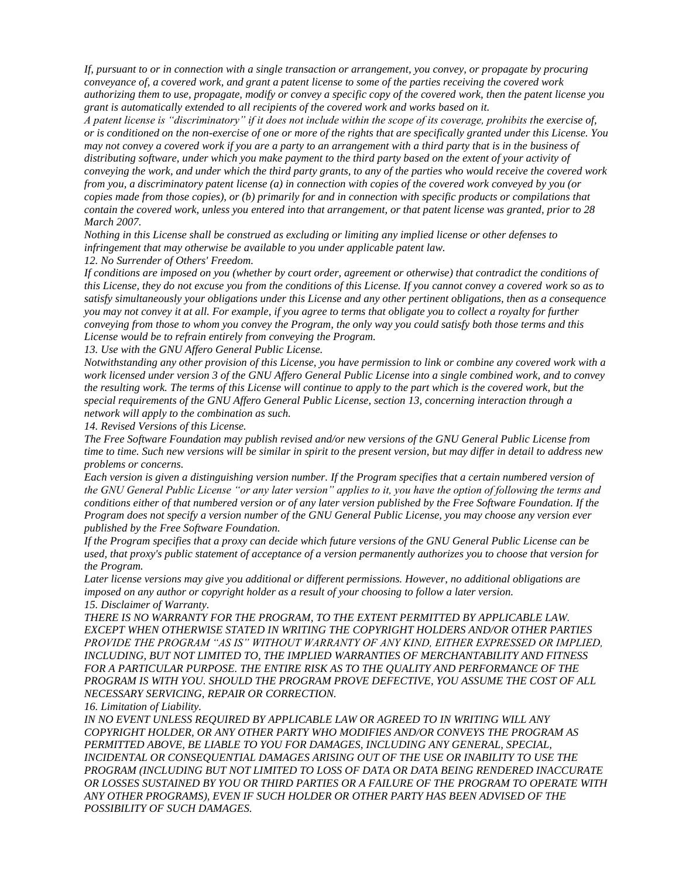*If, pursuant to or in connection with a single transaction or arrangement, you convey, or propagate by procuring conveyance of, a covered work, and grant a patent license to some of the parties receiving the covered work authorizing them to use, propagate, modify or convey a specific copy of the covered work, then the patent license you grant is automatically extended to all recipients of the covered work and works based on it.*

*A patent license is "discriminatory" if it does not include within the scope of its coverage, prohibits the exercise of, or is conditioned on the non-exercise of one or more of the rights that are specifically granted under this License. You may not convey a covered work if you are a party to an arrangement with a third party that is in the business of distributing software, under which you make payment to the third party based on the extent of your activity of conveying the work, and under which the third party grants, to any of the parties who would receive the covered work from you, a discriminatory patent license (a) in connection with copies of the covered work conveyed by you (or copies made from those copies), or (b) primarily for and in connection with specific products or compilations that contain the covered work, unless you entered into that arrangement, or that patent license was granted, prior to 28 March 2007.*

*Nothing in this License shall be construed as excluding or limiting any implied license or other defenses to infringement that may otherwise be available to you under applicable patent law.*

*12. No Surrender of Others' Freedom.*

*If conditions are imposed on you (whether by court order, agreement or otherwise) that contradict the conditions of this License, they do not excuse you from the conditions of this License. If you cannot convey a covered work so as to satisfy simultaneously your obligations under this License and any other pertinent obligations, then as a consequence you may not convey it at all. For example, if you agree to terms that obligate you to collect a royalty for further conveying from those to whom you convey the Program, the only way you could satisfy both those terms and this License would be to refrain entirely from conveying the Program.*

*13. Use with the GNU Affero General Public License.*

*Notwithstanding any other provision of this License, you have permission to link or combine any covered work with a work licensed under version 3 of the GNU Affero General Public License into a single combined work, and to convey the resulting work. The terms of this License will continue to apply to the part which is the covered work, but the special requirements of the GNU Affero General Public License, section 13, concerning interaction through a network will apply to the combination as such.*

*14. Revised Versions of this License.*

*The Free Software Foundation may publish revised and/or new versions of the GNU General Public License from time to time. Such new versions will be similar in spirit to the present version, but may differ in detail to address new problems or concerns.*

*Each version is given a distinguishing version number. If the Program specifies that a certain numbered version of the GNU General Public License "or any later version" applies to it, you have the option of following the terms and conditions either of that numbered version or of any later version published by the Free Software Foundation. If the Program does not specify a version number of the GNU General Public License, you may choose any version ever published by the Free Software Foundation.*

*If the Program specifies that a proxy can decide which future versions of the GNU General Public License can be used, that proxy's public statement of acceptance of a version permanently authorizes you to choose that version for the Program.*

*Later license versions may give you additional or different permissions. However, no additional obligations are imposed on any author or copyright holder as a result of your choosing to follow a later version.*

*15. Disclaimer of Warranty.*

*THERE IS NO WARRANTY FOR THE PROGRAM, TO THE EXTENT PERMITTED BY APPLICABLE LAW. EXCEPT WHEN OTHERWISE STATED IN WRITING THE COPYRIGHT HOLDERS AND/OR OTHER PARTIES PROVIDE THE PROGRAM "AS IS" WITHOUT WARRANTY OF ANY KIND, EITHER EXPRESSED OR IMPLIED, INCLUDING, BUT NOT LIMITED TO, THE IMPLIED WARRANTIES OF MERCHANTABILITY AND FITNESS FOR A PARTICULAR PURPOSE. THE ENTIRE RISK AS TO THE QUALITY AND PERFORMANCE OF THE PROGRAM IS WITH YOU. SHOULD THE PROGRAM PROVE DEFECTIVE, YOU ASSUME THE COST OF ALL NECESSARY SERVICING, REPAIR OR CORRECTION.*

*16. Limitation of Liability.*

*IN NO EVENT UNLESS REQUIRED BY APPLICABLE LAW OR AGREED TO IN WRITING WILL ANY COPYRIGHT HOLDER, OR ANY OTHER PARTY WHO MODIFIES AND/OR CONVEYS THE PROGRAM AS PERMITTED ABOVE, BE LIABLE TO YOU FOR DAMAGES, INCLUDING ANY GENERAL, SPECIAL, INCIDENTAL OR CONSEQUENTIAL DAMAGES ARISING OUT OF THE USE OR INABILITY TO USE THE PROGRAM (INCLUDING BUT NOT LIMITED TO LOSS OF DATA OR DATA BEING RENDERED INACCURATE OR LOSSES SUSTAINED BY YOU OR THIRD PARTIES OR A FAILURE OF THE PROGRAM TO OPERATE WITH ANY OTHER PROGRAMS), EVEN IF SUCH HOLDER OR OTHER PARTY HAS BEEN ADVISED OF THE POSSIBILITY OF SUCH DAMAGES.*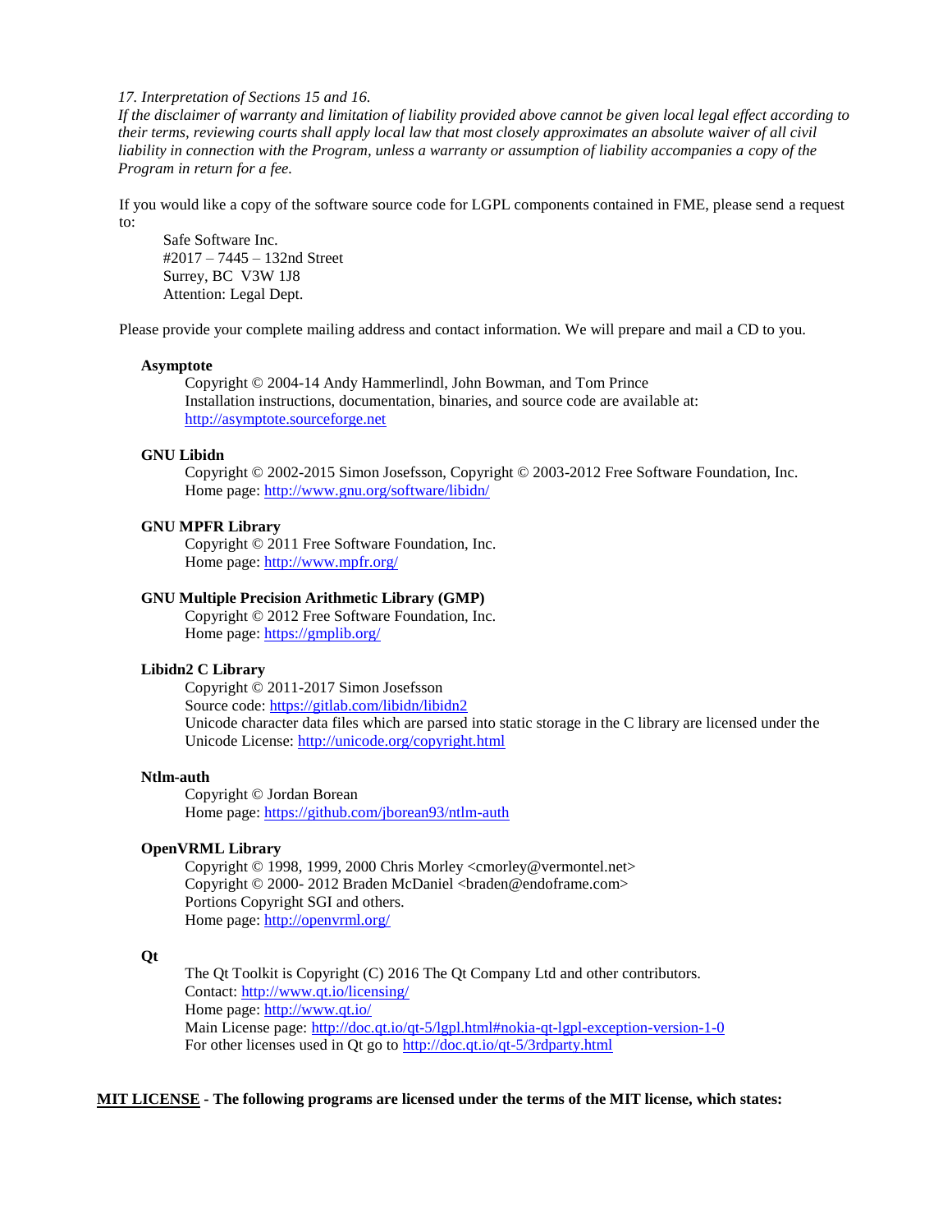*17. Interpretation of Sections 15 and 16.*
*If the disclaimer of warranty and limitation of liability provided above cannot be given local legal effect according to their terms, reviewing courts shall apply local law that most closely approximates an absolute waiver of all civil liability in connection with the Program, unless a warranty or assumption of liability accompanies a copy of the Program in return for a fee.*

If you would like a copy of the software source code for LGPL components contained in FME, please send a request to:

> Safe Software Inc.
> #2017 – 7445 – 132nd Street
> Surrey, BC V3W 1J8
> Attention: Legal Dept.

Please provide your complete mailing address and contact information. We will prepare and mail a CD to you.

**Asymptote**

Copyright © 2004-14 Andy Hammerlindl, John Bowman, and Tom Prince
Installation instructions, documentation, binaries, and source code are available at:
http://asymptote.sourceforge.net

**GNU Libidn**

Copyright © 2002-2015 Simon Josefsson, Copyright © 2003-2012 Free Software Foundation, Inc.
Home page: http://www.gnu.org/software/libidn/

**GNU MPFR Library**

Copyright © 2011 Free Software Foundation, Inc.
Home page: http://www.mpfr.org/

**GNU Multiple Precision Arithmetic Library (GMP)**

Copyright © 2012 Free Software Foundation, Inc.
Home page: https://gmplib.org/

**Libidn2 C Library**

Copyright © 2011-2017 Simon Josefsson
Source code: https://gitlab.com/libidn/libidn2
Unicode character data files which are parsed into static storage in the C library are licensed under the Unicode License: http://unicode.org/copyright.html

**Ntlm-auth**

Copyright © Jordan Borean
Home page: https://github.com/jborean93/ntlm-auth

**OpenVRML Library**

Copyright © 1998, 1999, 2000 Chris Morley <cmorley@vermontel.net>
Copyright © 2000- 2012 Braden McDaniel <braden@endoframe.com>
Portions Copyright SGI and others.
Home page: http://openvrml.org/

**Qt**

The Qt Toolkit is Copyright (C) 2016 The Qt Company Ltd and other contributors.
Contact: http://www.qt.io/licensing/
Home page: http://www.qt.io/
Main License page: http://doc.qt.io/qt-5/lgpl.html#nokia-qt-lgpl-exception-version-1-0
For other licenses used in Qt go to http://doc.qt.io/qt-5/3rdparty.html

**MIT LICENSE - The following programs are licensed under the terms of the MIT license, which states:**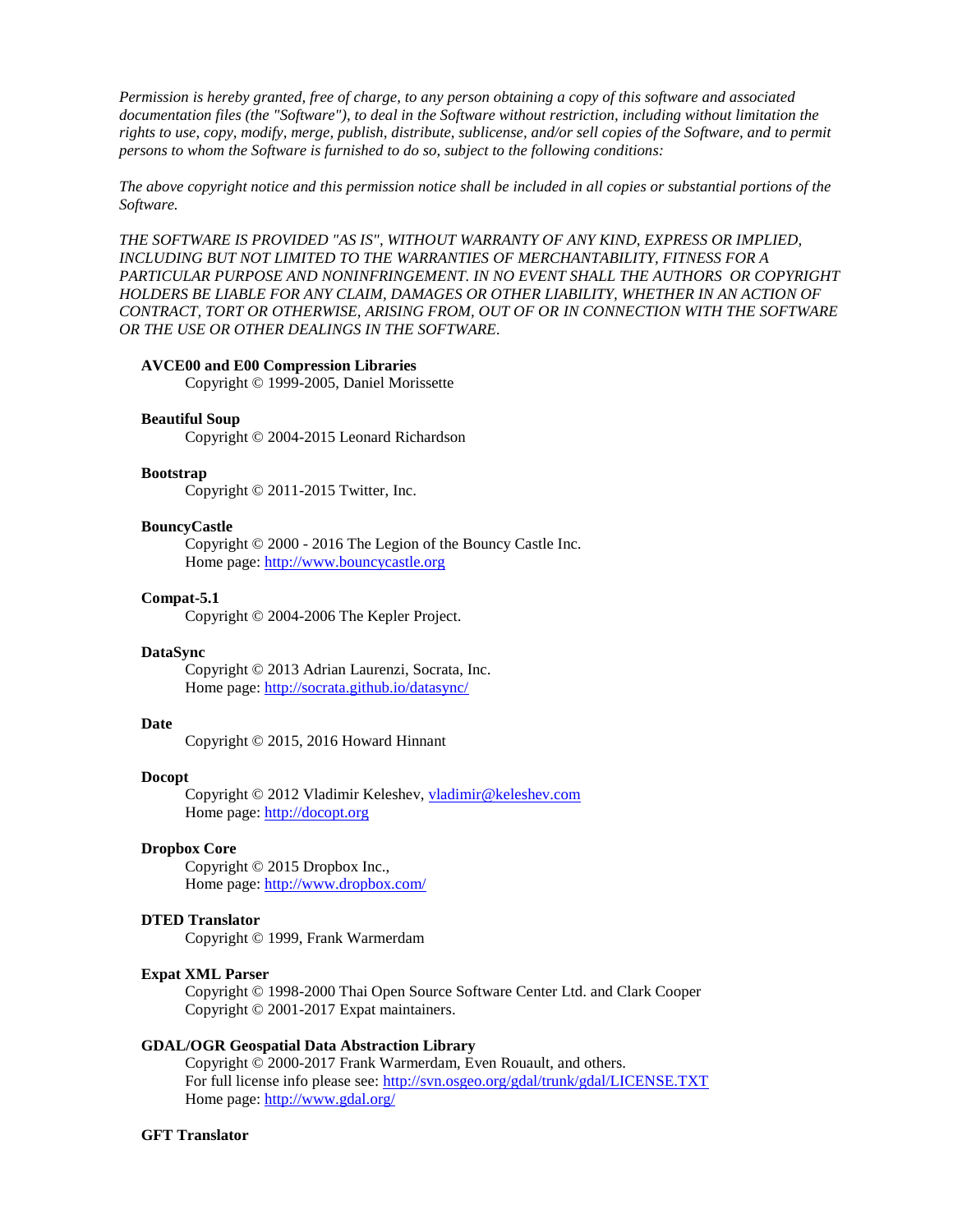*Permission is hereby granted, free of charge, to any person obtaining a copy of this software and associated documentation files (the "Software"), to deal in the Software without restriction, including without limitation the rights to use, copy, modify, merge, publish, distribute, sublicense, and/or sell copies of the Software, and to permit persons to whom the Software is furnished to do so, subject to the following conditions:*

*The above copyright notice and this permission notice shall be included in all copies or substantial portions of the Software.*

*THE SOFTWARE IS PROVIDED "AS IS", WITHOUT WARRANTY OF ANY KIND, EXPRESS OR IMPLIED, INCLUDING BUT NOT LIMITED TO THE WARRANTIES OF MERCHANTABILITY, FITNESS FOR A PARTICULAR PURPOSE AND NONINFRINGEMENT. IN NO EVENT SHALL THE AUTHORS OR COPYRIGHT HOLDERS BE LIABLE FOR ANY CLAIM, DAMAGES OR OTHER LIABILITY, WHETHER IN AN ACTION OF CONTRACT, TORT OR OTHERWISE, ARISING FROM, OUT OF OR IN CONNECTION WITH THE SOFTWARE OR THE USE OR OTHER DEALINGS IN THE SOFTWARE.*

**AVCE00 and E00 Compression Libraries**
Copyright © 1999-2005, Daniel Morissette

**Beautiful Soup**
Copyright © 2004-2015 Leonard Richardson

**Bootstrap**
Copyright © 2011-2015 Twitter, Inc.

**BouncyCastle**
Copyright © 2000 - 2016 The Legion of the Bouncy Castle Inc.
Home page: http://www.bouncycastle.org

**Compat-5.1**
Copyright © 2004-2006 The Kepler Project.

**DataSync**
Copyright © 2013 Adrian Laurenzi, Socrata, Inc.
Home page: http://socrata.github.io/datasync/

**Date**
Copyright © 2015, 2016 Howard Hinnant

**Docopt**
Copyright © 2012 Vladimir Keleshev, vladimir@keleshev.com
Home page: http://docopt.org

**Dropbox Core**
Copyright © 2015 Dropbox Inc.,
Home page: http://www.dropbox.com/

**DTED Translator**
Copyright © 1999, Frank Warmerdam

**Expat XML Parser**
Copyright © 1998-2000 Thai Open Source Software Center Ltd. and Clark Cooper
Copyright © 2001-2017 Expat maintainers.

**GDAL/OGR Geospatial Data Abstraction Library**
Copyright © 2000-2017 Frank Warmerdam, Even Rouault, and others.
For full license info please see: http://svn.osgeo.org/gdal/trunk/gdal/LICENSE.TXT
Home page: http://www.gdal.org/

**GFT Translator**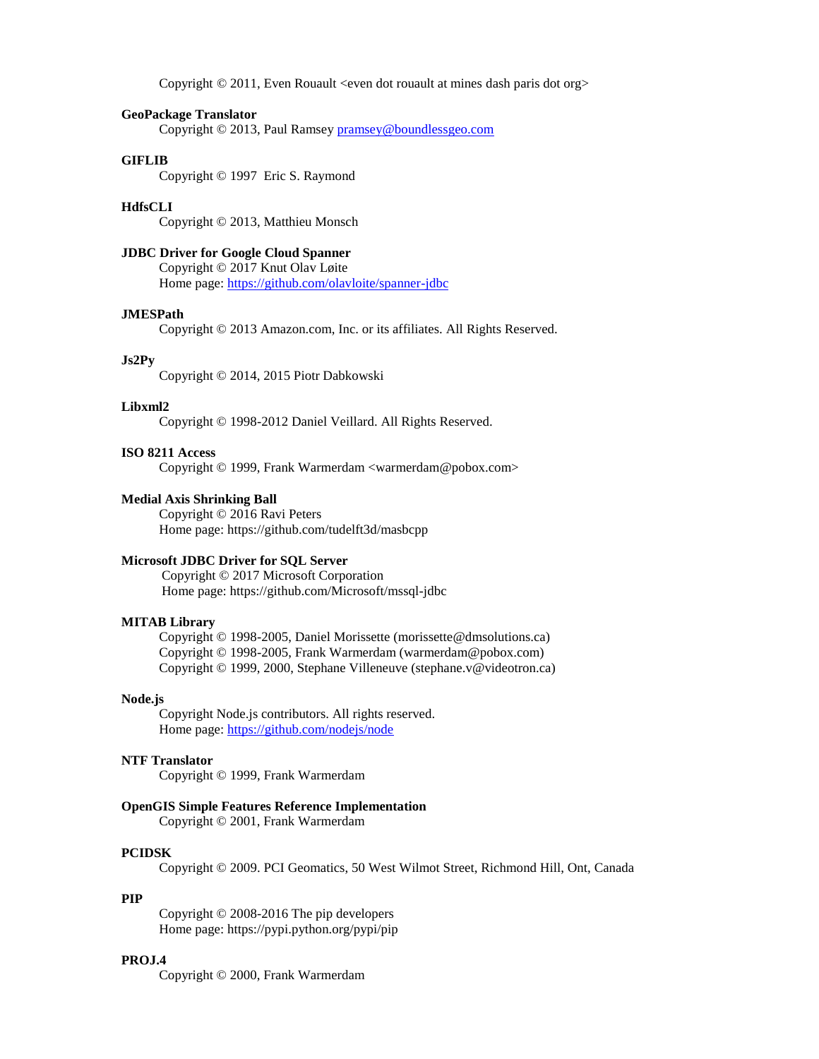Copyright © 2011, Even Rouault <even dot rouault at mines dash paris dot org>

**GeoPackage Translator**
Copyright © 2013, Paul Ramsey pramsey@boundlessgeo.com

**GIFLIB**
Copyright © 1997 Eric S. Raymond

**HdfsCLI**
Copyright © 2013, Matthieu Monsch

**JDBC Driver for Google Cloud Spanner**
Copyright © 2017 Knut Olav Løite
Home page: https://github.com/olavloite/spanner-jdbc

**JMESPath**
Copyright © 2013 Amazon.com, Inc. or its affiliates. All Rights Reserved.

**Js2Py**
Copyright © 2014, 2015 Piotr Dabkowski

**Libxml2**
Copyright © 1998-2012 Daniel Veillard. All Rights Reserved.

**ISO 8211 Access**
Copyright © 1999, Frank Warmerdam <warmerdam@pobox.com>

**Medial Axis Shrinking Ball**
Copyright © 2016 Ravi Peters
Home page: https://github.com/tudelft3d/masbcpp

**Microsoft JDBC Driver for SQL Server**
Copyright © 2017 Microsoft Corporation
Home page: https://github.com/Microsoft/mssql-jdbc

**MITAB Library**
Copyright © 1998-2005, Daniel Morissette (morissette@dmsolutions.ca)
Copyright © 1998-2005, Frank Warmerdam (warmerdam@pobox.com)
Copyright © 1999, 2000, Stephane Villeneuve (stephane.v@videotron.ca)

**Node.js**
Copyright Node.js contributors. All rights reserved.
Home page: https://github.com/nodejs/node

**NTF Translator**
Copyright © 1999, Frank Warmerdam

**OpenGIS Simple Features Reference Implementation**
Copyright © 2001, Frank Warmerdam

**PCIDSK**
Copyright © 2009. PCI Geomatics, 50 West Wilmot Street, Richmond Hill, Ont, Canada

**PIP**
Copyright © 2008-2016 The pip developers
Home page: https://pypi.python.org/pypi/pip

**PROJ.4**
Copyright © 2000, Frank Warmerdam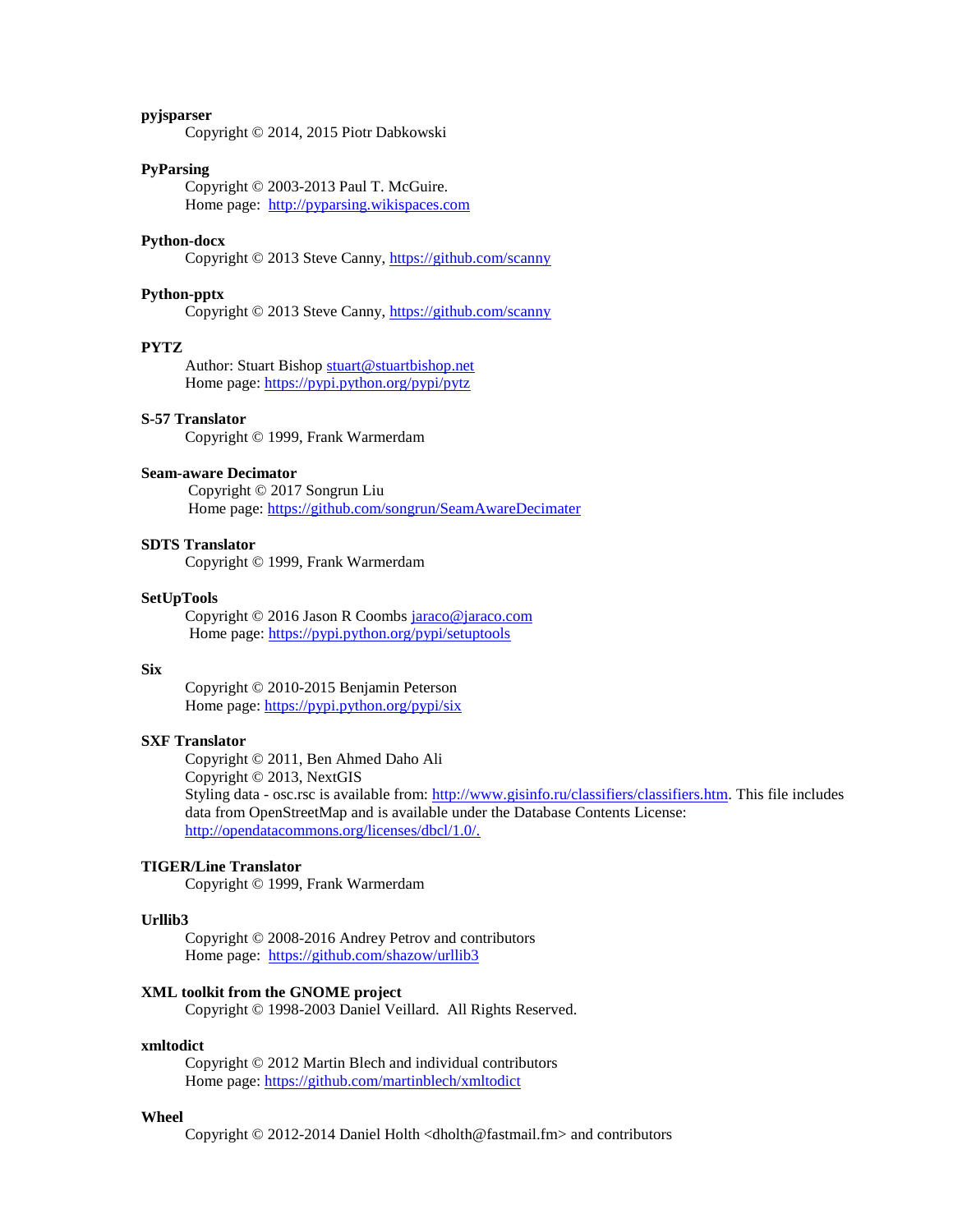**pyjsparser**
Copyright © 2014, 2015 Piotr Dabkowski

**PyParsing**
Copyright © 2003-2013 Paul T. McGuire.
Home page: http://pyparsing.wikispaces.com

**Python-docx**
Copyright © 2013 Steve Canny, https://github.com/scanny

**Python-pptx**
Copyright © 2013 Steve Canny, https://github.com/scanny

**PYTZ**
Author: Stuart Bishop stuart@stuartbishop.net
Home page: https://pypi.python.org/pypi/pytz

**S-57 Translator**
Copyright © 1999, Frank Warmerdam

**Seam-aware Decimator**
Copyright © 2017 Songrun Liu
Home page: https://github.com/songrun/SeamAwareDecimater

**SDTS Translator**
Copyright © 1999, Frank Warmerdam

**SetUpTools**
Copyright © 2016 Jason R Coombs jaraco@jaraco.com
Home page: https://pypi.python.org/pypi/setuptools

**Six**
Copyright © 2010-2015 Benjamin Peterson
Home page: https://pypi.python.org/pypi/six

**SXF Translator**
Copyright © 2011, Ben Ahmed Daho Ali
Copyright © 2013, NextGIS
Styling data - osc.rsc is available from: http://www.gisinfo.ru/classifiers/classifiers.htm. This file includes data from OpenStreetMap and is available under the Database Contents License: http://opendatacommons.org/licenses/dbcl/1.0/.

**TIGER/Line Translator**
Copyright © 1999, Frank Warmerdam

**Urllib3**
Copyright © 2008-2016 Andrey Petrov and contributors
Home page: https://github.com/shazow/urllib3

**XML toolkit from the GNOME project**
Copyright © 1998-2003 Daniel Veillard. All Rights Reserved.

**xmltodict**
Copyright © 2012 Martin Blech and individual contributors
Home page: https://github.com/martinblech/xmltodict

**Wheel**
Copyright © 2012-2014 Daniel Holth <dholth@fastmail.fm> and contributors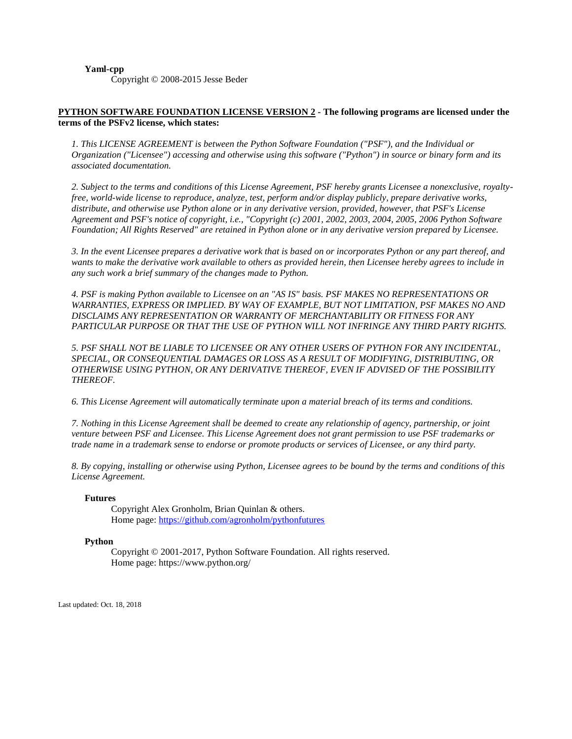**Yaml-cpp**

Copyright © 2008-2015 Jesse Beder

**PYTHON SOFTWARE FOUNDATION LICENSE VERSION 2 - The following programs are licensed under the terms of the PSFv2 license, which states:**

*1. This LICENSE AGREEMENT is between the Python Software Foundation ("PSF"), and the Individual or Organization ("Licensee") accessing and otherwise using this software ("Python") in source or binary form and its associated documentation.*

*2. Subject to the terms and conditions of this License Agreement, PSF hereby grants Licensee a nonexclusive, royalty-free, world-wide license to reproduce, analyze, test, perform and/or display publicly, prepare derivative works, distribute, and otherwise use Python alone or in any derivative version, provided, however, that PSF's License Agreement and PSF's notice of copyright, i.e., "Copyright (c) 2001, 2002, 2003, 2004, 2005, 2006 Python Software Foundation; All Rights Reserved" are retained in Python alone or in any derivative version prepared by Licensee.*

*3. In the event Licensee prepares a derivative work that is based on or incorporates Python or any part thereof, and wants to make the derivative work available to others as provided herein, then Licensee hereby agrees to include in any such work a brief summary of the changes made to Python.*

*4. PSF is making Python available to Licensee on an "AS IS" basis. PSF MAKES NO REPRESENTATIONS OR WARRANTIES, EXPRESS OR IMPLIED. BY WAY OF EXAMPLE, BUT NOT LIMITATION, PSF MAKES NO AND DISCLAIMS ANY REPRESENTATION OR WARRANTY OF MERCHANTABILITY OR FITNESS FOR ANY PARTICULAR PURPOSE OR THAT THE USE OF PYTHON WILL NOT INFRINGE ANY THIRD PARTY RIGHTS.*

*5. PSF SHALL NOT BE LIABLE TO LICENSEE OR ANY OTHER USERS OF PYTHON FOR ANY INCIDENTAL, SPECIAL, OR CONSEQUENTIAL DAMAGES OR LOSS AS A RESULT OF MODIFYING, DISTRIBUTING, OR OTHERWISE USING PYTHON, OR ANY DERIVATIVE THEREOF, EVEN IF ADVISED OF THE POSSIBILITY THEREOF.*

*6. This License Agreement will automatically terminate upon a material breach of its terms and conditions.*

*7. Nothing in this License Agreement shall be deemed to create any relationship of agency, partnership, or joint venture between PSF and Licensee. This License Agreement does not grant permission to use PSF trademarks or trade name in a trademark sense to endorse or promote products or services of Licensee, or any third party.*

*8. By copying, installing or otherwise using Python, Licensee agrees to be bound by the terms and conditions of this License Agreement.*

**Futures**

Copyright Alex Gronholm, Brian Quinlan & others.
Home page: https://github.com/agronholm/pythonfutures

**Python**

Copyright © 2001-2017, Python Software Foundation. All rights reserved.
Home page: https://www.python.org/

Last updated: Oct. 18, 2018